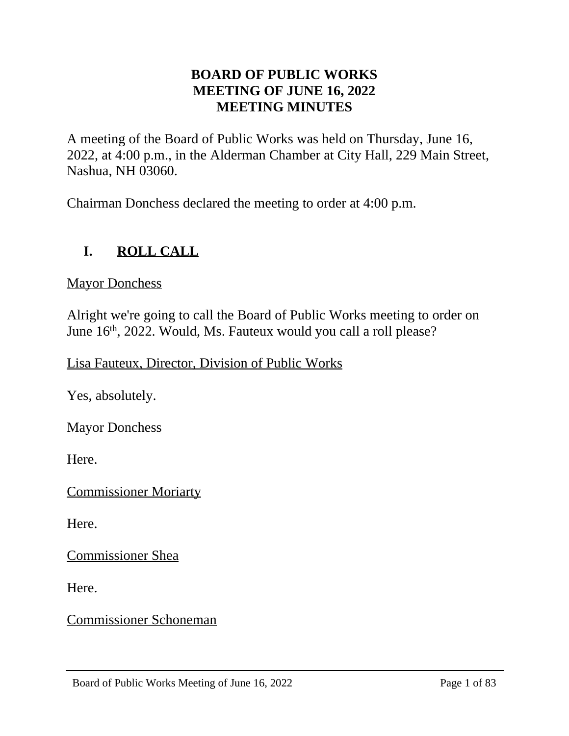# BOARD OF PUBLIC WORKS
# MEETING OF JUNE 16, 2022
# MEETING MINUTES

A meeting of the Board of Public Works was held on Thursday, June 16, 2022, at 4:00 p.m., in the Alderman Chamber at City Hall, 229 Main Street, Nashua, NH 03060.

Chairman Donchess declared the meeting to order at 4:00 p.m.

## I. ROLL CALL

Mayor Donchess

Alright we're going to call the Board of Public Works meeting to order on June 16th, 2022. Would, Ms. Fauteux would you call a roll please?

Lisa Fauteux, Director, Division of Public Works

Yes, absolutely.

Mayor Donchess

Here.

Commissioner Moriarty

Here.

Commissioner Shea

Here.

Commissioner Schoneman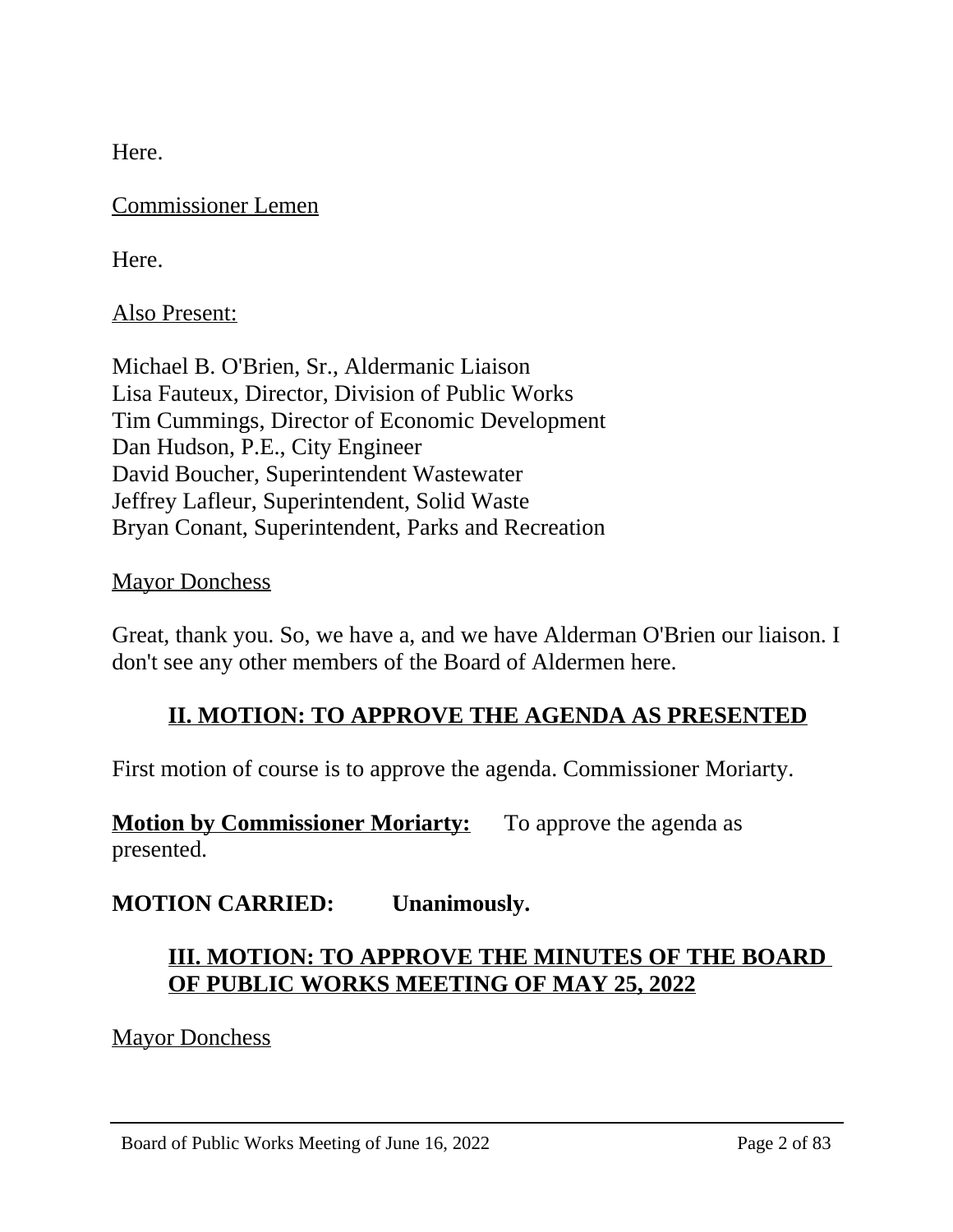Here.

Commissioner Lemen

Here.

Also Present:

Michael B. O'Brien, Sr., Aldermanic Liaison
Lisa Fauteux, Director, Division of Public Works
Tim Cummings, Director of Economic Development
Dan Hudson, P.E., City Engineer
David Boucher, Superintendent Wastewater
Jeffrey Lafleur, Superintendent, Solid Waste
Bryan Conant, Superintendent, Parks and Recreation

Mayor Donchess

Great, thank you. So, we have a, and we have Alderman O'Brien our liaison. I don't see any other members of the Board of Aldermen here.

## II. MOTION: TO APPROVE THE AGENDA AS PRESENTED

First motion of course is to approve the agenda. Commissioner Moriarty.

**Motion by Commissioner Moriarty:** To approve the agenda as presented.

**MOTION CARRIED: Unanimously.**

## III. MOTION: TO APPROVE THE MINUTES OF THE BOARD OF PUBLIC WORKS MEETING OF MAY 25, 2022

Mayor Donchess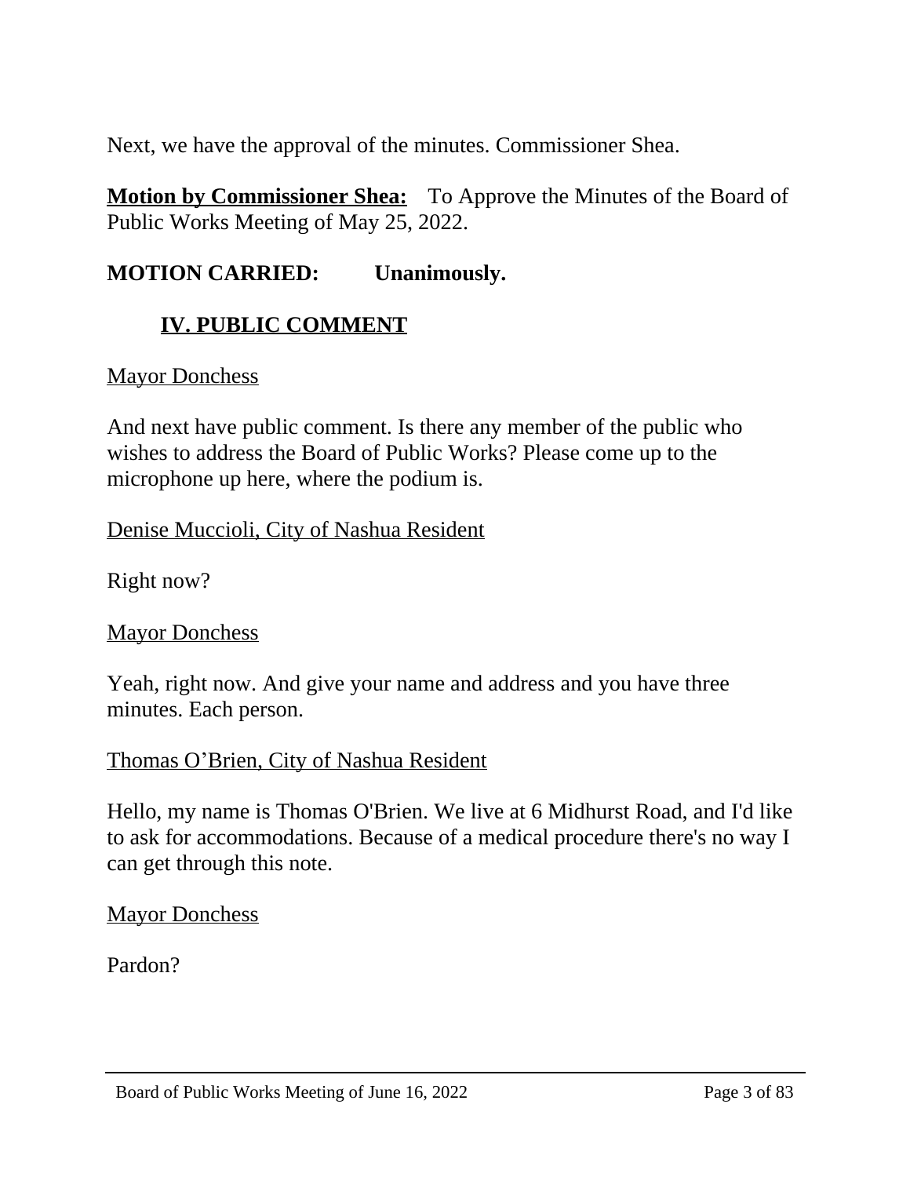Next, we have the approval of the minutes. Commissioner Shea.

**Motion by Commissioner Shea:** To Approve the Minutes of the Board of Public Works Meeting of May 25, 2022.

**MOTION CARRIED: Unanimously.**

## IV. PUBLIC COMMENT

Mayor Donchess

And next have public comment. Is there any member of the public who wishes to address the Board of Public Works? Please come up to the microphone up here, where the podium is.

Denise Muccioli, City of Nashua Resident

Right now?

Mayor Donchess

Yeah, right now. And give your name and address and you have three minutes. Each person.

Thomas O'Brien, City of Nashua Resident

Hello, my name is Thomas O'Brien. We live at 6 Midhurst Road, and I'd like to ask for accommodations. Because of a medical procedure there's no way I can get through this note.

Mayor Donchess

Pardon?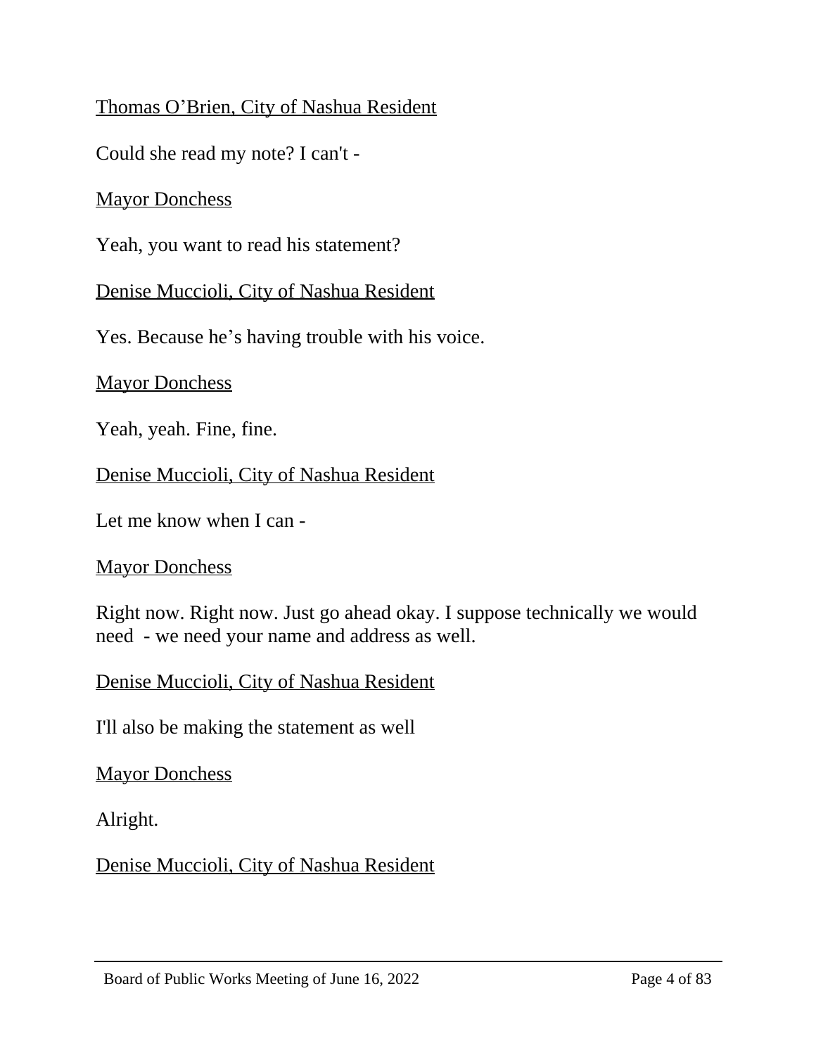<u>Thomas O'Brien, City of Nashua Resident</u>

Could she read my note? I can't -

<u>Mayor Donchess</u>

Yeah, you want to read his statement?

<u>Denise Muccioli, City of Nashua Resident</u>

Yes. Because he's having trouble with his voice.

<u>Mayor Donchess</u>

Yeah, yeah. Fine, fine.

<u>Denise Muccioli, City of Nashua Resident</u>

Let me know when I can -

<u>Mayor Donchess</u>

Right now. Right now. Just go ahead okay. I suppose technically we would need - we need your name and address as well.

<u>Denise Muccioli, City of Nashua Resident</u>

I'll also be making the statement as well

<u>Mayor Donchess</u>

Alright.

<u>Denise Muccioli, City of Nashua Resident</u>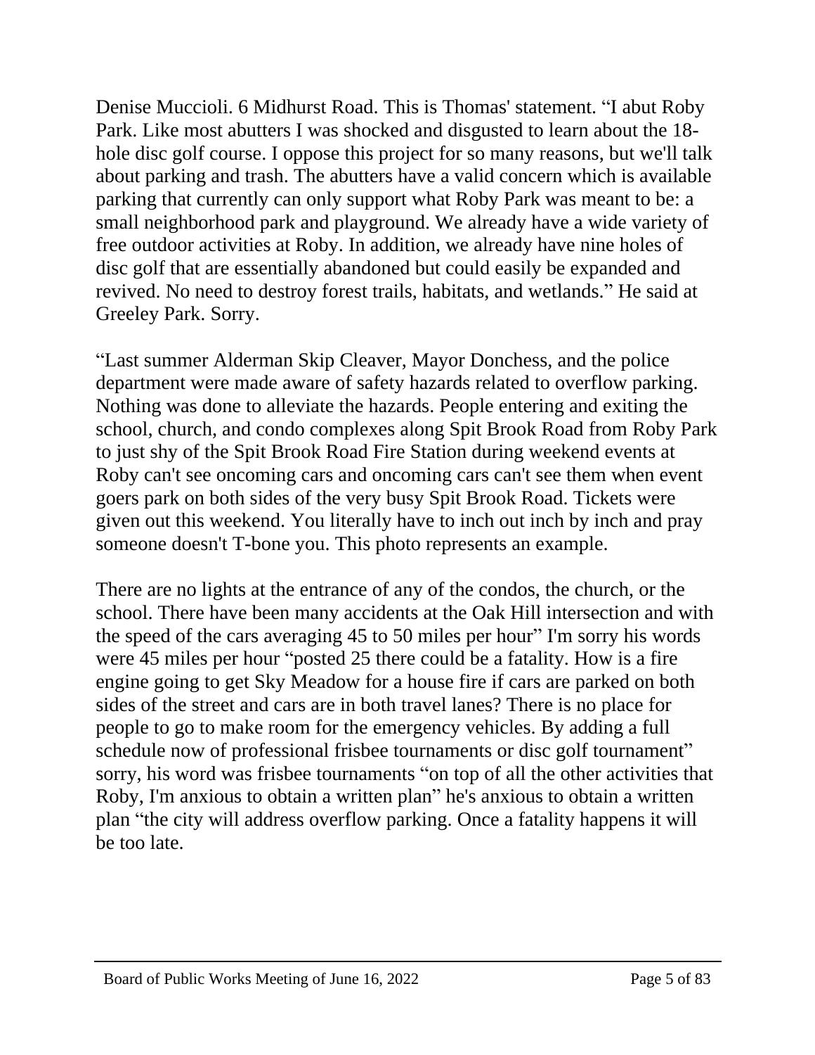Denise Muccioli. 6 Midhurst Road. This is Thomas' statement. “I abut Roby Park. Like most abutters I was shocked and disgusted to learn about the 18-hole disc golf course. I oppose this project for so many reasons, but we'll talk about parking and trash. The abutters have a valid concern which is available parking that currently can only support what Roby Park was meant to be: a small neighborhood park and playground. We already have a wide variety of free outdoor activities at Roby. In addition, we already have nine holes of disc golf that are essentially abandoned but could easily be expanded and revived. No need to destroy forest trails, habitats, and wetlands.” He said at Greeley Park. Sorry.

“Last summer Alderman Skip Cleaver, Mayor Donchess, and the police department were made aware of safety hazards related to overflow parking. Nothing was done to alleviate the hazards. People entering and exiting the school, church, and condo complexes along Spit Brook Road from Roby Park to just shy of the Spit Brook Road Fire Station during weekend events at Roby can't see oncoming cars and oncoming cars can't see them when event goers park on both sides of the very busy Spit Brook Road. Tickets were given out this weekend. You literally have to inch out inch by inch and pray someone doesn't T-bone you. This photo represents an example.

There are no lights at the entrance of any of the condos, the church, or the school. There have been many accidents at the Oak Hill intersection and with the speed of the cars averaging 45 to 50 miles per hour” I'm sorry his words were 45 miles per hour “posted 25 there could be a fatality. How is a fire engine going to get Sky Meadow for a house fire if cars are parked on both sides of the street and cars are in both travel lanes? There is no place for people to go to make room for the emergency vehicles. By adding a full schedule now of professional frisbee tournaments or disc golf tournament” sorry, his word was frisbee tournaments “on top of all the other activities that Roby, I'm anxious to obtain a written plan” he's anxious to obtain a written plan “the city will address overflow parking. Once a fatality happens it will be too late.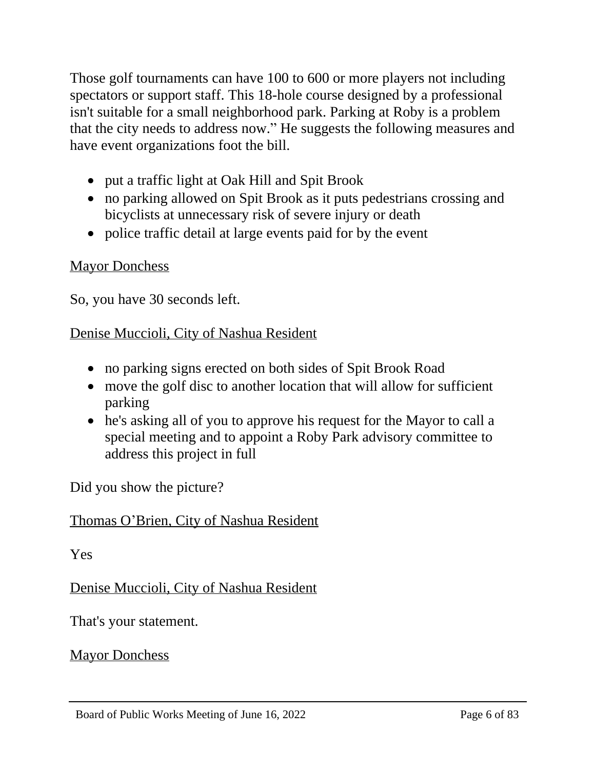Those golf tournaments can have 100 to 600 or more players not including spectators or support staff. This 18-hole course designed by a professional isn't suitable for a small neighborhood park. Parking at Roby is a problem that the city needs to address now." He suggests the following measures and have event organizations foot the bill.

- put a traffic light at Oak Hill and Spit Brook
- no parking allowed on Spit Brook as it puts pedestrians crossing and bicyclists at unnecessary risk of severe injury or death
- police traffic detail at large events paid for by the event

<u>Mayor Donchess</u>

So, you have 30 seconds left.

<u>Denise Muccioli, City of Nashua Resident</u>

- no parking signs erected on both sides of Spit Brook Road
- move the golf disc to another location that will allow for sufficient parking
- he's asking all of you to approve his request for the Mayor to call a special meeting and to appoint a Roby Park advisory committee to address this project in full

Did you show the picture?

<u>Thomas O'Brien, City of Nashua Resident</u>

Yes

<u>Denise Muccioli, City of Nashua Resident</u>

That's your statement.

<u>Mayor Donchess</u>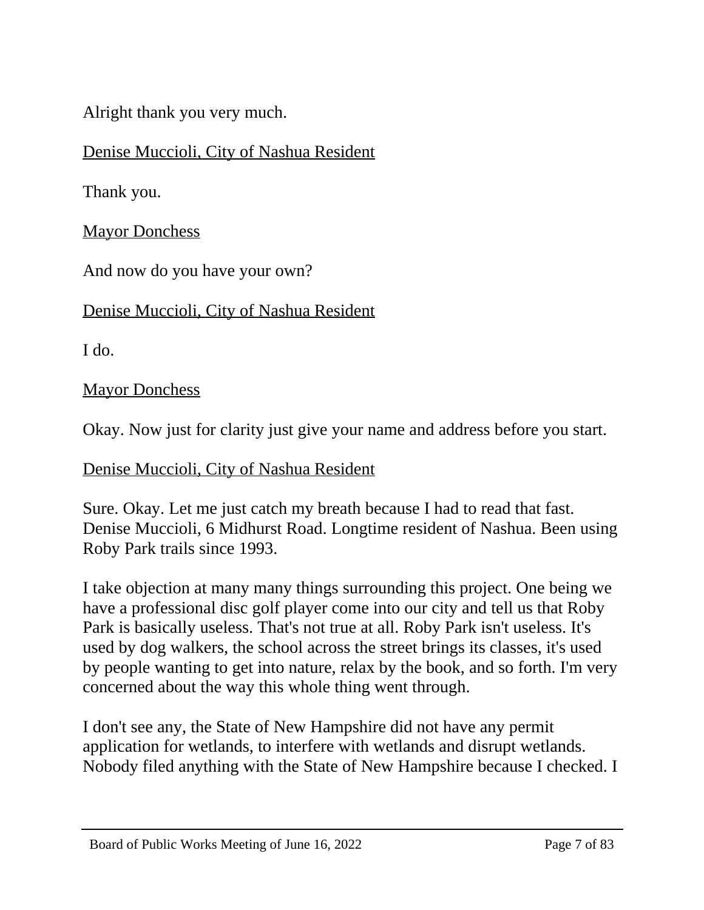Alright thank you very much.

<u>Denise Muccioli, City of Nashua Resident</u>

Thank you.

<u>Mayor Donchess</u>

And now do you have your own?

<u>Denise Muccioli, City of Nashua Resident</u>

I do.

<u>Mayor Donchess</u>

Okay. Now just for clarity just give your name and address before you start.

<u>Denise Muccioli, City of Nashua Resident</u>

Sure. Okay. Let me just catch my breath because I had to read that fast. Denise Muccioli, 6 Midhurst Road. Longtime resident of Nashua. Been using Roby Park trails since 1993.

I take objection at many many things surrounding this project. One being we have a professional disc golf player come into our city and tell us that Roby Park is basically useless. That's not true at all. Roby Park isn't useless. It's used by dog walkers, the school across the street brings its classes, it's used by people wanting to get into nature, relax by the book, and so forth. I'm very concerned about the way this whole thing went through.

I don't see any, the State of New Hampshire did not have any permit application for wetlands, to interfere with wetlands and disrupt wetlands. Nobody filed anything with the State of New Hampshire because I checked. I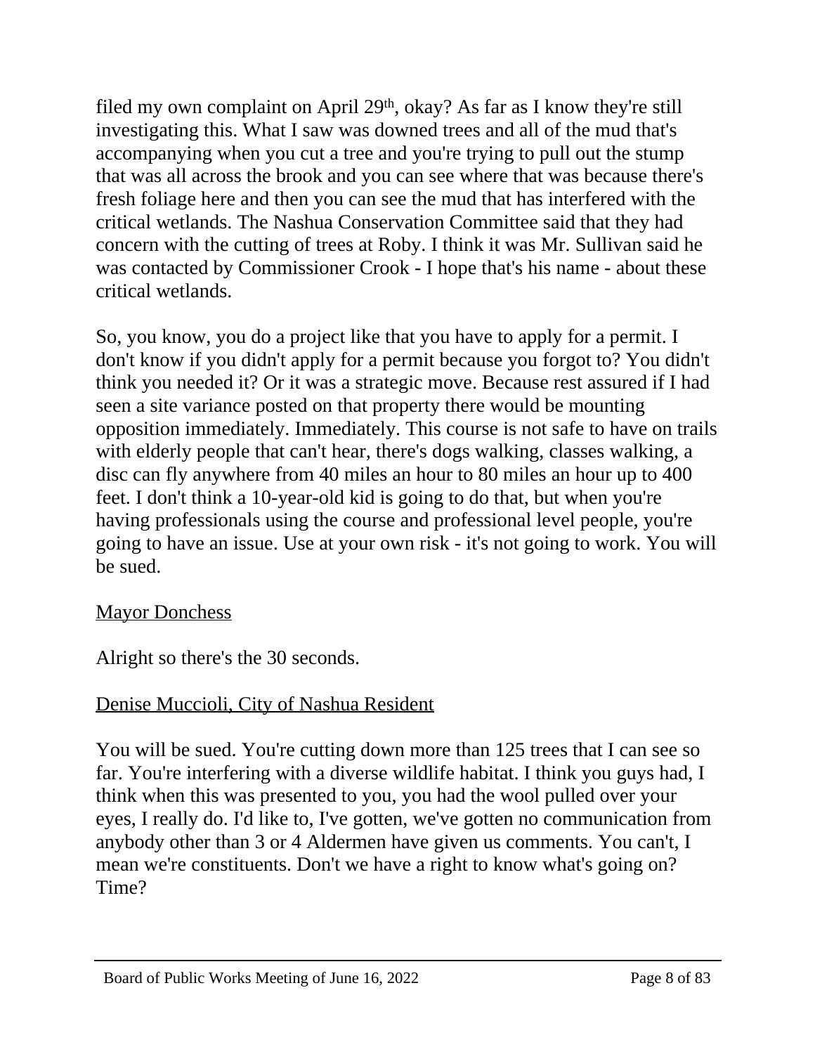filed my own complaint on April 29th, okay? As far as I know they're still investigating this. What I saw was downed trees and all of the mud that's accompanying when you cut a tree and you're trying to pull out the stump that was all across the brook and you can see where that was because there's fresh foliage here and then you can see the mud that has interfered with the critical wetlands. The Nashua Conservation Committee said that they had concern with the cutting of trees at Roby. I think it was Mr. Sullivan said he was contacted by Commissioner Crook - I hope that's his name - about these critical wetlands.

So, you know, you do a project like that you have to apply for a permit. I don't know if you didn't apply for a permit because you forgot to? You didn't think you needed it? Or it was a strategic move. Because rest assured if I had seen a site variance posted on that property there would be mounting opposition immediately. Immediately. This course is not safe to have on trails with elderly people that can't hear, there's dogs walking, classes walking, a disc can fly anywhere from 40 miles an hour to 80 miles an hour up to 400 feet. I don't think a 10-year-old kid is going to do that, but when you're having professionals using the course and professional level people, you're going to have an issue. Use at your own risk - it's not going to work. You will be sued.

<u>Mayor Donchess</u>

Alright so there's the 30 seconds.

<u>Denise Muccioli, City of Nashua Resident</u>

You will be sued. You're cutting down more than 125 trees that I can see so far. You're interfering with a diverse wildlife habitat. I think you guys had, I think when this was presented to you, you had the wool pulled over your eyes, I really do. I'd like to, I've gotten, we've gotten no communication from anybody other than 3 or 4 Aldermen have given us comments. You can't, I mean we're constituents. Don't we have a right to know what's going on? Time?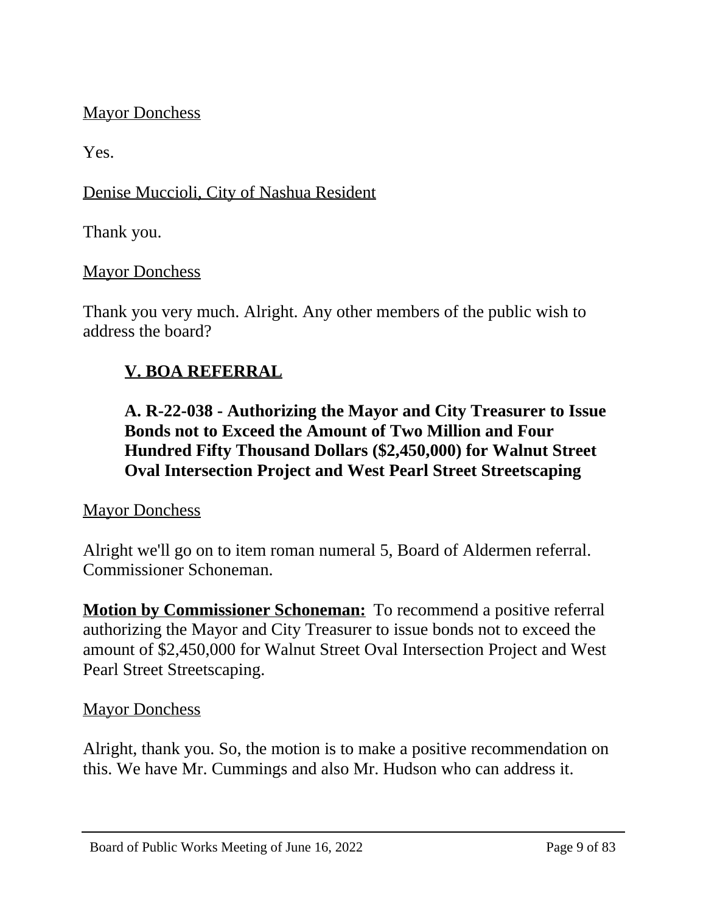Mayor Donchess

Yes.

Denise Muccioli, City of Nashua Resident

Thank you.

Mayor Donchess

Thank you very much. Alright. Any other members of the public wish to address the board?

## V. BOA REFERRAL

### A. R-22-038 - Authorizing the Mayor and City Treasurer to Issue Bonds not to Exceed the Amount of Two Million and Four Hundred Fifty Thousand Dollars ($2,450,000) for Walnut Street Oval Intersection Project and West Pearl Street Streetscaping

Mayor Donchess

Alright we'll go on to item roman numeral 5, Board of Aldermen referral. Commissioner Schoneman.

**Motion by Commissioner Schoneman:** To recommend a positive referral authorizing the Mayor and City Treasurer to issue bonds not to exceed the amount of $2,450,000 for Walnut Street Oval Intersection Project and West Pearl Street Streetscaping.

Mayor Donchess

Alright, thank you. So, the motion is to make a positive recommendation on this. We have Mr. Cummings and also Mr. Hudson who can address it.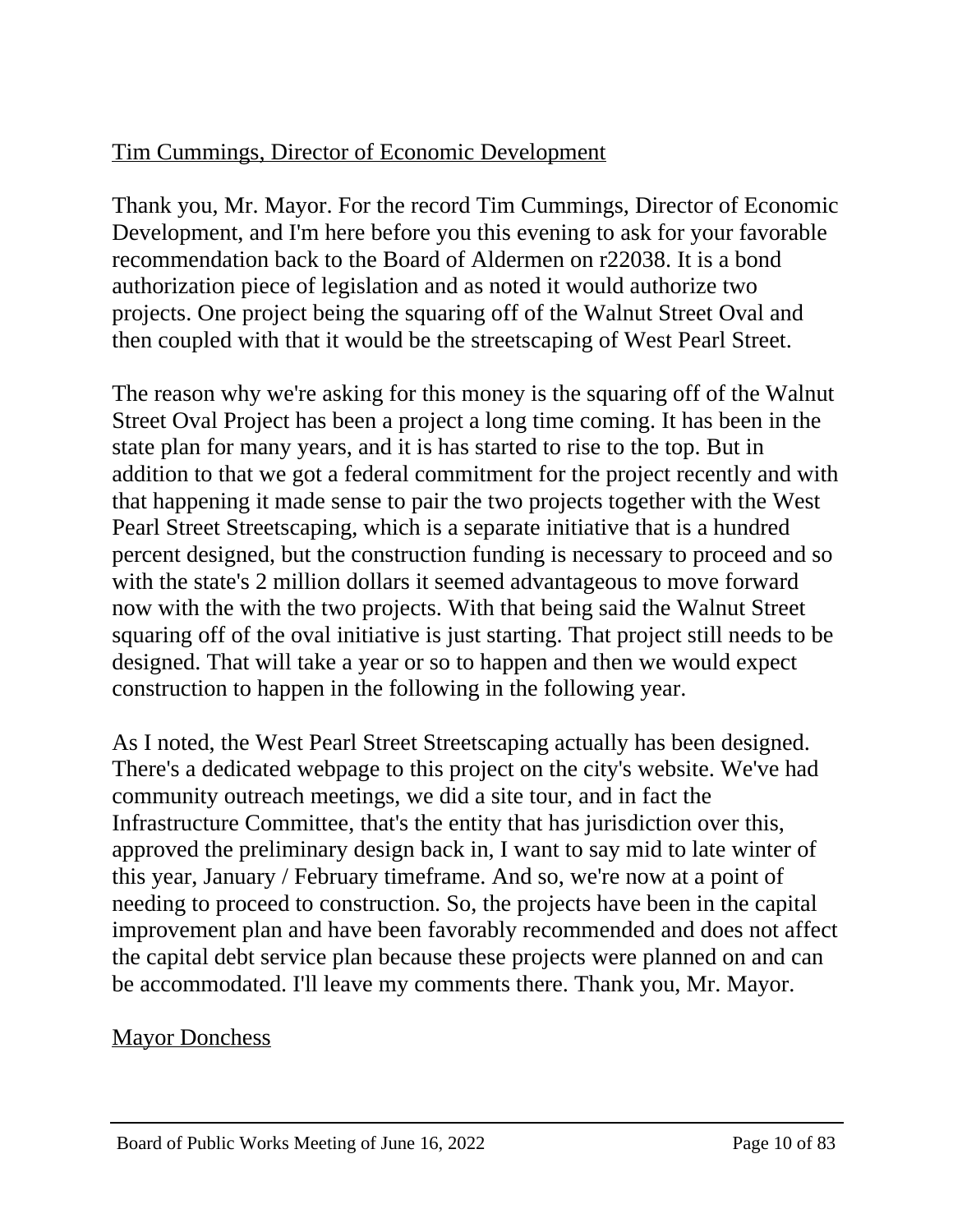Tim Cummings, Director of Economic Development

Thank you, Mr. Mayor. For the record Tim Cummings, Director of Economic Development, and I'm here before you this evening to ask for your favorable recommendation back to the Board of Aldermen on r22038. It is a bond authorization piece of legislation and as noted it would authorize two projects. One project being the squaring off of the Walnut Street Oval and then coupled with that it would be the streetscaping of West Pearl Street.

The reason why we're asking for this money is the squaring off of the Walnut Street Oval Project has been a project a long time coming. It has been in the state plan for many years, and it is has started to rise to the top. But in addition to that we got a federal commitment for the project recently and with that happening it made sense to pair the two projects together with the West Pearl Street Streetscaping, which is a separate initiative that is a hundred percent designed, but the construction funding is necessary to proceed and so with the state's 2 million dollars it seemed advantageous to move forward now with the with the two projects. With that being said the Walnut Street squaring off of the oval initiative is just starting. That project still needs to be designed. That will take a year or so to happen and then we would expect construction to happen in the following in the following year.

As I noted, the West Pearl Street Streetscaping actually has been designed. There's a dedicated webpage to this project on the city's website. We've had community outreach meetings, we did a site tour, and in fact the Infrastructure Committee, that's the entity that has jurisdiction over this, approved the preliminary design back in, I want to say mid to late winter of this year, January / February timeframe. And so, we're now at a point of needing to proceed to construction. So, the projects have been in the capital improvement plan and have been favorably recommended and does not affect the capital debt service plan because these projects were planned on and can be accommodated. I'll leave my comments there. Thank you, Mr. Mayor.

Mayor Donchess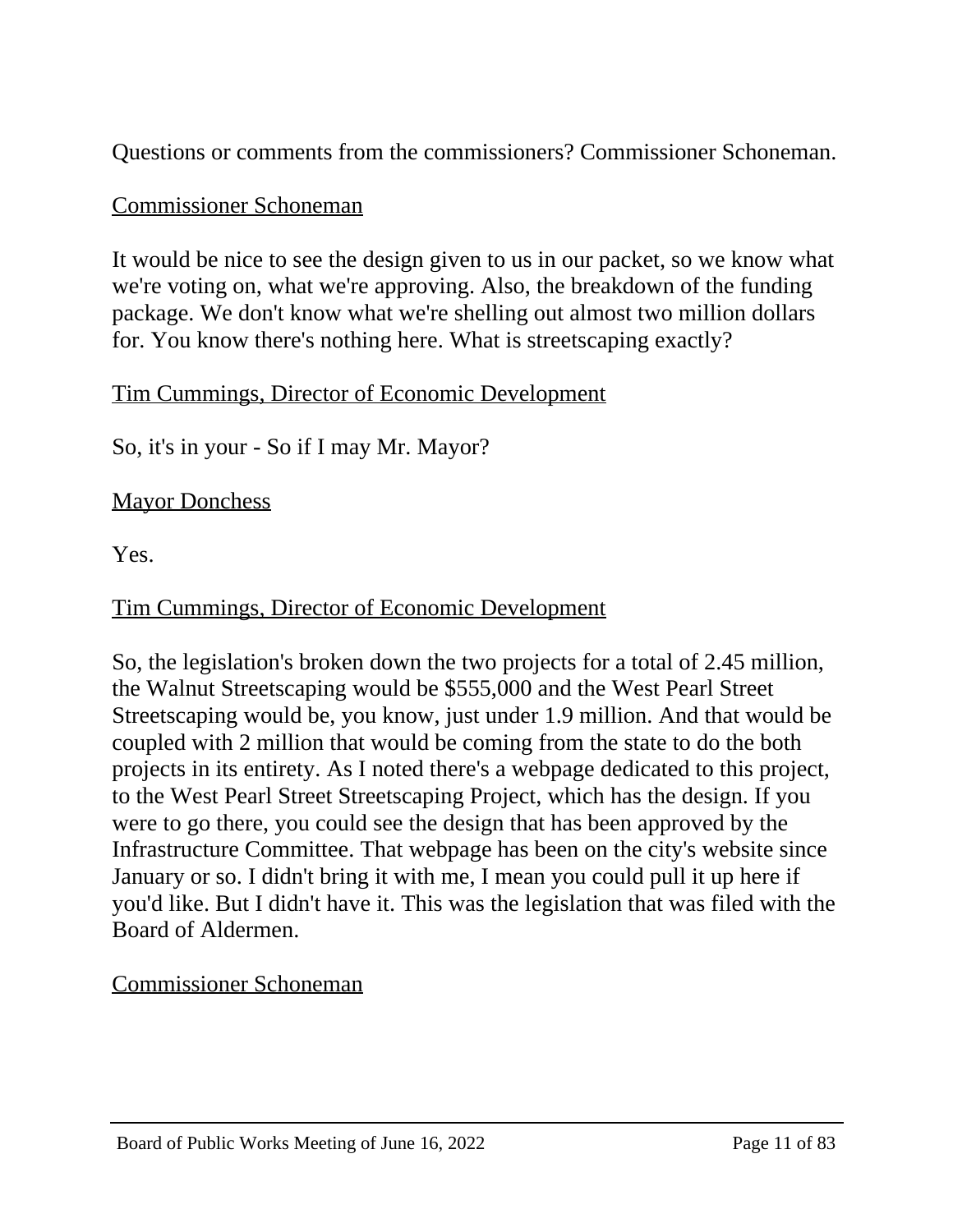Questions or comments from the commissioners? Commissioner Schoneman.

Commissioner Schoneman

It would be nice to see the design given to us in our packet, so we know what we're voting on, what we're approving. Also, the breakdown of the funding package. We don't know what we're shelling out almost two million dollars for. You know there's nothing here. What is streetscaping exactly?

Tim Cummings, Director of Economic Development

So, it's in your - So if I may Mr. Mayor?

Mayor Donchess

Yes.

Tim Cummings, Director of Economic Development

So, the legislation's broken down the two projects for a total of 2.45 million, the Walnut Streetscaping would be $555,000 and the West Pearl Street Streetscaping would be, you know, just under 1.9 million. And that would be coupled with 2 million that would be coming from the state to do the both projects in its entirety. As I noted there's a webpage dedicated to this project, to the West Pearl Street Streetscaping Project, which has the design. If you were to go there, you could see the design that has been approved by the Infrastructure Committee. That webpage has been on the city's website since January or so. I didn't bring it with me, I mean you could pull it up here if you'd like. But I didn't have it. This was the legislation that was filed with the Board of Aldermen.

Commissioner Schoneman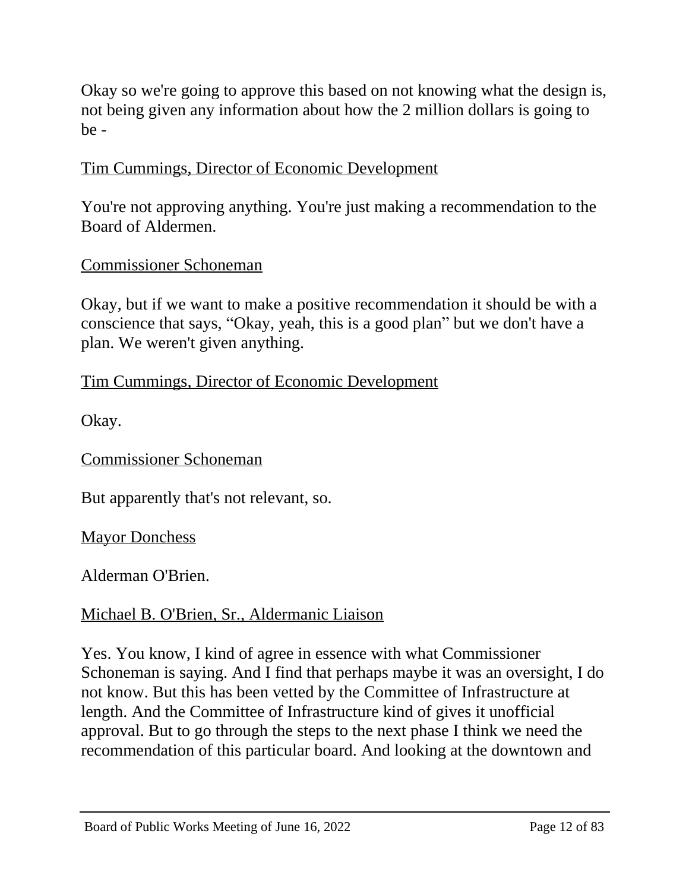Okay so we're going to approve this based on not knowing what the design is, not being given any information about how the 2 million dollars is going to be -

<u>Tim Cummings, Director of Economic Development</u>

You're not approving anything. You're just making a recommendation to the Board of Aldermen.

<u>Commissioner Schoneman</u>

Okay, but if we want to make a positive recommendation it should be with a conscience that says, "Okay, yeah, this is a good plan" but we don't have a plan. We weren't given anything.

<u>Tim Cummings, Director of Economic Development</u>

Okay.

<u>Commissioner Schoneman</u>

But apparently that's not relevant, so.

<u>Mayor Donchess</u>

Alderman O'Brien.

<u>Michael B. O'Brien, Sr., Aldermanic Liaison</u>

Yes. You know, I kind of agree in essence with what Commissioner Schoneman is saying. And I find that perhaps maybe it was an oversight, I do not know. But this has been vetted by the Committee of Infrastructure at length. And the Committee of Infrastructure kind of gives it unofficial approval. But to go through the steps to the next phase I think we need the recommendation of this particular board. And looking at the downtown and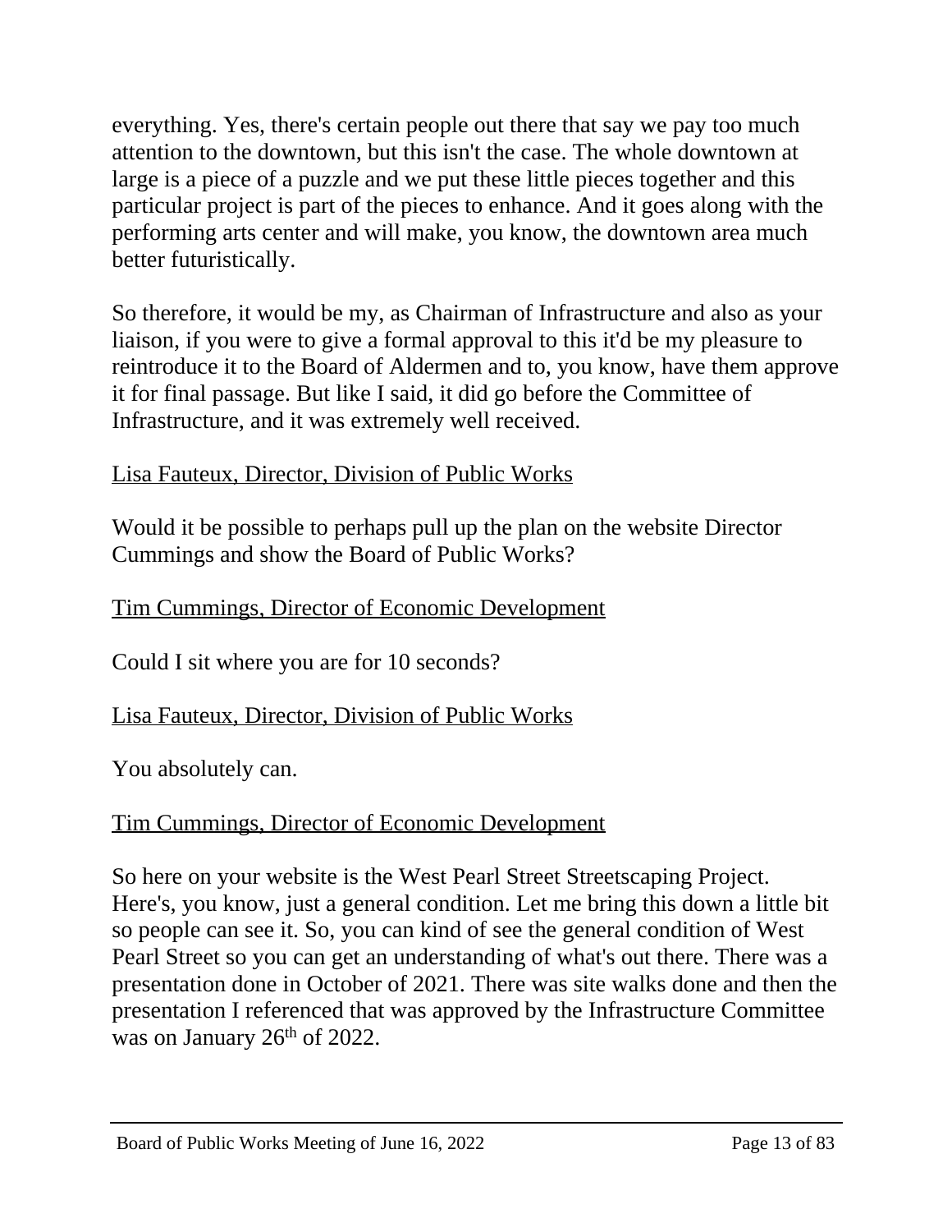everything. Yes, there's certain people out there that say we pay too much attention to the downtown, but this isn't the case. The whole downtown at large is a piece of a puzzle and we put these little pieces together and this particular project is part of the pieces to enhance. And it goes along with the performing arts center and will make, you know, the downtown area much better futuristically.

So therefore, it would be my, as Chairman of Infrastructure and also as your liaison, if you were to give a formal approval to this it'd be my pleasure to reintroduce it to the Board of Aldermen and to, you know, have them approve it for final passage. But like I said, it did go before the Committee of Infrastructure, and it was extremely well received.

Lisa Fauteux, Director, Division of Public Works

Would it be possible to perhaps pull up the plan on the website Director Cummings and show the Board of Public Works?

Tim Cummings, Director of Economic Development

Could I sit where you are for 10 seconds?

Lisa Fauteux, Director, Division of Public Works

You absolutely can.

Tim Cummings, Director of Economic Development

So here on your website is the West Pearl Street Streetscaping Project. Here's, you know, just a general condition. Let me bring this down a little bit so people can see it. So, you can kind of see the general condition of West Pearl Street so you can get an understanding of what's out there. There was a presentation done in October of 2021. There was site walks done and then the presentation I referenced that was approved by the Infrastructure Committee was on January 26th of 2022.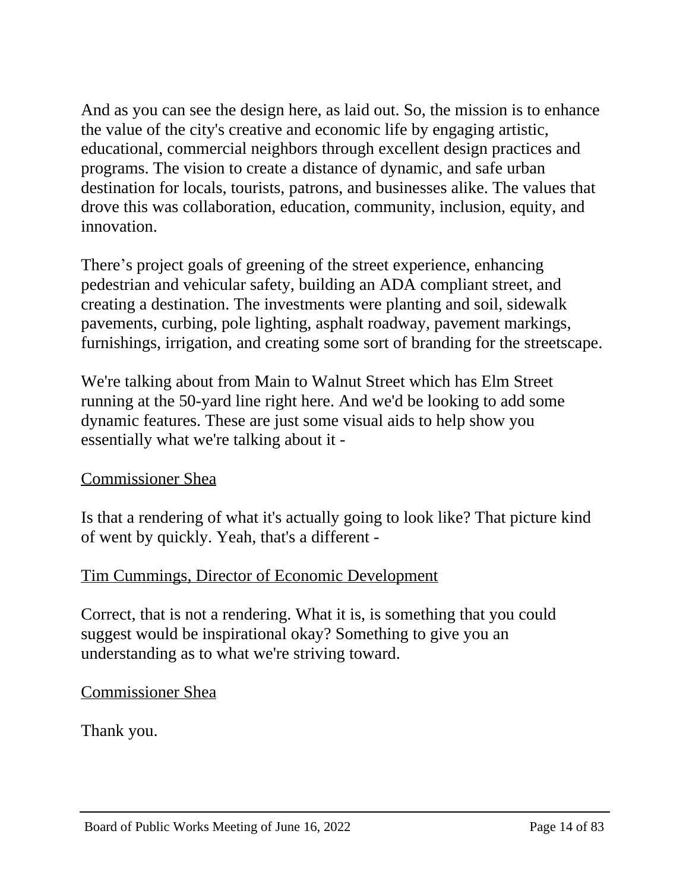And as you can see the design here, as laid out. So, the mission is to enhance the value of the city's creative and economic life by engaging artistic, educational, commercial neighbors through excellent design practices and programs. The vision to create a distance of dynamic, and safe urban destination for locals, tourists, patrons, and businesses alike. The values that drove this was collaboration, education, community, inclusion, equity, and innovation.

There’s project goals of greening of the street experience, enhancing pedestrian and vehicular safety, building an ADA compliant street, and creating a destination. The investments were planting and soil, sidewalk pavements, curbing, pole lighting, asphalt roadway, pavement markings, furnishings, irrigation, and creating some sort of branding for the streetscape.

We're talking about from Main to Walnut Street which has Elm Street running at the 50-yard line right here. And we'd be looking to add some dynamic features. These are just some visual aids to help show you essentially what we're talking about it -

<u>Commissioner Shea</u>

Is that a rendering of what it's actually going to look like? That picture kind of went by quickly. Yeah, that's a different -

<u>Tim Cummings, Director of Economic Development</u>

Correct, that is not a rendering. What it is, is something that you could suggest would be inspirational okay? Something to give you an understanding as to what we're striving toward.

<u>Commissioner Shea</u>

Thank you.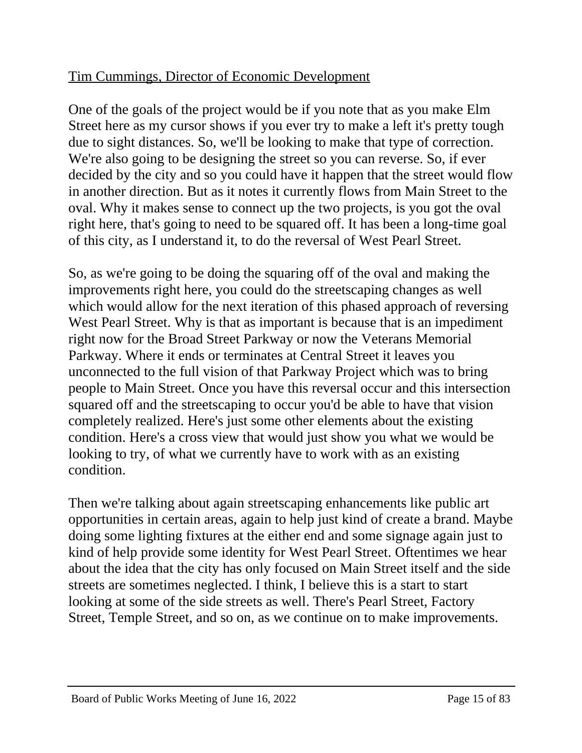<u>Tim Cummings, Director of Economic Development</u>

One of the goals of the project would be if you note that as you make Elm Street here as my cursor shows if you ever try to make a left it's pretty tough due to sight distances. So, we'll be looking to make that type of correction. We're also going to be designing the street so you can reverse. So, if ever decided by the city and so you could have it happen that the street would flow in another direction. But as it notes it currently flows from Main Street to the oval. Why it makes sense to connect up the two projects, is you got the oval right here, that's going to need to be squared off. It has been a long-time goal of this city, as I understand it, to do the reversal of West Pearl Street.

So, as we're going to be doing the squaring off of the oval and making the improvements right here, you could do the streetscaping changes as well which would allow for the next iteration of this phased approach of reversing West Pearl Street. Why is that as important is because that is an impediment right now for the Broad Street Parkway or now the Veterans Memorial Parkway. Where it ends or terminates at Central Street it leaves you unconnected to the full vision of that Parkway Project which was to bring people to Main Street. Once you have this reversal occur and this intersection squared off and the streetscaping to occur you'd be able to have that vision completely realized. Here's just some other elements about the existing condition. Here's a cross view that would just show you what we would be looking to try, of what we currently have to work with as an existing condition.

Then we're talking about again streetscaping enhancements like public art opportunities in certain areas, again to help just kind of create a brand. Maybe doing some lighting fixtures at the either end and some signage again just to kind of help provide some identity for West Pearl Street. Oftentimes we hear about the idea that the city has only focused on Main Street itself and the side streets are sometimes neglected. I think, I believe this is a start to start looking at some of the side streets as well. There's Pearl Street, Factory Street, Temple Street, and so on, as we continue on to make improvements.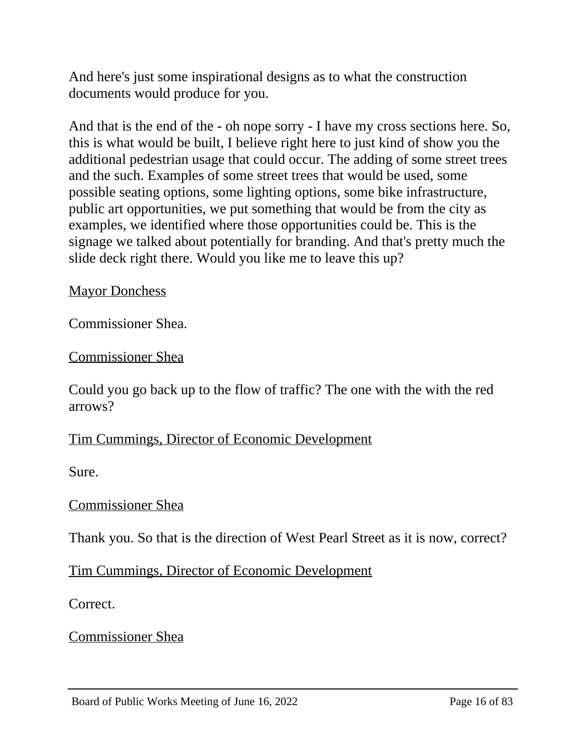And here's just some inspirational designs as to what the construction documents would produce for you.

And that is the end of the - oh nope sorry - I have my cross sections here. So, this is what would be built, I believe right here to just kind of show you the additional pedestrian usage that could occur. The adding of some street trees and the such. Examples of some street trees that would be used, some possible seating options, some lighting options, some bike infrastructure, public art opportunities, we put something that would be from the city as examples, we identified where those opportunities could be. This is the signage we talked about potentially for branding. And that's pretty much the slide deck right there. Would you like me to leave this up?

<u>Mayor Donchess</u>

Commissioner Shea.

<u>Commissioner Shea</u>

Could you go back up to the flow of traffic? The one with the with the red arrows?

<u>Tim Cummings, Director of Economic Development</u>

Sure.

<u>Commissioner Shea</u>

Thank you. So that is the direction of West Pearl Street as it is now, correct?

<u>Tim Cummings, Director of Economic Development</u>

Correct.

<u>Commissioner Shea</u>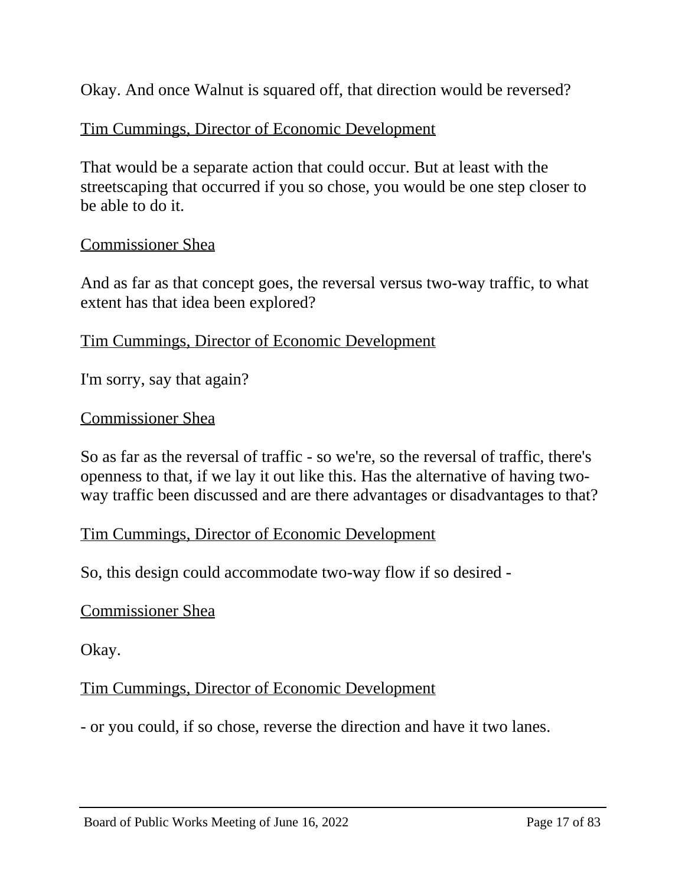Okay. And once Walnut is squared off, that direction would be reversed?

Tim Cummings, Director of Economic Development

That would be a separate action that could occur. But at least with the streetscaping that occurred if you so chose, you would be one step closer to be able to do it.

Commissioner Shea

And as far as that concept goes, the reversal versus two-way traffic, to what extent has that idea been explored?

Tim Cummings, Director of Economic Development

I'm sorry, say that again?

Commissioner Shea

So as far as the reversal of traffic - so we're, so the reversal of traffic, there's openness to that, if we lay it out like this. Has the alternative of having two-way traffic been discussed and are there advantages or disadvantages to that?

Tim Cummings, Director of Economic Development

So, this design could accommodate two-way flow if so desired -

Commissioner Shea

Okay.

Tim Cummings, Director of Economic Development

- or you could, if so chose, reverse the direction and have it two lanes.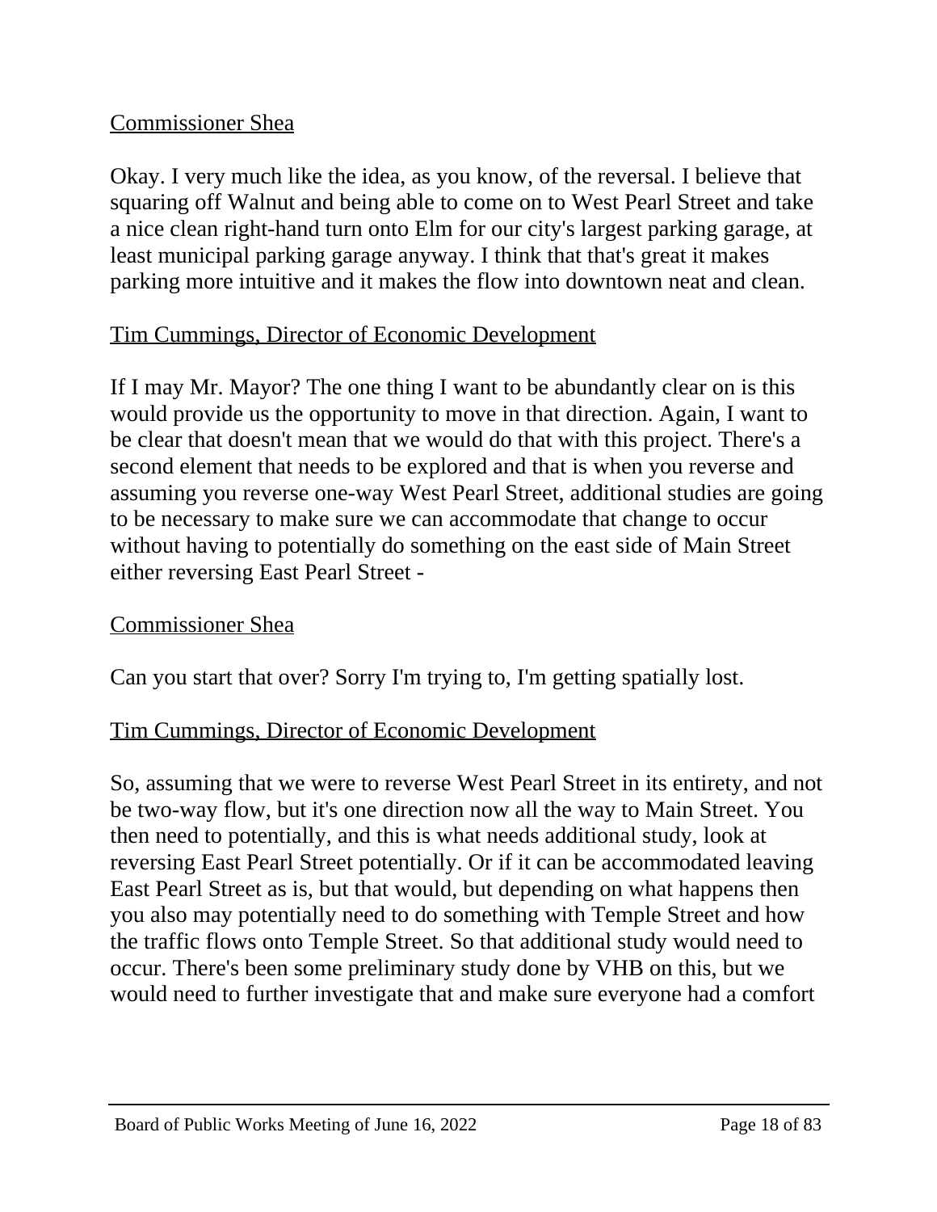<u>Commissioner Shea</u>

Okay. I very much like the idea, as you know, of the reversal. I believe that squaring off Walnut and being able to come on to West Pearl Street and take a nice clean right-hand turn onto Elm for our city's largest parking garage, at least municipal parking garage anyway. I think that that's great it makes parking more intuitive and it makes the flow into downtown neat and clean.

<u>Tim Cummings, Director of Economic Development</u>

If I may Mr. Mayor? The one thing I want to be abundantly clear on is this would provide us the opportunity to move in that direction. Again, I want to be clear that doesn't mean that we would do that with this project. There's a second element that needs to be explored and that is when you reverse and assuming you reverse one-way West Pearl Street, additional studies are going to be necessary to make sure we can accommodate that change to occur without having to potentially do something on the east side of Main Street either reversing East Pearl Street -

<u>Commissioner Shea</u>

Can you start that over? Sorry I'm trying to, I'm getting spatially lost.

<u>Tim Cummings, Director of Economic Development</u>

So, assuming that we were to reverse West Pearl Street in its entirety, and not be two-way flow, but it's one direction now all the way to Main Street. You then need to potentially, and this is what needs additional study, look at reversing East Pearl Street potentially. Or if it can be accommodated leaving East Pearl Street as is, but that would, but depending on what happens then you also may potentially need to do something with Temple Street and how the traffic flows onto Temple Street. So that additional study would need to occur. There's been some preliminary study done by VHB on this, but we would need to further investigate that and make sure everyone had a comfort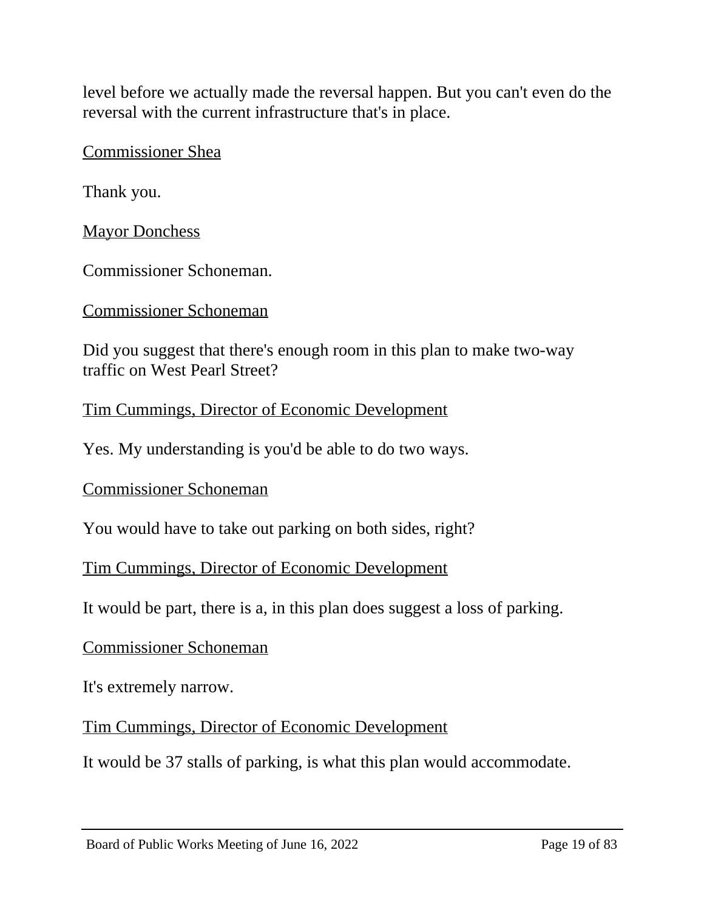level before we actually made the reversal happen. But you can't even do the reversal with the current infrastructure that's in place.

<u>Commissioner Shea</u>

Thank you.

<u>Mayor Donchess</u>

Commissioner Schoneman.

<u>Commissioner Schoneman</u>

Did you suggest that there's enough room in this plan to make two-way traffic on West Pearl Street?

<u>Tim Cummings, Director of Economic Development</u>

Yes. My understanding is you'd be able to do two ways.

<u>Commissioner Schoneman</u>

You would have to take out parking on both sides, right?

<u>Tim Cummings, Director of Economic Development</u>

It would be part, there is a, in this plan does suggest a loss of parking.

<u>Commissioner Schoneman</u>

It's extremely narrow.

<u>Tim Cummings, Director of Economic Development</u>

It would be 37 stalls of parking, is what this plan would accommodate.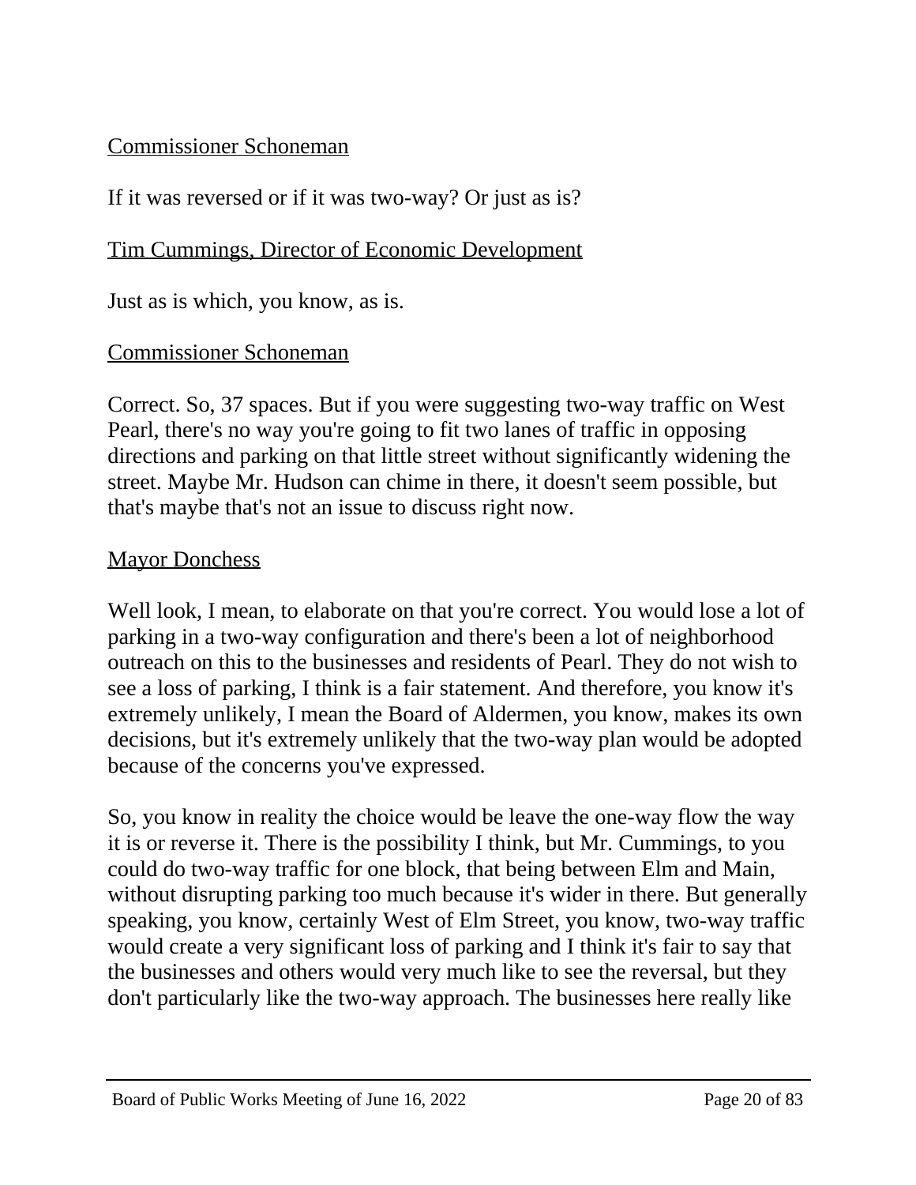<u>Commissioner Schoneman</u>

If it was reversed or if it was two-way? Or just as is?

<u>Tim Cummings, Director of Economic Development</u>

Just as is which, you know, as is.

<u>Commissioner Schoneman</u>

Correct. So, 37 spaces. But if you were suggesting two-way traffic on West Pearl, there's no way you're going to fit two lanes of traffic in opposing directions and parking on that little street without significantly widening the street. Maybe Mr. Hudson can chime in there, it doesn't seem possible, but that's maybe that's not an issue to discuss right now.

<u>Mayor Donchess</u>

Well look, I mean, to elaborate on that you're correct. You would lose a lot of parking in a two-way configuration and there's been a lot of neighborhood outreach on this to the businesses and residents of Pearl. They do not wish to see a loss of parking, I think is a fair statement. And therefore, you know it's extremely unlikely, I mean the Board of Aldermen, you know, makes its own decisions, but it's extremely unlikely that the two-way plan would be adopted because of the concerns you've expressed.

So, you know in reality the choice would be leave the one-way flow the way it is or reverse it. There is the possibility I think, but Mr. Cummings, to you could do two-way traffic for one block, that being between Elm and Main, without disrupting parking too much because it's wider in there. But generally speaking, you know, certainly West of Elm Street, you know, two-way traffic would create a very significant loss of parking and I think it's fair to say that the businesses and others would very much like to see the reversal, but they don't particularly like the two-way approach. The businesses here really like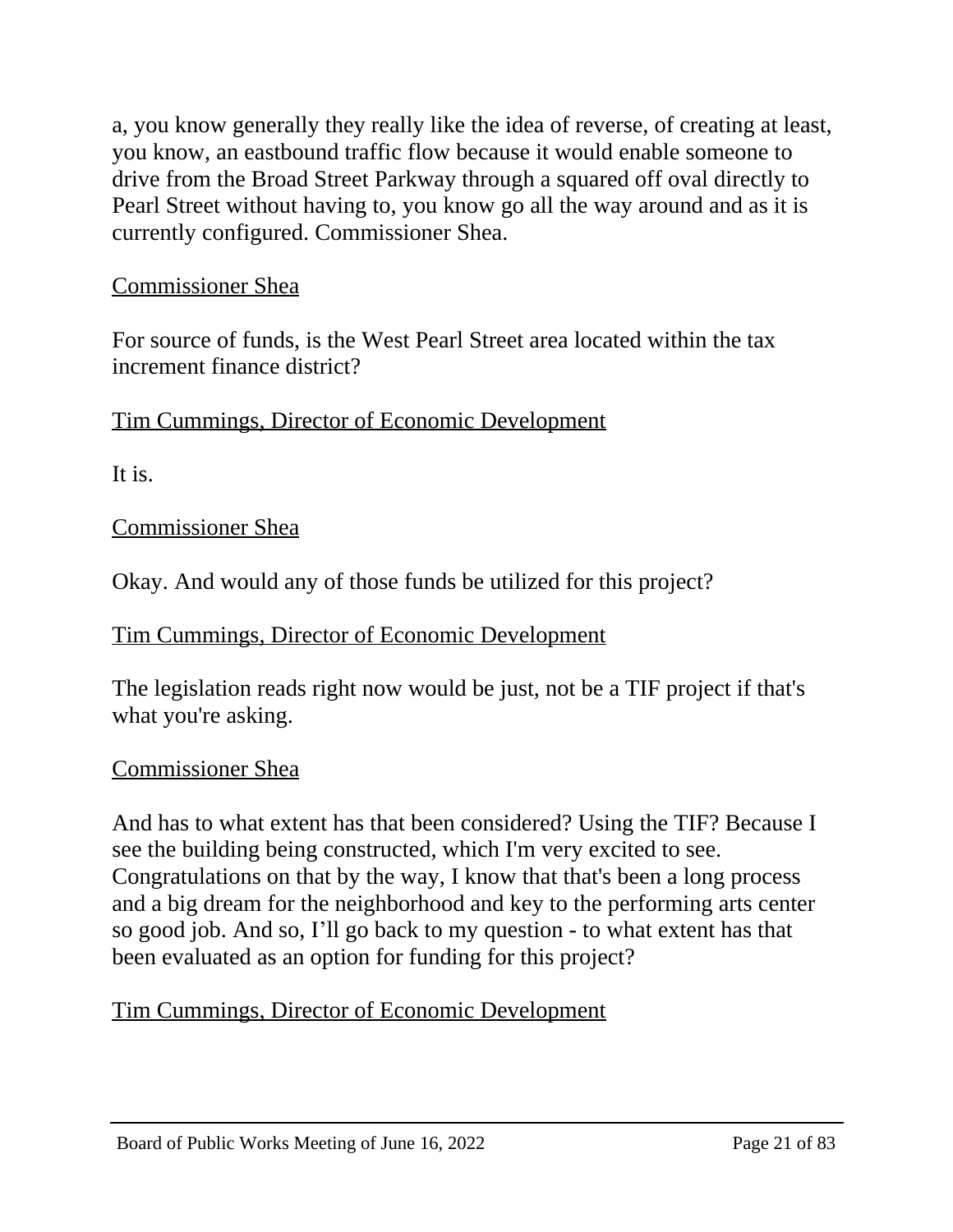a, you know generally they really like the idea of reverse, of creating at least, you know, an eastbound traffic flow because it would enable someone to drive from the Broad Street Parkway through a squared off oval directly to Pearl Street without having to, you know go all the way around and as it is currently configured. Commissioner Shea.

<u>Commissioner Shea</u>

For source of funds, is the West Pearl Street area located within the tax increment finance district?

<u>Tim Cummings, Director of Economic Development</u>

It is.

<u>Commissioner Shea</u>

Okay. And would any of those funds be utilized for this project?

<u>Tim Cummings, Director of Economic Development</u>

The legislation reads right now would be just, not be a TIF project if that's what you're asking.

<u>Commissioner Shea</u>

And has to what extent has that been considered? Using the TIF? Because I see the building being constructed, which I'm very excited to see. Congratulations on that by the way, I know that that's been a long process and a big dream for the neighborhood and key to the performing arts center so good job. And so, I'll go back to my question - to what extent has that been evaluated as an option for funding for this project?

<u>Tim Cummings, Director of Economic Development</u>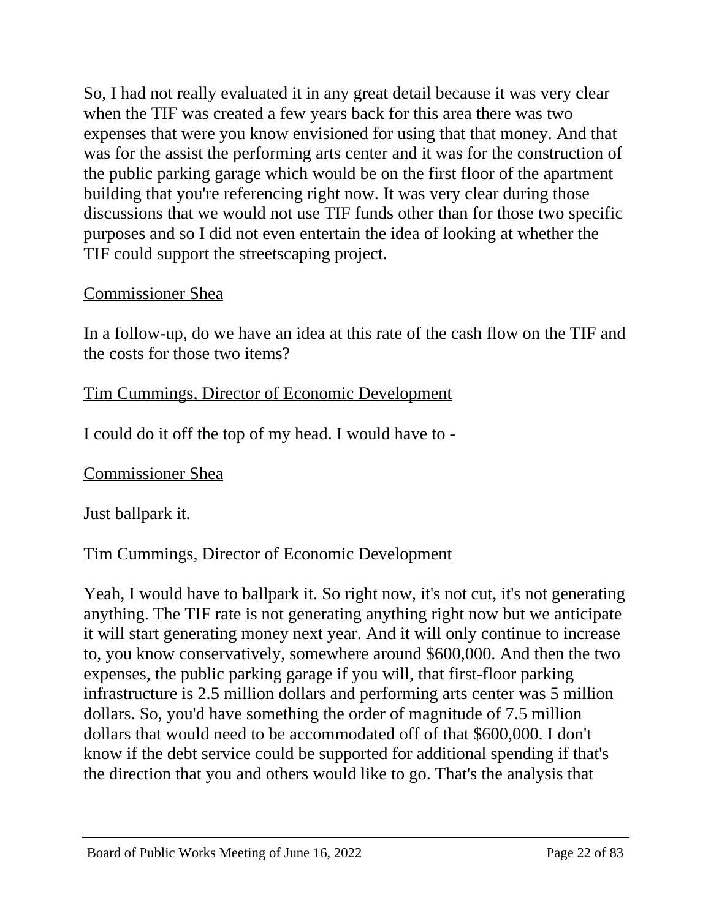So, I had not really evaluated it in any great detail because it was very clear when the TIF was created a few years back for this area there was two expenses that were you know envisioned for using that that money. And that was for the assist the performing arts center and it was for the construction of the public parking garage which would be on the first floor of the apartment building that you're referencing right now. It was very clear during those discussions that we would not use TIF funds other than for those two specific purposes and so I did not even entertain the idea of looking at whether the TIF could support the streetscaping project.

Commissioner Shea

In a follow-up, do we have an idea at this rate of the cash flow on the TIF and the costs for those two items?

Tim Cummings, Director of Economic Development

I could do it off the top of my head. I would have to -

Commissioner Shea

Just ballpark it.

Tim Cummings, Director of Economic Development

Yeah, I would have to ballpark it. So right now, it's not cut, it's not generating anything. The TIF rate is not generating anything right now but we anticipate it will start generating money next year. And it will only continue to increase to, you know conservatively, somewhere around $600,000. And then the two expenses, the public parking garage if you will, that first-floor parking infrastructure is 2.5 million dollars and performing arts center was 5 million dollars. So, you'd have something the order of magnitude of 7.5 million dollars that would need to be accommodated off of that $600,000. I don't know if the debt service could be supported for additional spending if that's the direction that you and others would like to go. That's the analysis that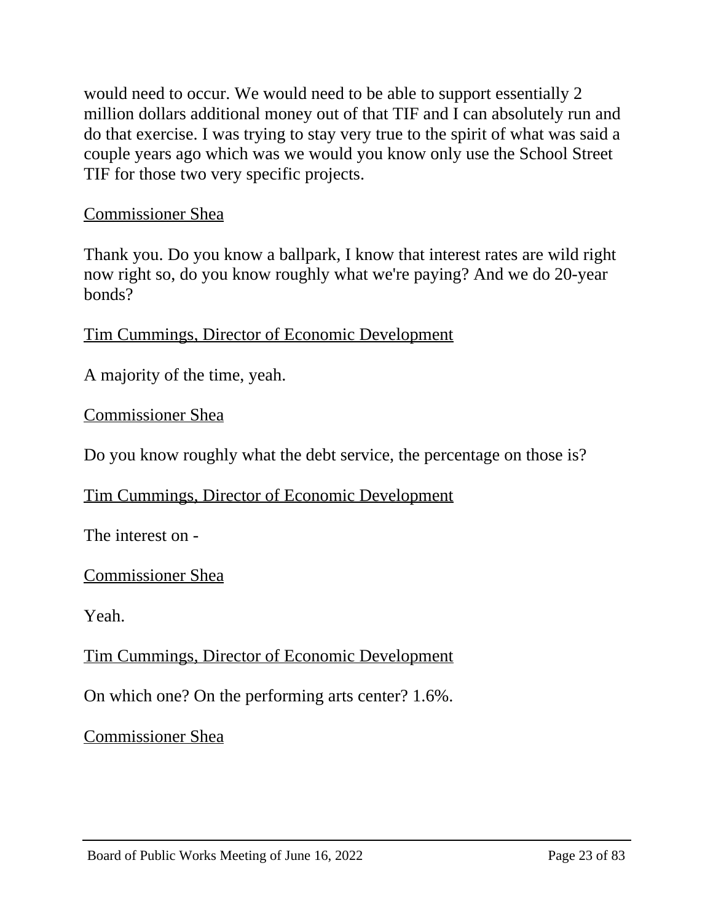would need to occur. We would need to be able to support essentially 2 million dollars additional money out of that TIF and I can absolutely run and do that exercise. I was trying to stay very true to the spirit of what was said a couple years ago which was we would you know only use the School Street TIF for those two very specific projects.

<u>Commissioner Shea</u>

Thank you. Do you know a ballpark, I know that interest rates are wild right now right so, do you know roughly what we're paying? And we do 20-year bonds?

<u>Tim Cummings, Director of Economic Development</u>

A majority of the time, yeah.

<u>Commissioner Shea</u>

Do you know roughly what the debt service, the percentage on those is?

<u>Tim Cummings, Director of Economic Development</u>

The interest on -

<u>Commissioner Shea</u>

Yeah.

<u>Tim Cummings, Director of Economic Development</u>

On which one? On the performing arts center? 1.6%.

<u>Commissioner Shea</u>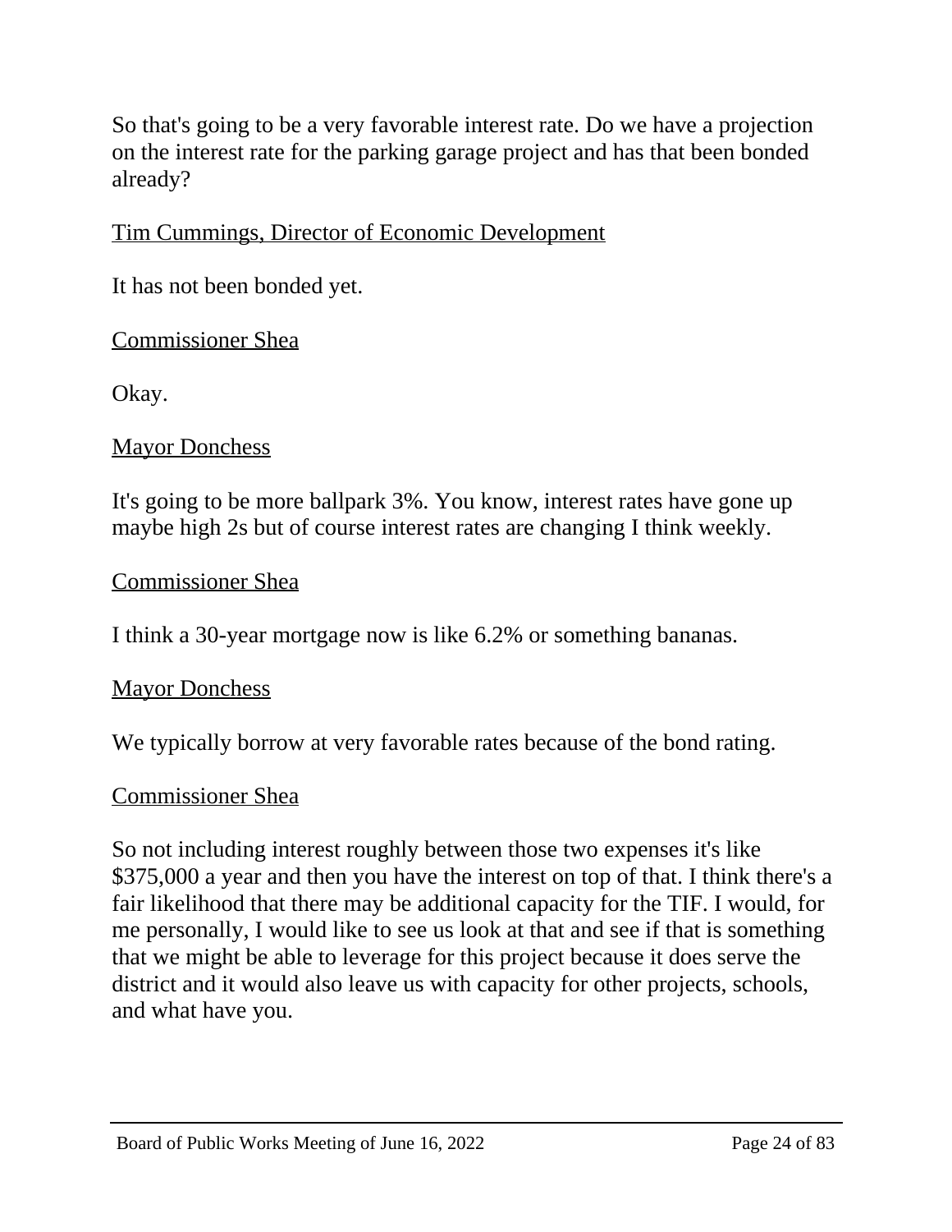So that's going to be a very favorable interest rate. Do we have a projection on the interest rate for the parking garage project and has that been bonded already?

Tim Cummings, Director of Economic Development

It has not been bonded yet.

Commissioner Shea

Okay.

Mayor Donchess

It's going to be more ballpark 3%. You know, interest rates have gone up maybe high 2s but of course interest rates are changing I think weekly.

Commissioner Shea

I think a 30-year mortgage now is like 6.2% or something bananas.

Mayor Donchess

We typically borrow at very favorable rates because of the bond rating.

Commissioner Shea

So not including interest roughly between those two expenses it's like $375,000 a year and then you have the interest on top of that. I think there's a fair likelihood that there may be additional capacity for the TIF. I would, for me personally, I would like to see us look at that and see if that is something that we might be able to leverage for this project because it does serve the district and it would also leave us with capacity for other projects, schools, and what have you.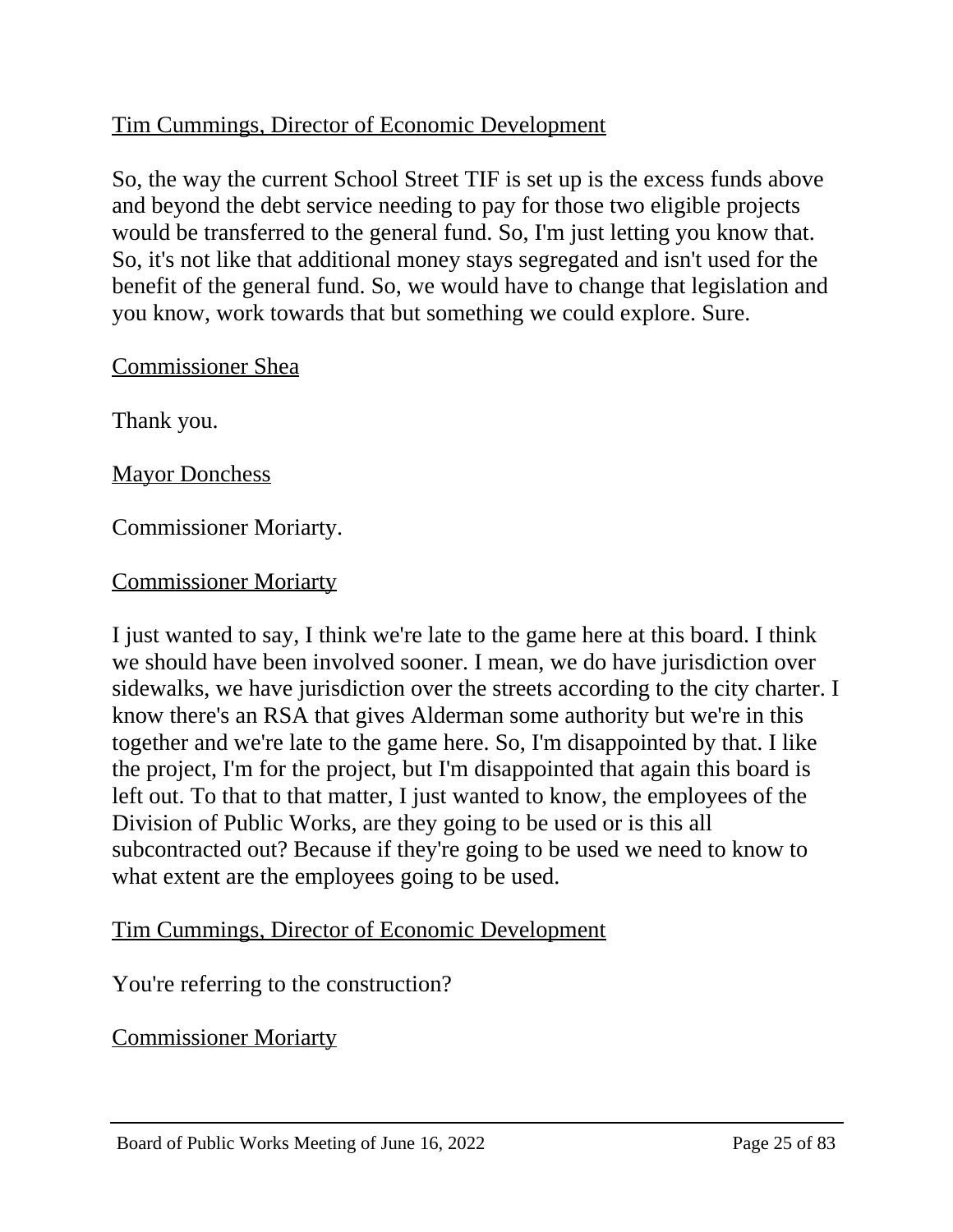<u>Tim Cummings, Director of Economic Development</u>

So, the way the current School Street TIF is set up is the excess funds above and beyond the debt service needing to pay for those two eligible projects would be transferred to the general fund. So, I'm just letting you know that. So, it's not like that additional money stays segregated and isn't used for the benefit of the general fund. So, we would have to change that legislation and you know, work towards that but something we could explore. Sure.

<u>Commissioner Shea</u>

Thank you.

<u>Mayor Donchess</u>

Commissioner Moriarty.

<u>Commissioner Moriarty</u>

I just wanted to say, I think we're late to the game here at this board. I think we should have been involved sooner. I mean, we do have jurisdiction over sidewalks, we have jurisdiction over the streets according to the city charter. I know there's an RSA that gives Alderman some authority but we're in this together and we're late to the game here. So, I'm disappointed by that. I like the project, I'm for the project, but I'm disappointed that again this board is left out. To that to that matter, I just wanted to know, the employees of the Division of Public Works, are they going to be used or is this all subcontracted out? Because if they're going to be used we need to know to what extent are the employees going to be used.

<u>Tim Cummings, Director of Economic Development</u>

You're referring to the construction?

<u>Commissioner Moriarty</u>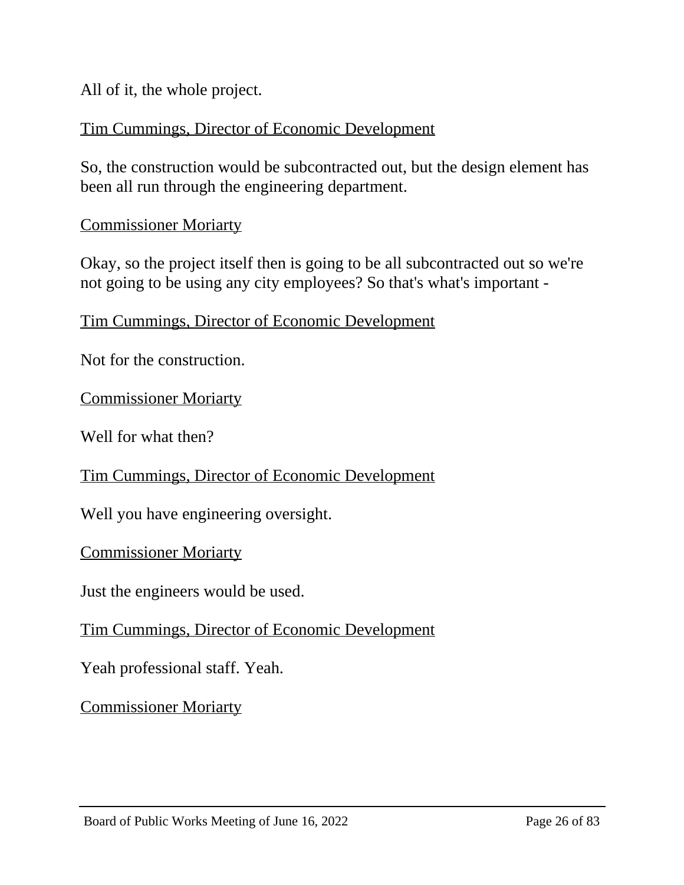All of it, the whole project.

<u>Tim Cummings, Director of Economic Development</u>

So, the construction would be subcontracted out, but the design element has been all run through the engineering department.

<u>Commissioner Moriarty</u>

Okay, so the project itself then is going to be all subcontracted out so we're not going to be using any city employees? So that's what's important -

<u>Tim Cummings, Director of Economic Development</u>

Not for the construction.

<u>Commissioner Moriarty</u>

Well for what then?

<u>Tim Cummings, Director of Economic Development</u>

Well you have engineering oversight.

<u>Commissioner Moriarty</u>

Just the engineers would be used.

<u>Tim Cummings, Director of Economic Development</u>

Yeah professional staff. Yeah.

<u>Commissioner Moriarty</u>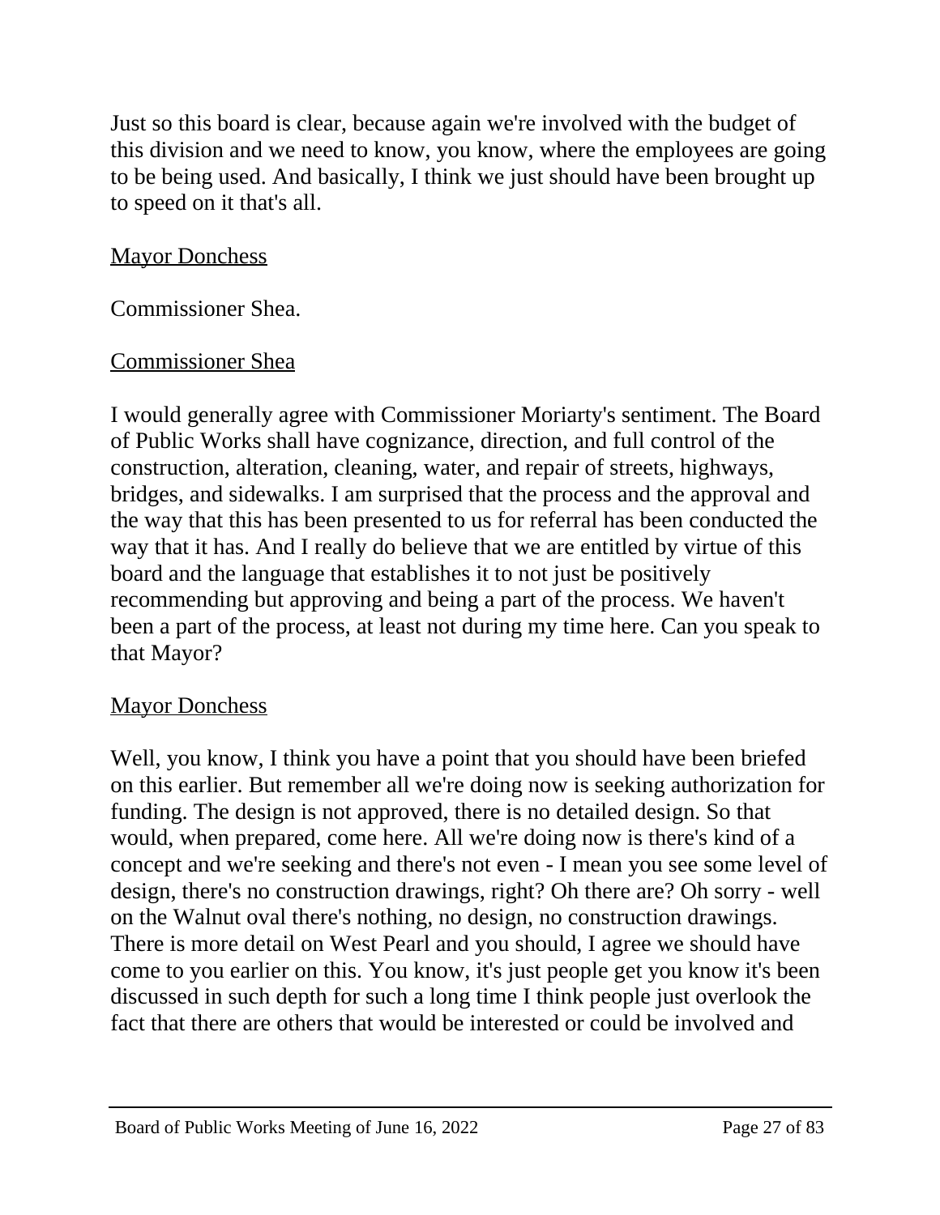Just so this board is clear, because again we're involved with the budget of this division and we need to know, you know, where the employees are going to be being used. And basically, I think we just should have been brought up to speed on it that's all.

<u>Mayor Donchess</u>

Commissioner Shea.

<u>Commissioner Shea</u>

I would generally agree with Commissioner Moriarty's sentiment. The Board of Public Works shall have cognizance, direction, and full control of the construction, alteration, cleaning, water, and repair of streets, highways, bridges, and sidewalks. I am surprised that the process and the approval and the way that this has been presented to us for referral has been conducted the way that it has. And I really do believe that we are entitled by virtue of this board and the language that establishes it to not just be positively recommending but approving and being a part of the process. We haven't been a part of the process, at least not during my time here. Can you speak to that Mayor?

<u>Mayor Donchess</u>

Well, you know, I think you have a point that you should have been briefed on this earlier. But remember all we're doing now is seeking authorization for funding. The design is not approved, there is no detailed design. So that would, when prepared, come here. All we're doing now is there's kind of a concept and we're seeking and there's not even - I mean you see some level of design, there's no construction drawings, right? Oh there are? Oh sorry - well on the Walnut oval there's nothing, no design, no construction drawings. There is more detail on West Pearl and you should, I agree we should have come to you earlier on this. You know, it's just people get you know it's been discussed in such depth for such a long time I think people just overlook the fact that there are others that would be interested or could be involved and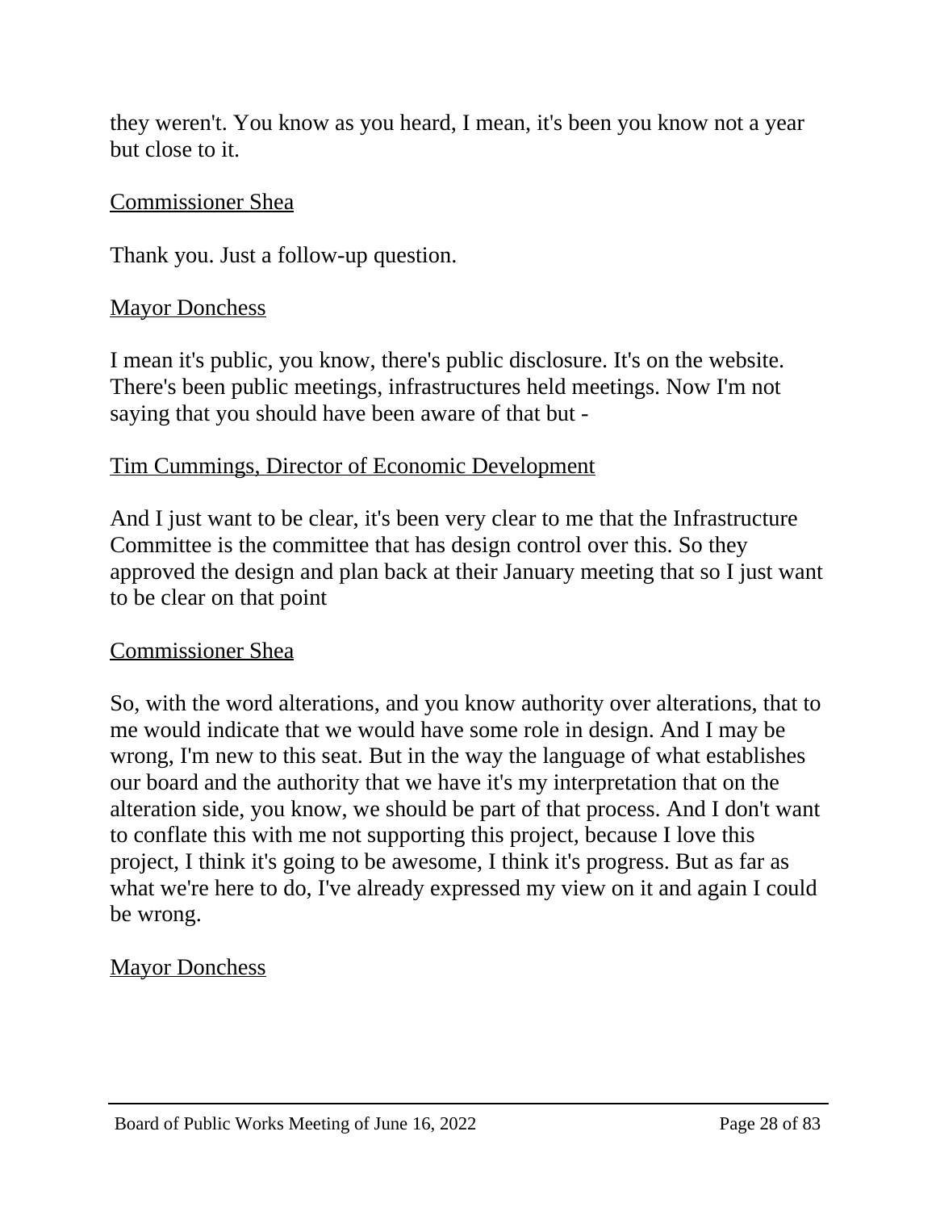they weren't. You know as you heard, I mean, it's been you know not a year but close to it.

<u>Commissioner Shea</u>

Thank you. Just a follow-up question.

<u>Mayor Donchess</u>

I mean it's public, you know, there's public disclosure. It's on the website. There's been public meetings, infrastructures held meetings. Now I'm not saying that you should have been aware of that but -

<u>Tim Cummings, Director of Economic Development</u>

And I just want to be clear, it's been very clear to me that the Infrastructure Committee is the committee that has design control over this. So they approved the design and plan back at their January meeting that so I just want to be clear on that point

<u>Commissioner Shea</u>

So, with the word alterations, and you know authority over alterations, that to me would indicate that we would have some role in design. And I may be wrong, I'm new to this seat. But in the way the language of what establishes our board and the authority that we have it's my interpretation that on the alteration side, you know, we should be part of that process. And I don't want to conflate this with me not supporting this project, because I love this project, I think it's going to be awesome, I think it's progress. But as far as what we're here to do, I've already expressed my view on it and again I could be wrong.

<u>Mayor Donchess</u>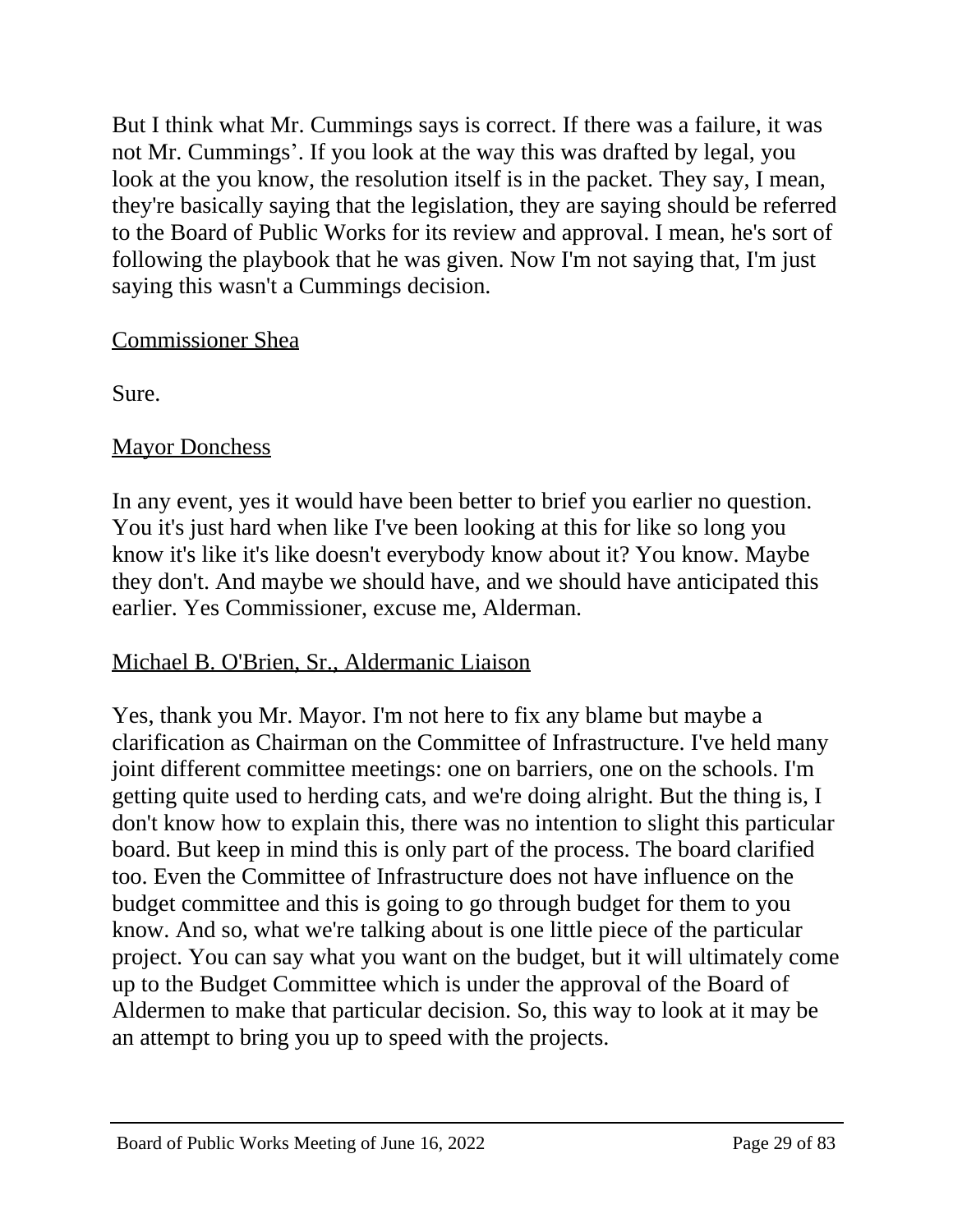But I think what Mr. Cummings says is correct. If there was a failure, it was not Mr. Cummings'. If you look at the way this was drafted by legal, you look at the you know, the resolution itself is in the packet. They say, I mean, they're basically saying that the legislation, they are saying should be referred to the Board of Public Works for its review and approval. I mean, he's sort of following the playbook that he was given. Now I'm not saying that, I'm just saying this wasn't a Cummings decision.

<u>Commissioner Shea</u>

Sure.

<u>Mayor Donchess</u>

In any event, yes it would have been better to brief you earlier no question. You it's just hard when like I've been looking at this for like so long you know it's like it's like doesn't everybody know about it? You know. Maybe they don't. And maybe we should have, and we should have anticipated this earlier. Yes Commissioner, excuse me, Alderman.

<u>Michael B. O'Brien, Sr., Aldermanic Liaison</u>

Yes, thank you Mr. Mayor. I'm not here to fix any blame but maybe a clarification as Chairman on the Committee of Infrastructure. I've held many joint different committee meetings: one on barriers, one on the schools. I'm getting quite used to herding cats, and we're doing alright. But the thing is, I don't know how to explain this, there was no intention to slight this particular board. But keep in mind this is only part of the process. The board clarified too. Even the Committee of Infrastructure does not have influence on the budget committee and this is going to go through budget for them to you know. And so, what we're talking about is one little piece of the particular project. You can say what you want on the budget, but it will ultimately come up to the Budget Committee which is under the approval of the Board of Aldermen to make that particular decision. So, this way to look at it may be an attempt to bring you up to speed with the projects.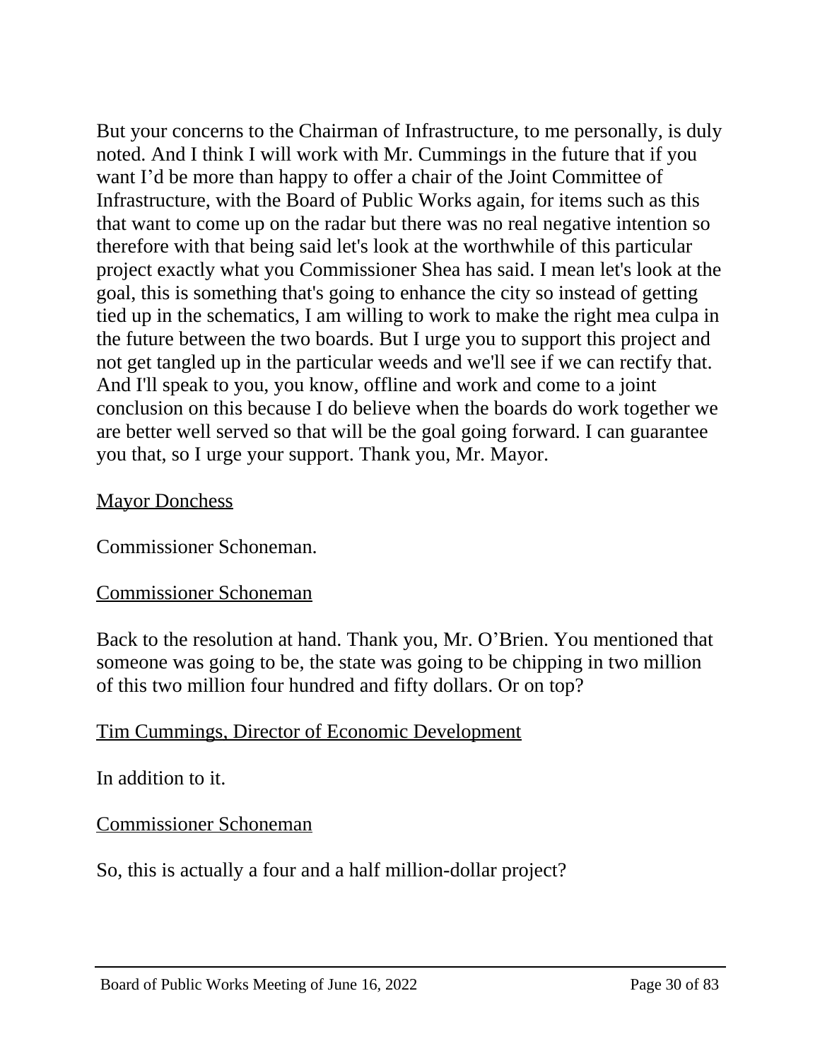But your concerns to the Chairman of Infrastructure, to me personally, is duly noted. And I think I will work with Mr. Cummings in the future that if you want I'd be more than happy to offer a chair of the Joint Committee of Infrastructure, with the Board of Public Works again, for items such as this that want to come up on the radar but there was no real negative intention so therefore with that being said let's look at the worthwhile of this particular project exactly what you Commissioner Shea has said. I mean let's look at the goal, this is something that's going to enhance the city so instead of getting tied up in the schematics, I am willing to work to make the right mea culpa in the future between the two boards. But I urge you to support this project and not get tangled up in the particular weeds and we'll see if we can rectify that. And I'll speak to you, you know, offline and work and come to a joint conclusion on this because I do believe when the boards do work together we are better well served so that will be the goal going forward. I can guarantee you that, so I urge your support. Thank you, Mr. Mayor.

<u>Mayor Donchess</u>

Commissioner Schoneman.

<u>Commissioner Schoneman</u>

Back to the resolution at hand. Thank you, Mr. O'Brien. You mentioned that someone was going to be, the state was going to be chipping in two million of this two million four hundred and fifty dollars. Or on top?

<u>Tim Cummings, Director of Economic Development</u>

In addition to it.

<u>Commissioner Schoneman</u>

So, this is actually a four and a half million-dollar project?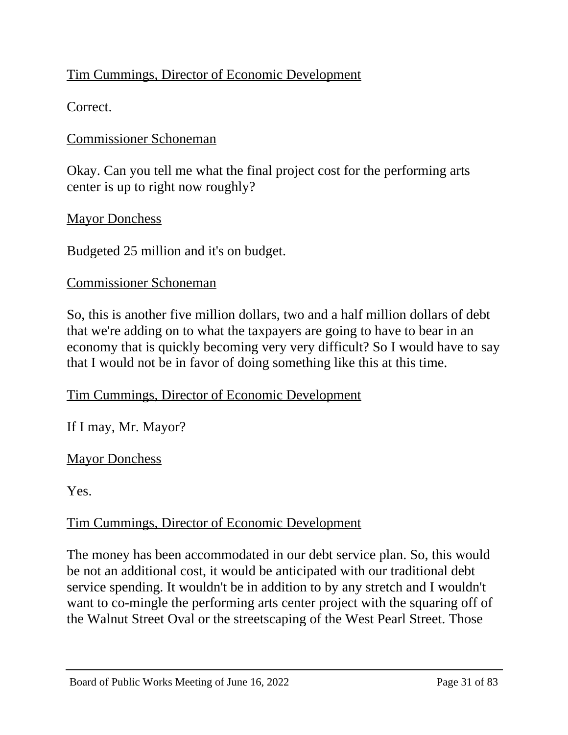Tim Cummings, Director of Economic Development

Correct.

Commissioner Schoneman

Okay. Can you tell me what the final project cost for the performing arts center is up to right now roughly?

Mayor Donchess

Budgeted 25 million and it's on budget.

Commissioner Schoneman

So, this is another five million dollars, two and a half million dollars of debt that we're adding on to what the taxpayers are going to have to bear in an economy that is quickly becoming very very difficult? So I would have to say that I would not be in favor of doing something like this at this time.

Tim Cummings, Director of Economic Development

If I may, Mr. Mayor?

Mayor Donchess

Yes.

Tim Cummings, Director of Economic Development

The money has been accommodated in our debt service plan. So, this would be not an additional cost, it would be anticipated with our traditional debt service spending. It wouldn't be in addition to by any stretch and I wouldn't want to co-mingle the performing arts center project with the squaring off of the Walnut Street Oval or the streetscaping of the West Pearl Street. Those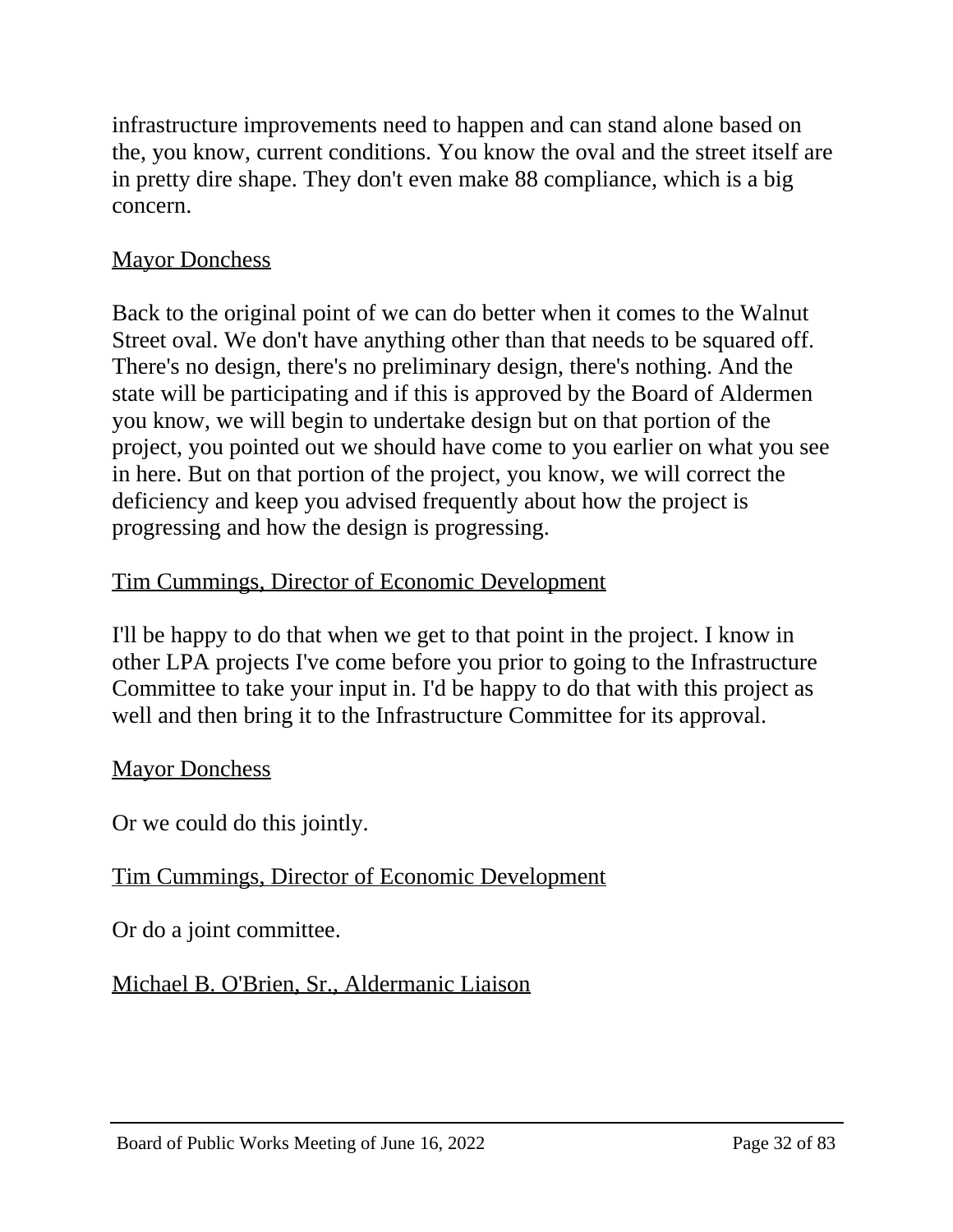infrastructure improvements need to happen and can stand alone based on the, you know, current conditions. You know the oval and the street itself are in pretty dire shape. They don't even make 88 compliance, which is a big concern.

<u>Mayor Donchess</u>

Back to the original point of we can do better when it comes to the Walnut Street oval. We don't have anything other than that needs to be squared off. There's no design, there's no preliminary design, there's nothing. And the state will be participating and if this is approved by the Board of Aldermen you know, we will begin to undertake design but on that portion of the project, you pointed out we should have come to you earlier on what you see in here. But on that portion of the project, you know, we will correct the deficiency and keep you advised frequently about how the project is progressing and how the design is progressing.

<u>Tim Cummings, Director of Economic Development</u>

I'll be happy to do that when we get to that point in the project. I know in other LPA projects I've come before you prior to going to the Infrastructure Committee to take your input in. I'd be happy to do that with this project as well and then bring it to the Infrastructure Committee for its approval.

<u>Mayor Donchess</u>

Or we could do this jointly.

<u>Tim Cummings, Director of Economic Development</u>

Or do a joint committee.

<u>Michael B. O'Brien, Sr., Aldermanic Liaison</u>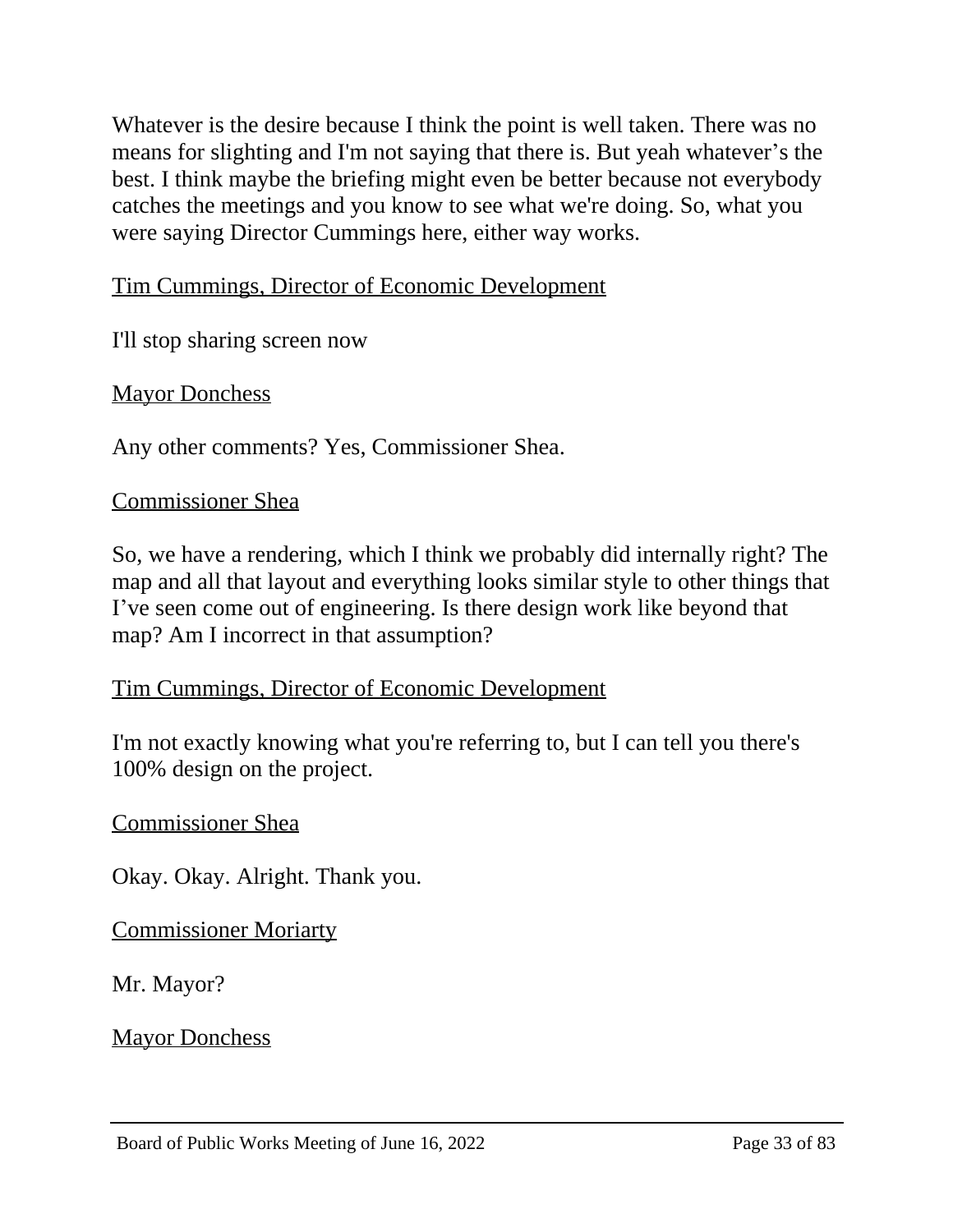Whatever is the desire because I think the point is well taken. There was no means for slighting and I'm not saying that there is. But yeah whatever's the best. I think maybe the briefing might even be better because not everybody catches the meetings and you know to see what we're doing. So, what you were saying Director Cummings here, either way works.

<u>Tim Cummings, Director of Economic Development</u>

I'll stop sharing screen now

<u>Mayor Donchess</u>

Any other comments? Yes, Commissioner Shea.

<u>Commissioner Shea</u>

So, we have a rendering, which I think we probably did internally right? The map and all that layout and everything looks similar style to other things that I've seen come out of engineering. Is there design work like beyond that map? Am I incorrect in that assumption?

<u>Tim Cummings, Director of Economic Development</u>

I'm not exactly knowing what you're referring to, but I can tell you there's 100% design on the project.

<u>Commissioner Shea</u>

Okay. Okay. Alright. Thank you.

<u>Commissioner Moriarty</u>

Mr. Mayor?

<u>Mayor Donchess</u>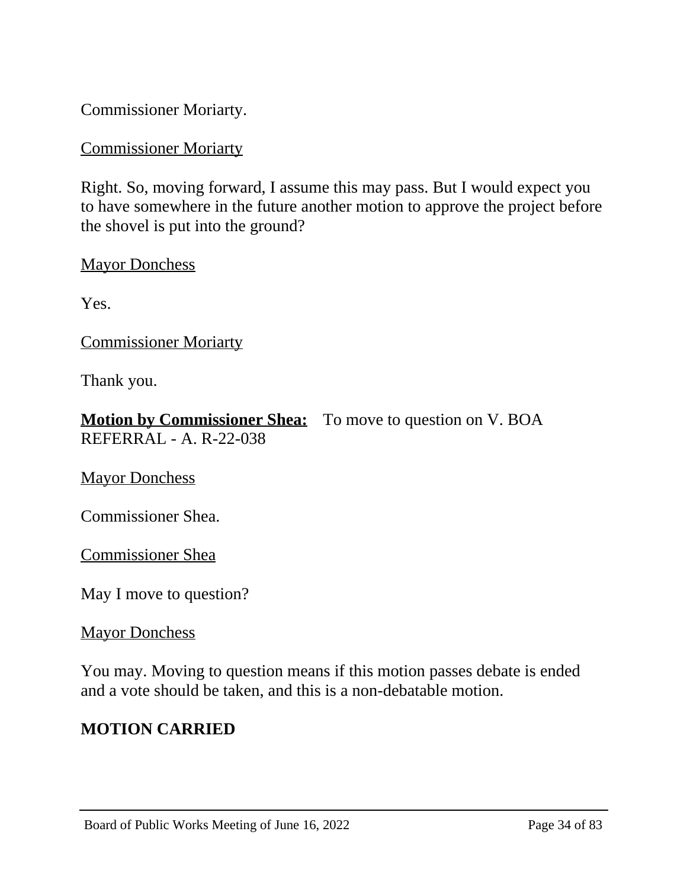Commissioner Moriarty.

<u>Commissioner Moriarty</u>

Right. So, moving forward, I assume this may pass. But I would expect you to have somewhere in the future another motion to approve the project before the shovel is put into the ground?

<u>Mayor Donchess</u>

Yes.

<u>Commissioner Moriarty</u>

Thank you.

**<u>Motion by Commissioner Shea:</u>** To move to question on V. BOA REFERRAL - A. R-22-038

<u>Mayor Donchess</u>

Commissioner Shea.

<u>Commissioner Shea</u>

May I move to question?

<u>Mayor Donchess</u>

You may. Moving to question means if this motion passes debate is ended and a vote should be taken, and this is a non-debatable motion.

**MOTION CARRIED**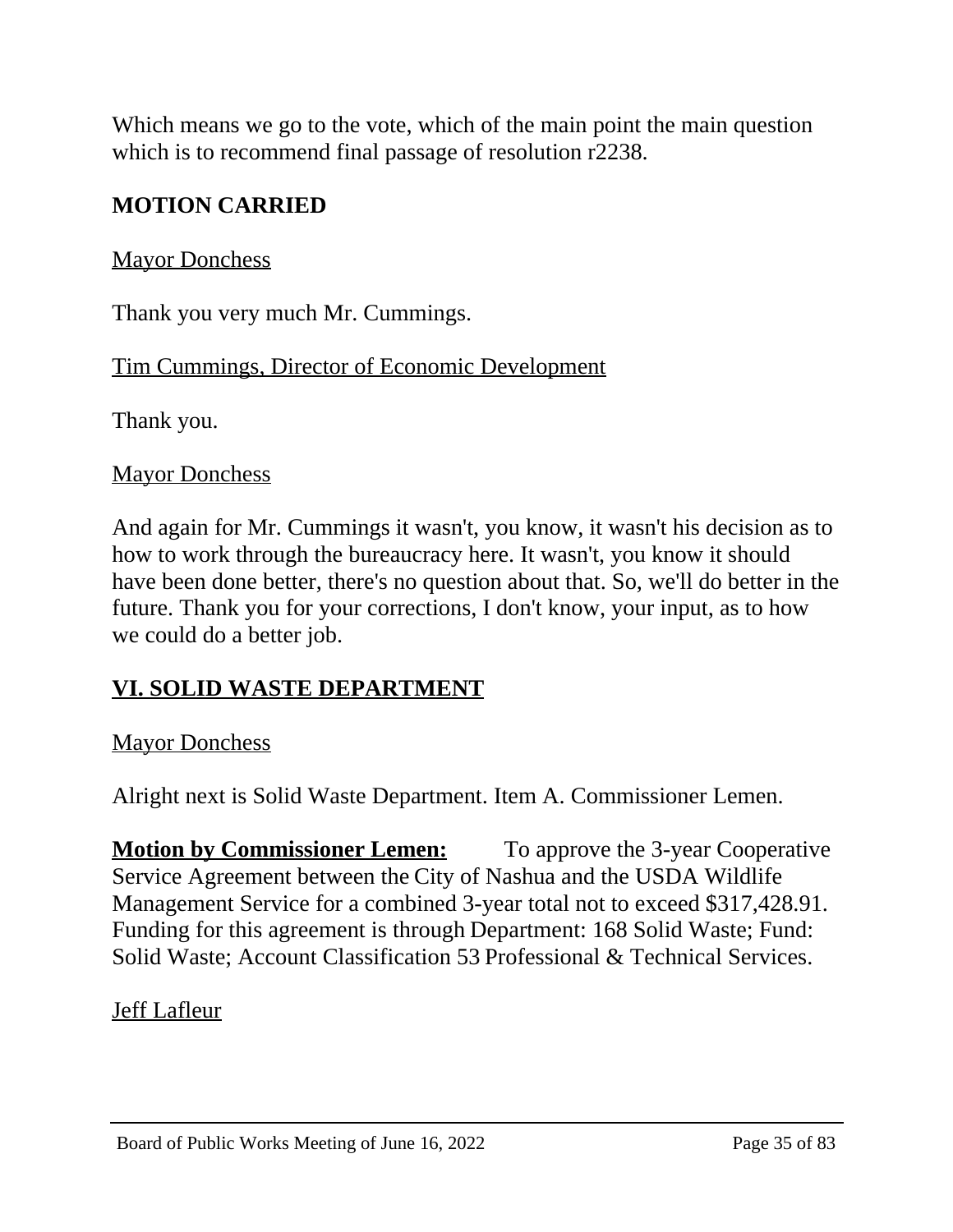Which means we go to the vote, which of the main point the main question which is to recommend final passage of resolution r2238.

**MOTION CARRIED**

<u>Mayor Donchess</u>

Thank you very much Mr. Cummings.

<u>Tim Cummings, Director of Economic Development</u>

Thank you.

<u>Mayor Donchess</u>

And again for Mr. Cummings it wasn't, you know, it wasn't his decision as to how to work through the bureaucracy here. It wasn't, you know it should have been done better, there's no question about that. So, we'll do better in the future. Thank you for your corrections, I don't know, your input, as to how we could do a better job.

## <u>VI. SOLID WASTE DEPARTMENT</u>

<u>Mayor Donchess</u>

Alright next is Solid Waste Department. Item A. Commissioner Lemen.

<u>**Motion by Commissioner Lemen:**</u> To approve the 3-year Cooperative Service Agreement between the City of Nashua and the USDA Wildlife Management Service for a combined 3-year total not to exceed $317,428.91. Funding for this agreement is through Department: 168 Solid Waste; Fund: Solid Waste; Account Classification 53 Professional & Technical Services.

<u>Jeff Lafleur</u>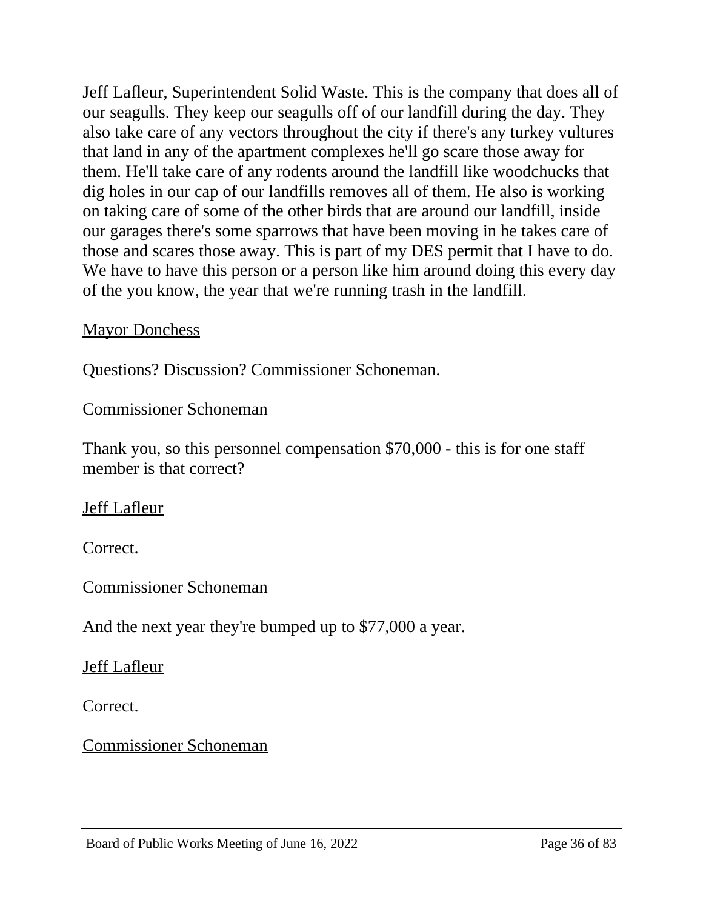Jeff Lafleur, Superintendent Solid Waste. This is the company that does all of our seagulls. They keep our seagulls off of our landfill during the day. They also take care of any vectors throughout the city if there's any turkey vultures that land in any of the apartment complexes he'll go scare those away for them. He'll take care of any rodents around the landfill like woodchucks that dig holes in our cap of our landfills removes all of them. He also is working on taking care of some of the other birds that are around our landfill, inside our garages there's some sparrows that have been moving in he takes care of those and scares those away. This is part of my DES permit that I have to do. We have to have this person or a person like him around doing this every day of the you know, the year that we're running trash in the landfill.

<u>Mayor Donchess</u>

Questions? Discussion? Commissioner Schoneman.

<u>Commissioner Schoneman</u>

Thank you, so this personnel compensation $70,000 - this is for one staff member is that correct?

<u>Jeff Lafleur</u>

Correct.

<u>Commissioner Schoneman</u>

And the next year they're bumped up to $77,000 a year.

<u>Jeff Lafleur</u>

Correct.

<u>Commissioner Schoneman</u>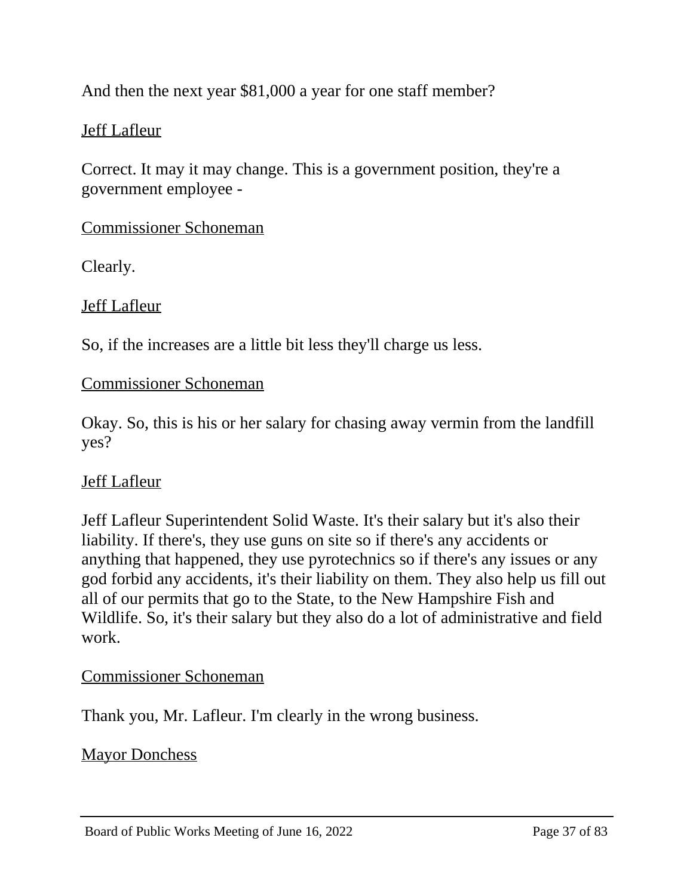And then the next year $81,000 a year for one staff member?

<u>Jeff Lafleur</u>

Correct. It may it may change. This is a government position, they're a government employee -

<u>Commissioner Schoneman</u>

Clearly.

<u>Jeff Lafleur</u>

So, if the increases are a little bit less they'll charge us less.

<u>Commissioner Schoneman</u>

Okay. So, this is his or her salary for chasing away vermin from the landfill yes?

<u>Jeff Lafleur</u>

Jeff Lafleur Superintendent Solid Waste. It's their salary but it's also their liability. If there's, they use guns on site so if there's any accidents or anything that happened, they use pyrotechnics so if there's any issues or any god forbid any accidents, it's their liability on them. They also help us fill out all of our permits that go to the State, to the New Hampshire Fish and Wildlife. So, it's their salary but they also do a lot of administrative and field work.

<u>Commissioner Schoneman</u>

Thank you, Mr. Lafleur. I'm clearly in the wrong business.

<u>Mayor Donchess</u>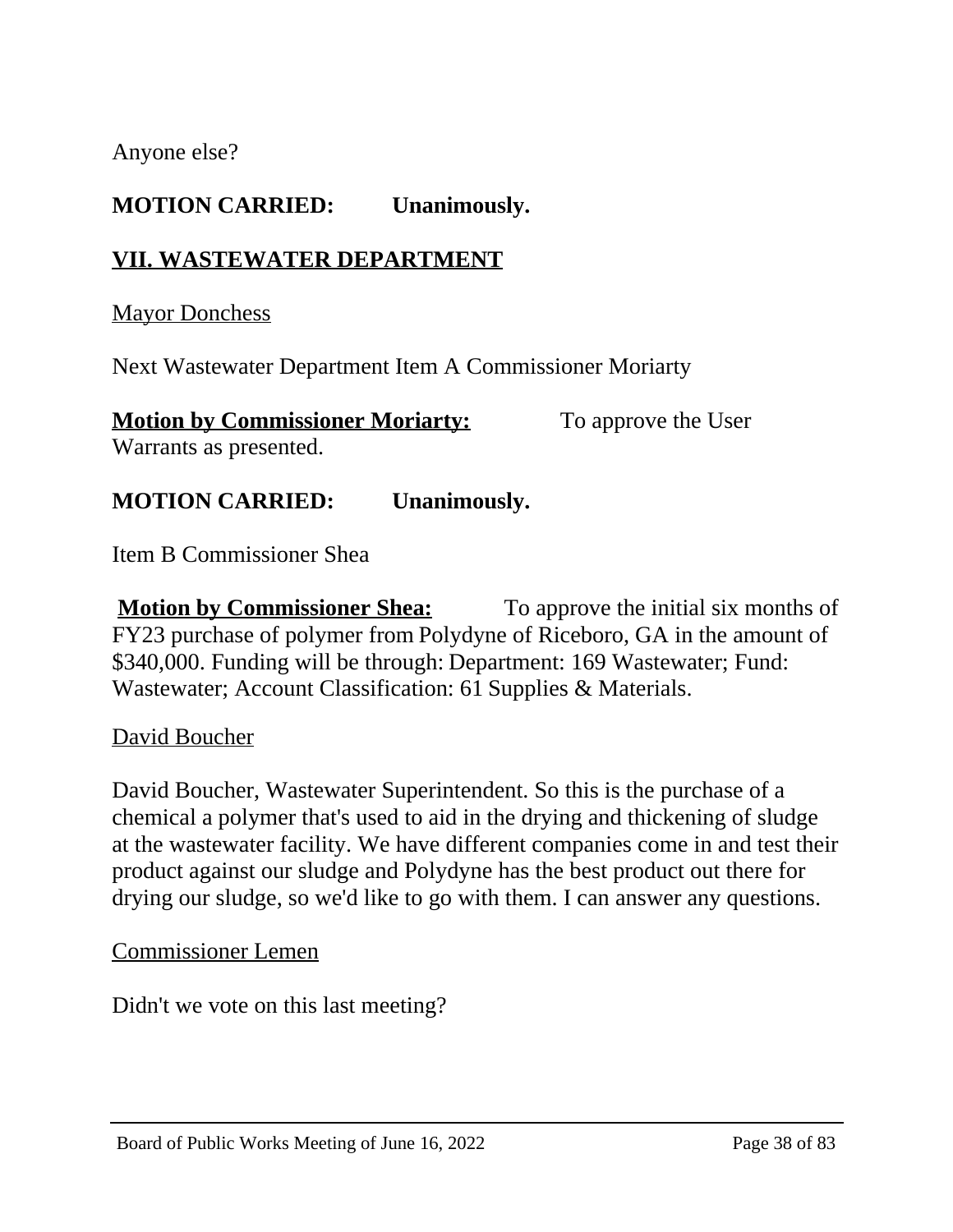Anyone else?

**MOTION CARRIED: Unanimously.**

## VII. WASTEWATER DEPARTMENT

Mayor Donchess

Next Wastewater Department Item A Commissioner Moriarty

**Motion by Commissioner Moriarty:** To approve the User Warrants as presented.

**MOTION CARRIED: Unanimously.**

Item B Commissioner Shea

**Motion by Commissioner Shea:** To approve the initial six months of FY23 purchase of polymer from Polydyne of Riceboro, GA in the amount of $340,000. Funding will be through: Department: 169 Wastewater; Fund: Wastewater; Account Classification: 61 Supplies & Materials.

David Boucher

David Boucher, Wastewater Superintendent. So this is the purchase of a chemical a polymer that's used to aid in the drying and thickening of sludge at the wastewater facility. We have different companies come in and test their product against our sludge and Polydyne has the best product out there for drying our sludge, so we'd like to go with them. I can answer any questions.

Commissioner Lemen

Didn't we vote on this last meeting?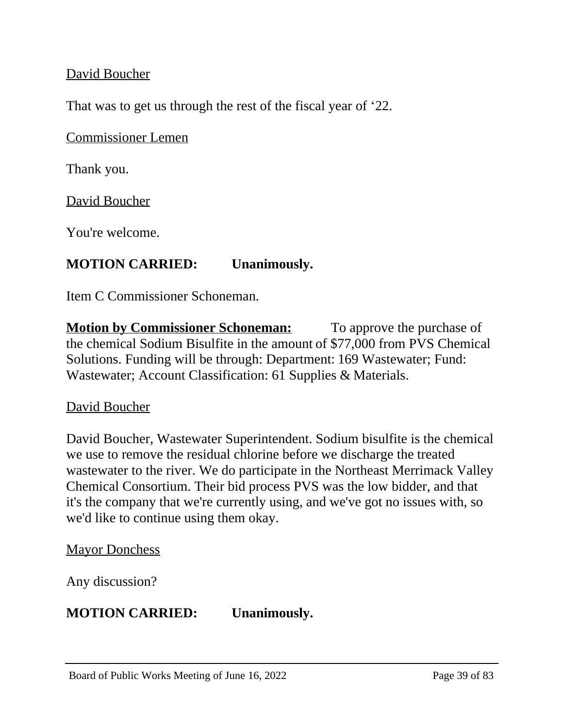David Boucher

That was to get us through the rest of the fiscal year of ‘22.

Commissioner Lemen

Thank you.

David Boucher

You're welcome.

**MOTION CARRIED: Unanimously.**

Item C Commissioner Schoneman.

**Motion by Commissioner Schoneman:** To approve the purchase of the chemical Sodium Bisulfite in the amount of $77,000 from PVS Chemical Solutions. Funding will be through: Department: 169 Wastewater; Fund: Wastewater; Account Classification: 61 Supplies & Materials.

David Boucher

David Boucher, Wastewater Superintendent. Sodium bisulfite is the chemical we use to remove the residual chlorine before we discharge the treated wastewater to the river. We do participate in the Northeast Merrimack Valley Chemical Consortium. Their bid process PVS was the low bidder, and that it's the company that we're currently using, and we've got no issues with, so we'd like to continue using them okay.

Mayor Donchess

Any discussion?

**MOTION CARRIED: Unanimously.**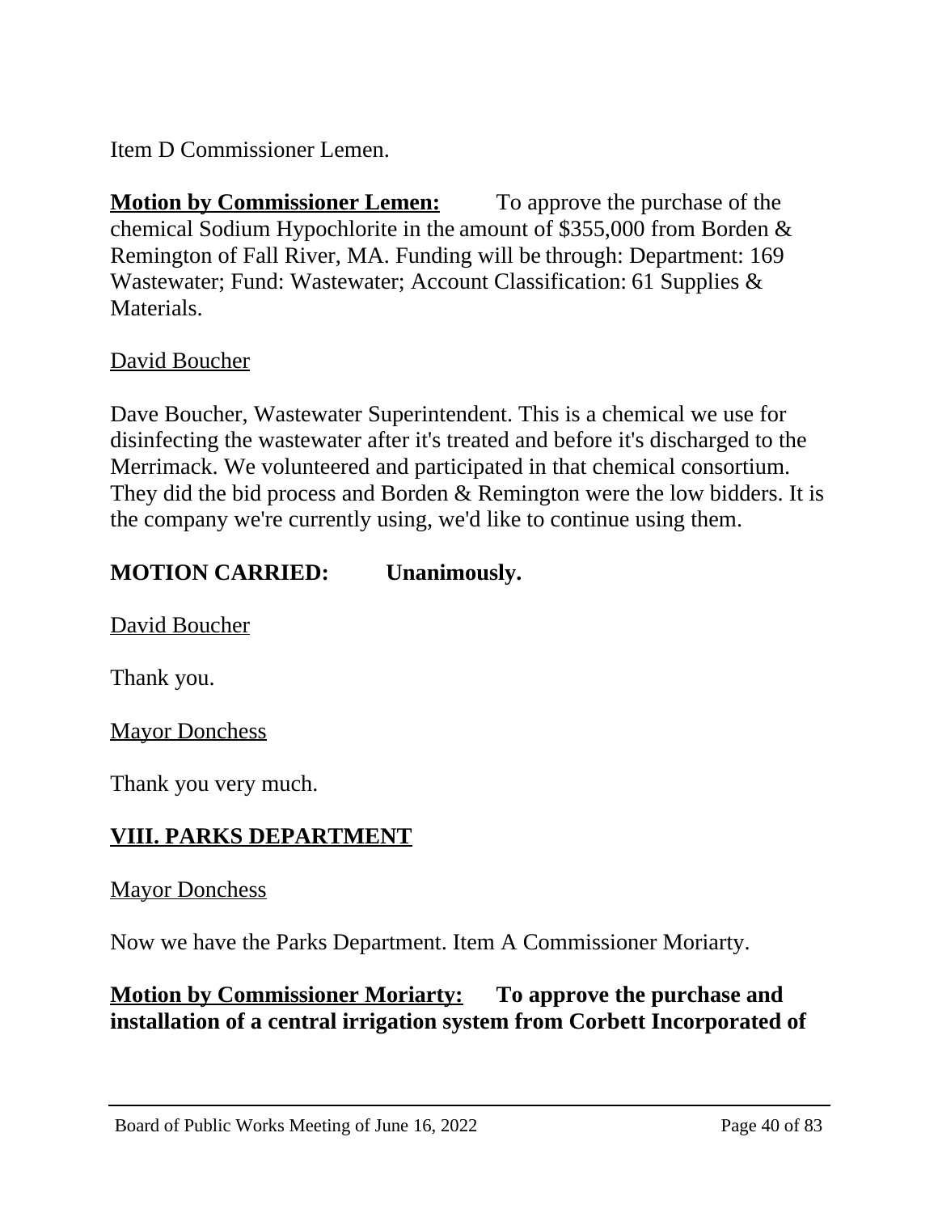Item D Commissioner Lemen.

**<u>Motion by Commissioner Lemen:</u>** To approve the purchase of the chemical Sodium Hypochlorite in the amount of $355,000 from Borden & Remington of Fall River, MA. Funding will be through: Department: 169 Wastewater; Fund: Wastewater; Account Classification: 61 Supplies & Materials.

<u>David Boucher</u>

Dave Boucher, Wastewater Superintendent. This is a chemical we use for disinfecting the wastewater after it's treated and before it's discharged to the Merrimack. We volunteered and participated in that chemical consortium. They did the bid process and Borden & Remington were the low bidders. It is the company we're currently using, we'd like to continue using them.

**MOTION CARRIED: Unanimously.**

<u>David Boucher</u>

Thank you.

<u>Mayor Donchess</u>

Thank you very much.

## <u>VIII. PARKS DEPARTMENT</u>

<u>Mayor Donchess</u>

Now we have the Parks Department. Item A Commissioner Moriarty.

**<u>Motion by Commissioner Moriarty:</u> To approve the purchase and installation of a central irrigation system from Corbett Incorporated of**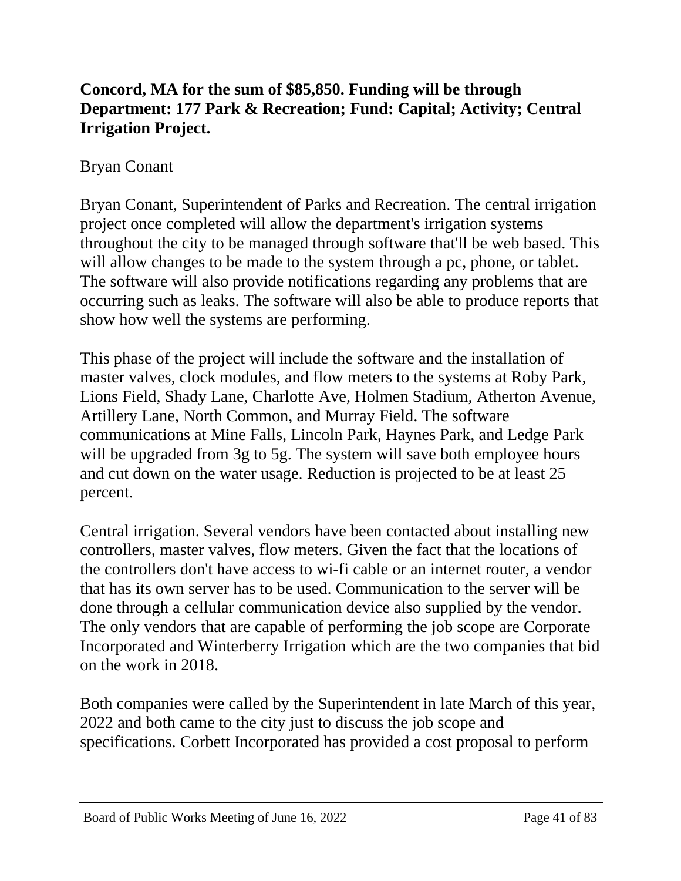**Concord, MA for the sum of $85,850. Funding will be through Department: 177 Park & Recreation; Fund: Capital; Activity; Central Irrigation Project.**

<u>Bryan Conant</u>

Bryan Conant, Superintendent of Parks and Recreation. The central irrigation project once completed will allow the department's irrigation systems throughout the city to be managed through software that'll be web based. This will allow changes to be made to the system through a pc, phone, or tablet. The software will also provide notifications regarding any problems that are occurring such as leaks. The software will also be able to produce reports that show how well the systems are performing.

This phase of the project will include the software and the installation of master valves, clock modules, and flow meters to the systems at Roby Park, Lions Field, Shady Lane, Charlotte Ave, Holmen Stadium, Atherton Avenue, Artillery Lane, North Common, and Murray Field. The software communications at Mine Falls, Lincoln Park, Haynes Park, and Ledge Park will be upgraded from 3g to 5g. The system will save both employee hours and cut down on the water usage. Reduction is projected to be at least 25 percent.

Central irrigation. Several vendors have been contacted about installing new controllers, master valves, flow meters. Given the fact that the locations of the controllers don't have access to wi-fi cable or an internet router, a vendor that has its own server has to be used. Communication to the server will be done through a cellular communication device also supplied by the vendor. The only vendors that are capable of performing the job scope are Corporate Incorporated and Winterberry Irrigation which are the two companies that bid on the work in 2018.

Both companies were called by the Superintendent in late March of this year, 2022 and both came to the city just to discuss the job scope and specifications. Corbett Incorporated has provided a cost proposal to perform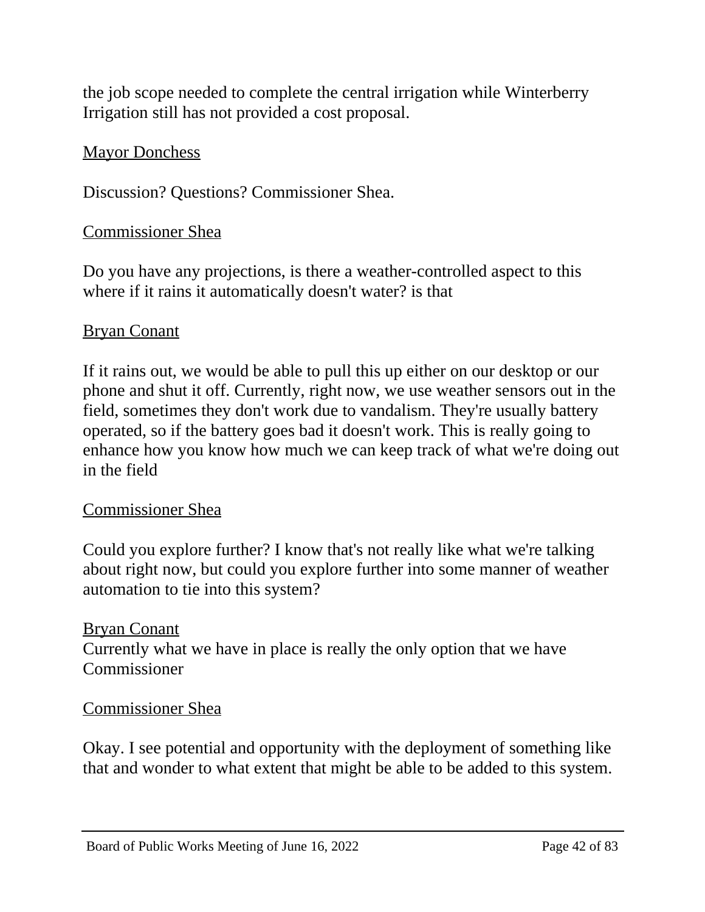the job scope needed to complete the central irrigation while Winterberry Irrigation still has not provided a cost proposal.

<u>Mayor Donchess</u>

Discussion? Questions? Commissioner Shea.

<u>Commissioner Shea</u>

Do you have any projections, is there a weather-controlled aspect to this where if it rains it automatically doesn't water? is that

<u>Bryan Conant</u>

If it rains out, we would be able to pull this up either on our desktop or our phone and shut it off. Currently, right now, we use weather sensors out in the field, sometimes they don't work due to vandalism. They're usually battery operated, so if the battery goes bad it doesn't work. This is really going to enhance how you know how much we can keep track of what we're doing out in the field

<u>Commissioner Shea</u>

Could you explore further? I know that's not really like what we're talking about right now, but could you explore further into some manner of weather automation to tie into this system?

<u>Bryan Conant</u>
Currently what we have in place is really the only option that we have Commissioner

<u>Commissioner Shea</u>

Okay. I see potential and opportunity with the deployment of something like that and wonder to what extent that might be able to be added to this system.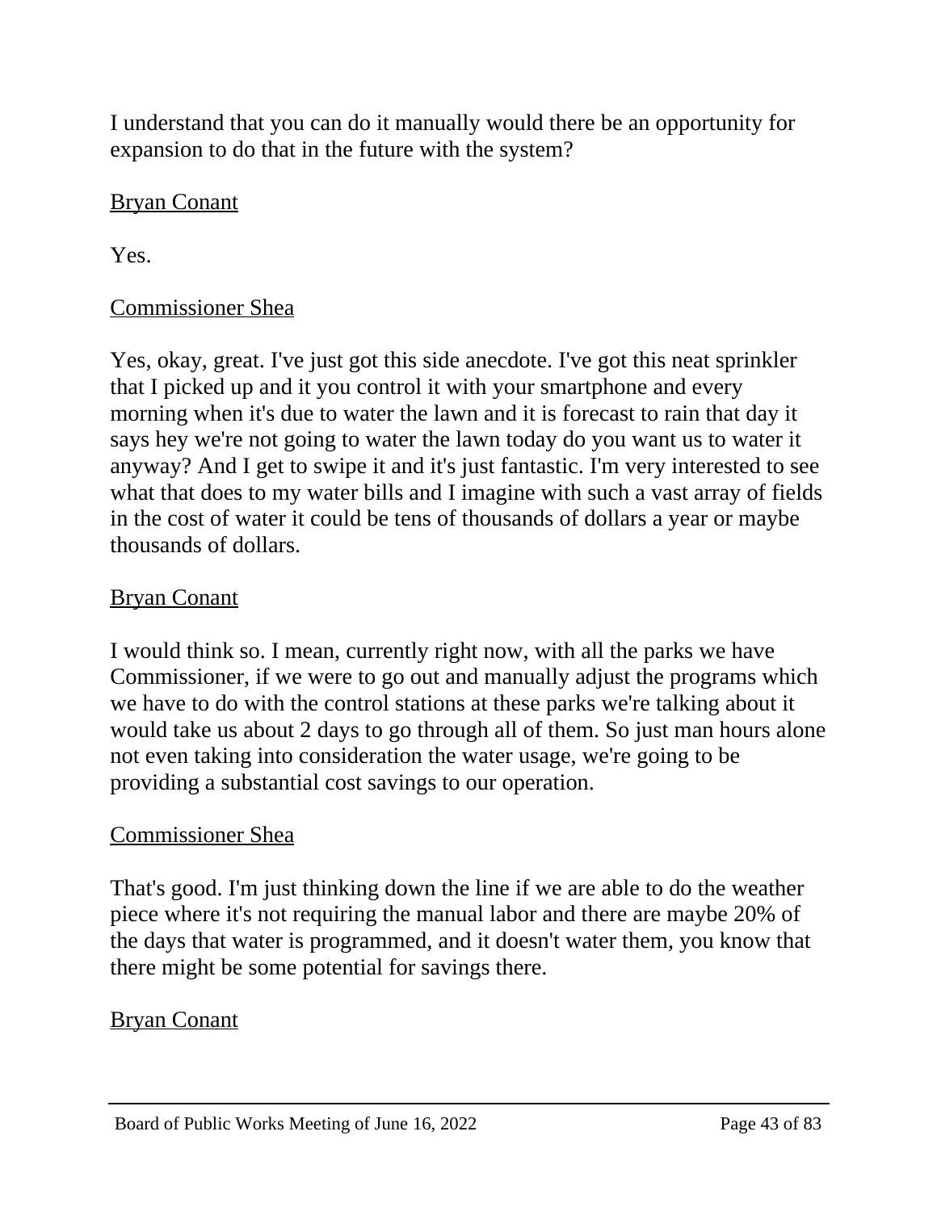I understand that you can do it manually would there be an opportunity for expansion to do that in the future with the system?

<u>Bryan Conant</u>

Yes.

<u>Commissioner Shea</u>

Yes, okay, great. I've just got this side anecdote. I've got this neat sprinkler that I picked up and it you control it with your smartphone and every morning when it's due to water the lawn and it is forecast to rain that day it says hey we're not going to water the lawn today do you want us to water it anyway? And I get to swipe it and it's just fantastic. I'm very interested to see what that does to my water bills and I imagine with such a vast array of fields in the cost of water it could be tens of thousands of dollars a year or maybe thousands of dollars.

<u>Bryan Conant</u>

I would think so. I mean, currently right now, with all the parks we have Commissioner, if we were to go out and manually adjust the programs which we have to do with the control stations at these parks we're talking about it would take us about 2 days to go through all of them. So just man hours alone not even taking into consideration the water usage, we're going to be providing a substantial cost savings to our operation.

<u>Commissioner Shea</u>

That's good. I'm just thinking down the line if we are able to do the weather piece where it's not requiring the manual labor and there are maybe 20% of the days that water is programmed, and it doesn't water them, you know that there might be some potential for savings there.

<u>Bryan Conant</u>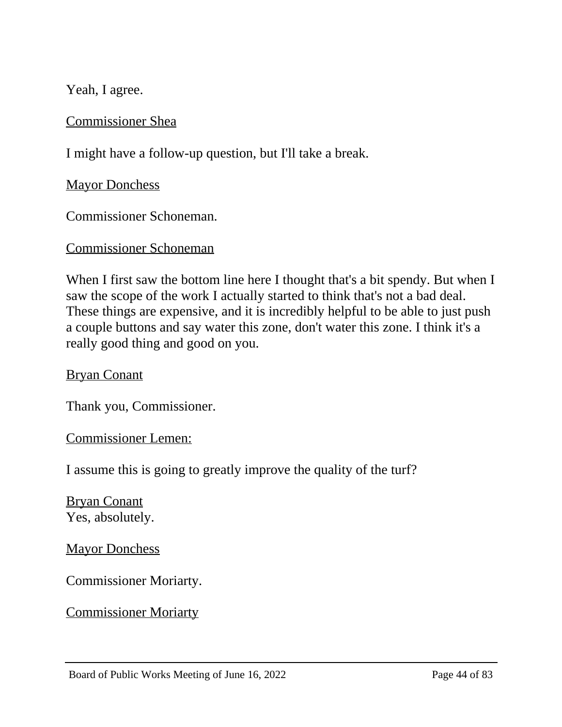Yeah, I agree.

Commissioner Shea

I might have a follow-up question, but I'll take a break.

Mayor Donchess

Commissioner Schoneman.

Commissioner Schoneman

When I first saw the bottom line here I thought that's a bit spendy. But when I saw the scope of the work I actually started to think that's not a bad deal. These things are expensive, and it is incredibly helpful to be able to just push a couple buttons and say water this zone, don't water this zone. I think it's a really good thing and good on you.

Bryan Conant

Thank you, Commissioner.

Commissioner Lemen:

I assume this is going to greatly improve the quality of the turf?

Bryan Conant
Yes, absolutely.

Mayor Donchess

Commissioner Moriarty.

Commissioner Moriarty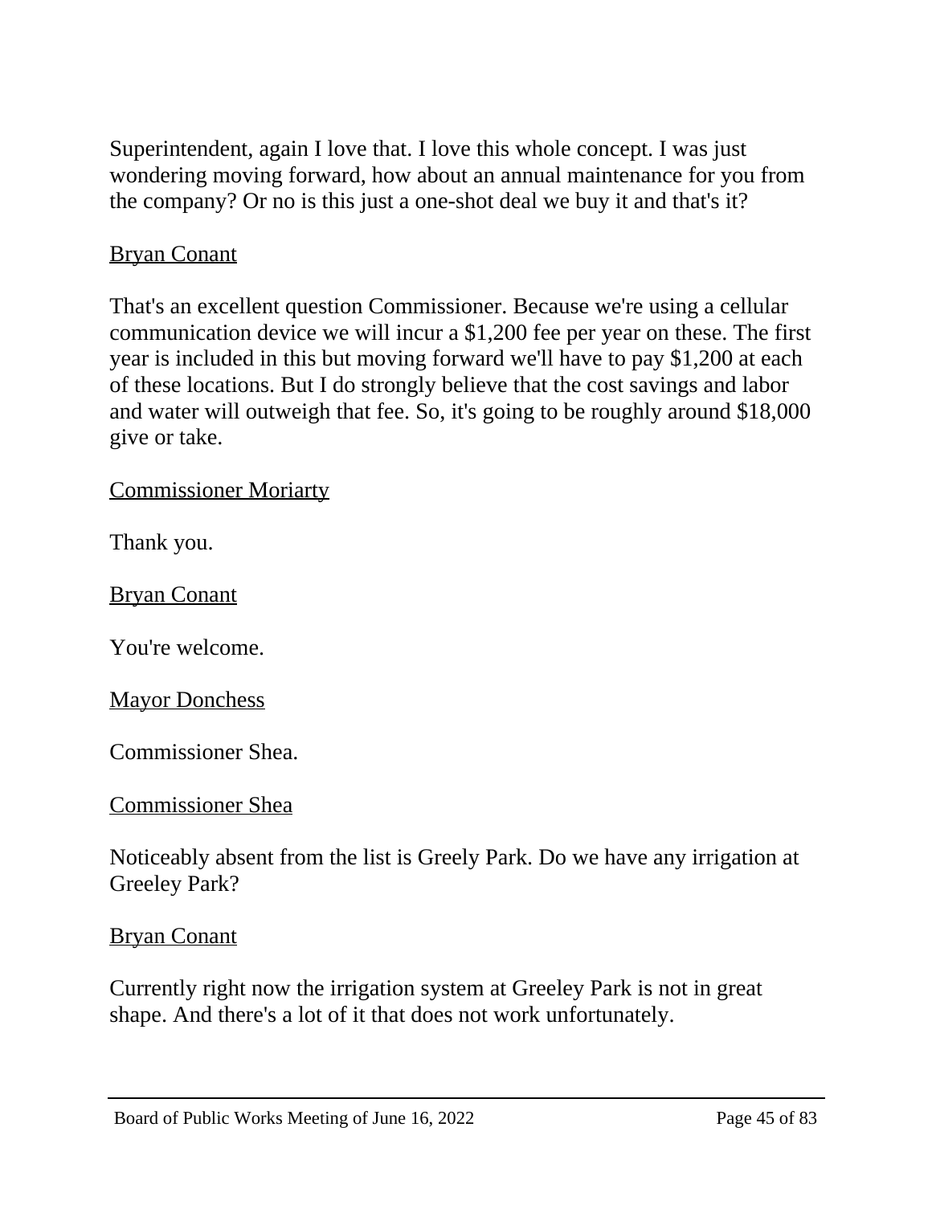Superintendent, again I love that. I love this whole concept. I was just wondering moving forward, how about an annual maintenance for you from the company? Or no is this just a one-shot deal we buy it and that's it?

<u>Bryan Conant</u>

That's an excellent question Commissioner. Because we're using a cellular communication device we will incur a $1,200 fee per year on these. The first year is included in this but moving forward we'll have to pay $1,200 at each of these locations. But I do strongly believe that the cost savings and labor and water will outweigh that fee. So, it's going to be roughly around $18,000 give or take.

<u>Commissioner Moriarty</u>

Thank you.

<u>Bryan Conant</u>

You're welcome.

<u>Mayor Donchess</u>

Commissioner Shea.

<u>Commissioner Shea</u>

Noticeably absent from the list is Greely Park. Do we have any irrigation at Greeley Park?

<u>Bryan Conant</u>

Currently right now the irrigation system at Greeley Park is not in great shape. And there's a lot of it that does not work unfortunately.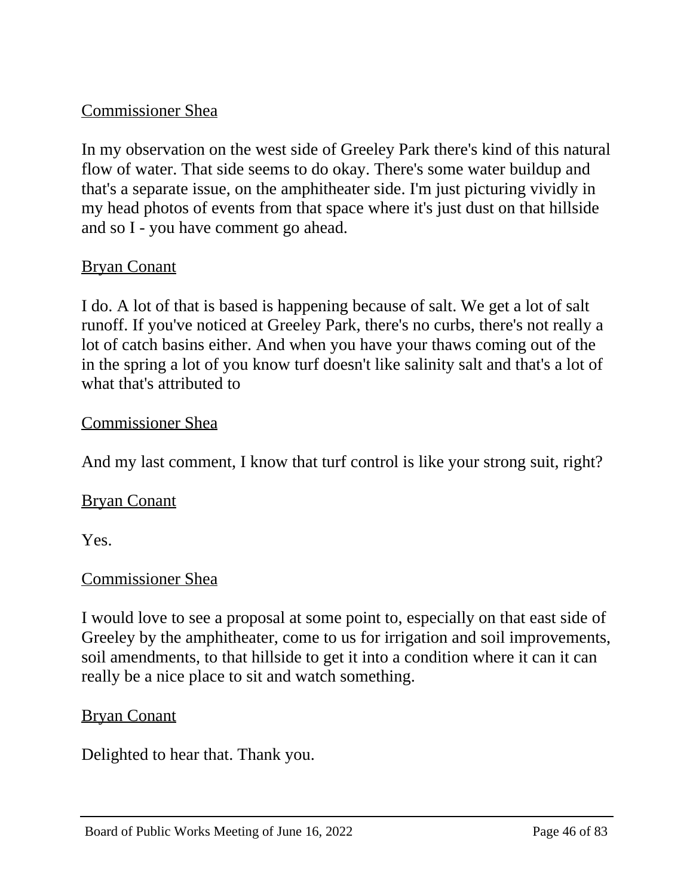<u>Commissioner Shea</u>

In my observation on the west side of Greeley Park there's kind of this natural flow of water. That side seems to do okay. There's some water buildup and that's a separate issue, on the amphitheater side. I'm just picturing vividly in my head photos of events from that space where it's just dust on that hillside and so I - you have comment go ahead.

<u>Bryan Conant</u>

I do. A lot of that is based is happening because of salt. We get a lot of salt runoff. If you've noticed at Greeley Park, there's no curbs, there's not really a lot of catch basins either. And when you have your thaws coming out of the in the spring a lot of you know turf doesn't like salinity salt and that's a lot of what that's attributed to

<u>Commissioner Shea</u>

And my last comment, I know that turf control is like your strong suit, right?

<u>Bryan Conant</u>

Yes.

<u>Commissioner Shea</u>

I would love to see a proposal at some point to, especially on that east side of Greeley by the amphitheater, come to us for irrigation and soil improvements, soil amendments, to that hillside to get it into a condition where it can it can really be a nice place to sit and watch something.

<u>Bryan Conant</u>

Delighted to hear that. Thank you.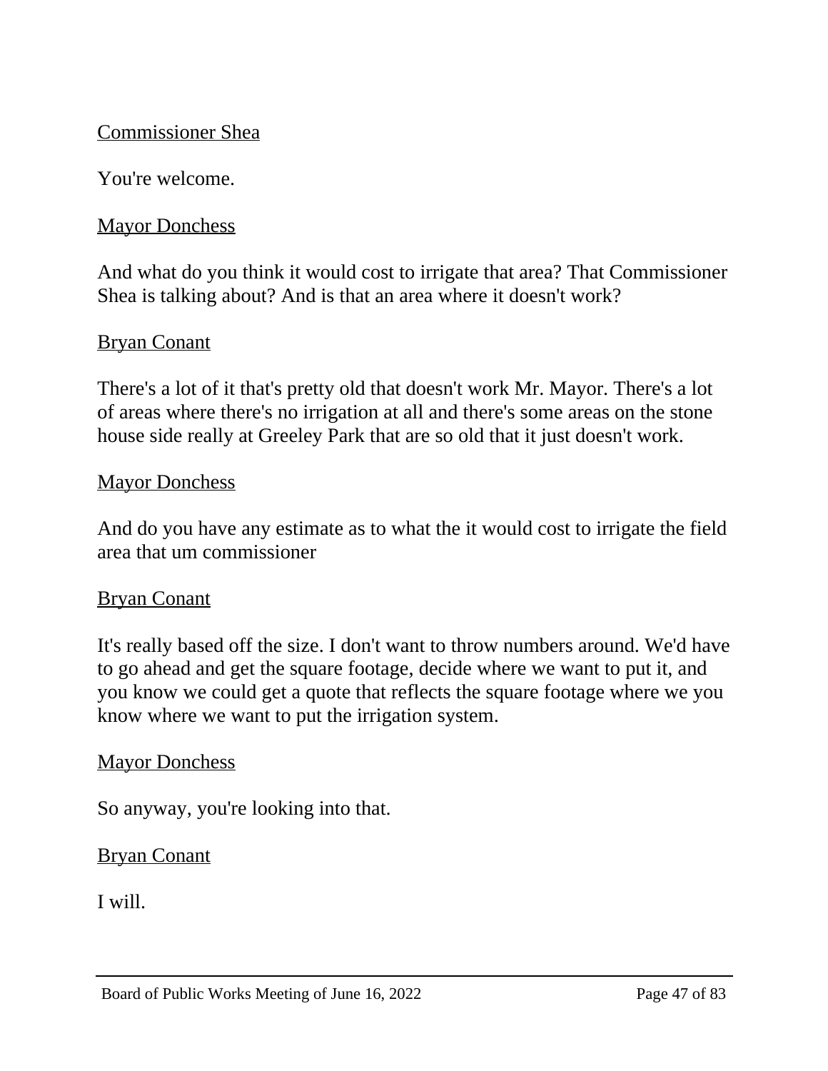<u>Commissioner Shea</u>

You're welcome.

<u>Mayor Donchess</u>

And what do you think it would cost to irrigate that area? That Commissioner Shea is talking about? And is that an area where it doesn't work?

<u>Bryan Conant</u>

There's a lot of it that's pretty old that doesn't work Mr. Mayor. There's a lot of areas where there's no irrigation at all and there's some areas on the stone house side really at Greeley Park that are so old that it just doesn't work.

<u>Mayor Donchess</u>

And do you have any estimate as to what the it would cost to irrigate the field area that um commissioner

<u>Bryan Conant</u>

It's really based off the size. I don't want to throw numbers around. We'd have to go ahead and get the square footage, decide where we want to put it, and you know we could get a quote that reflects the square footage where we you know where we want to put the irrigation system.

<u>Mayor Donchess</u>

So anyway, you're looking into that.

<u>Bryan Conant</u>

I will.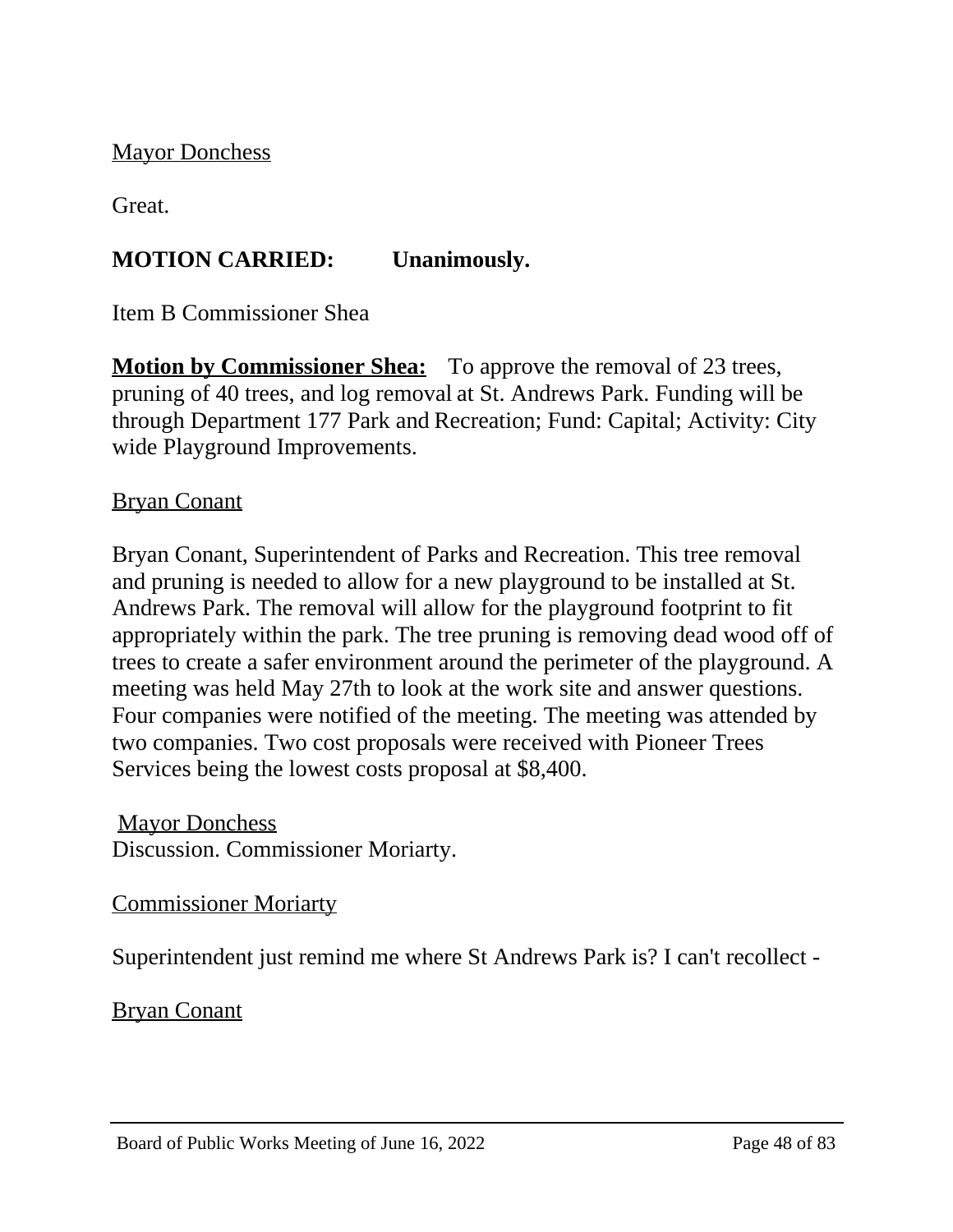Mayor Donchess

Great.

**MOTION CARRIED: Unanimously.**

Item B Commissioner Shea

**Motion by Commissioner Shea:** To approve the removal of 23 trees, pruning of 40 trees, and log removal at St. Andrews Park. Funding will be through Department 177 Park and Recreation; Fund: Capital; Activity: City wide Playground Improvements.

Bryan Conant

Bryan Conant, Superintendent of Parks and Recreation. This tree removal and pruning is needed to allow for a new playground to be installed at St. Andrews Park. The removal will allow for the playground footprint to fit appropriately within the park. The tree pruning is removing dead wood off of trees to create a safer environment around the perimeter of the playground. A meeting was held May 27th to look at the work site and answer questions. Four companies were notified of the meeting. The meeting was attended by two companies. Two cost proposals were received with Pioneer Trees Services being the lowest costs proposal at $8,400.

Mayor Donchess

Discussion. Commissioner Moriarty.

Commissioner Moriarty

Superintendent just remind me where St Andrews Park is? I can't recollect -

Bryan Conant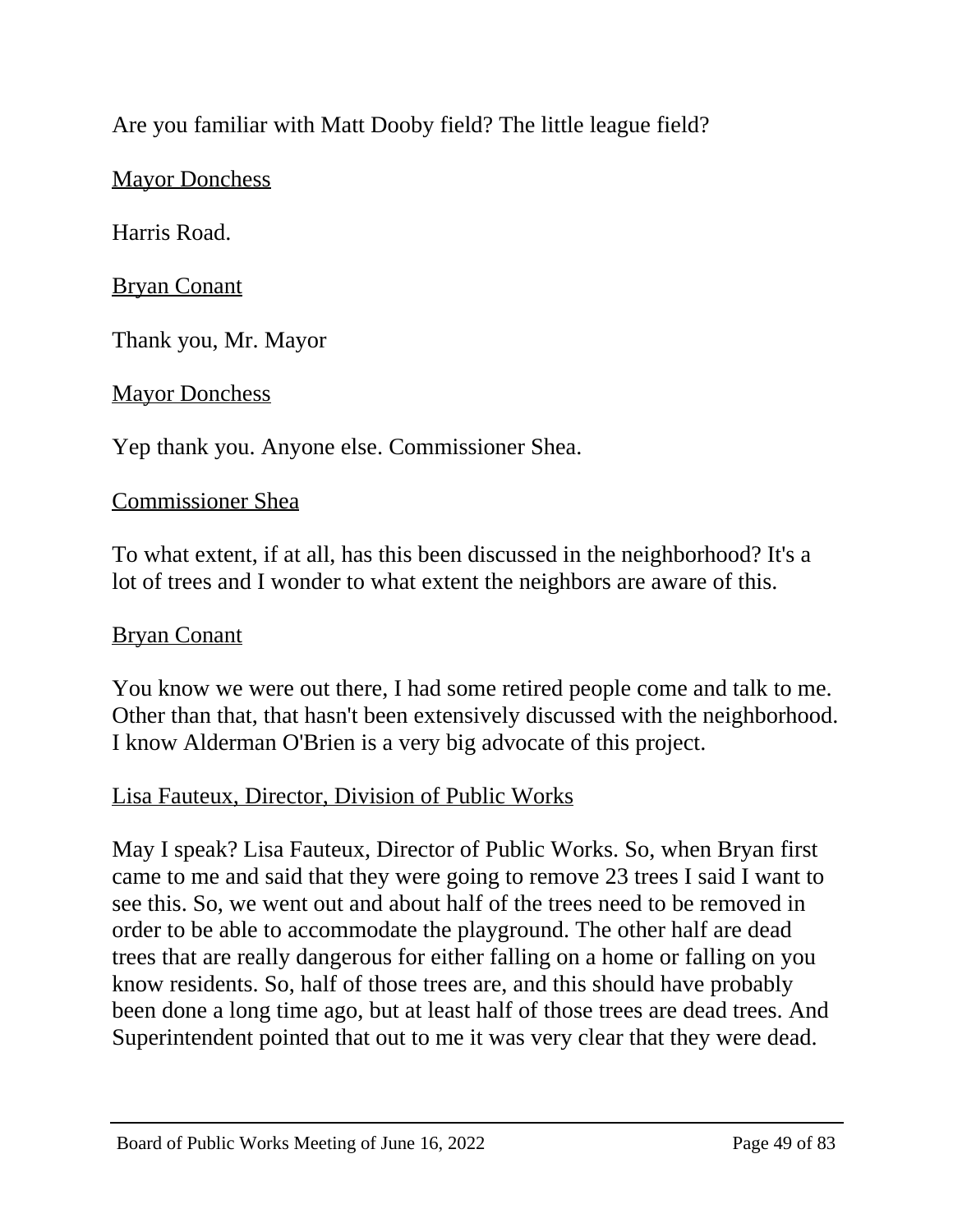Are you familiar with Matt Dooby field? The little league field?

<u>Mayor Donchess</u>

Harris Road.

<u>Bryan Conant</u>

Thank you, Mr. Mayor

<u>Mayor Donchess</u>

Yep thank you. Anyone else. Commissioner Shea.

<u>Commissioner Shea</u>

To what extent, if at all, has this been discussed in the neighborhood? It's a lot of trees and I wonder to what extent the neighbors are aware of this.

<u>Bryan Conant</u>

You know we were out there, I had some retired people come and talk to me. Other than that, that hasn't been extensively discussed with the neighborhood. I know Alderman O'Brien is a very big advocate of this project.

<u>Lisa Fauteux, Director, Division of Public Works</u>

May I speak? Lisa Fauteux, Director of Public Works. So, when Bryan first came to me and said that they were going to remove 23 trees I said I want to see this. So, we went out and about half of the trees need to be removed in order to be able to accommodate the playground. The other half are dead trees that are really dangerous for either falling on a home or falling on you know residents. So, half of those trees are, and this should have probably been done a long time ago, but at least half of those trees are dead trees. And Superintendent pointed that out to me it was very clear that they were dead.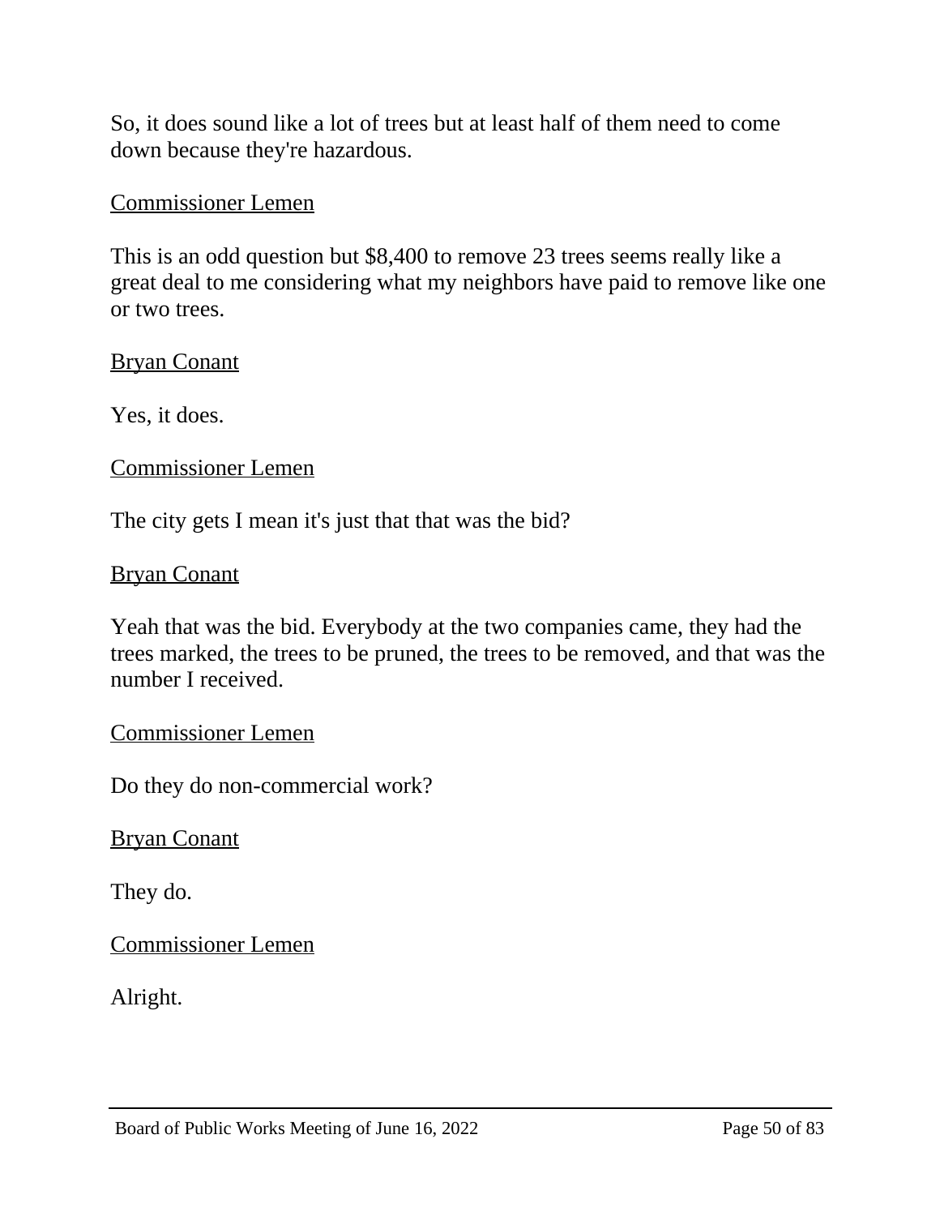So, it does sound like a lot of trees but at least half of them need to come down because they're hazardous.

Commissioner Lemen

This is an odd question but $8,400 to remove 23 trees seems really like a great deal to me considering what my neighbors have paid to remove like one or two trees.

Bryan Conant

Yes, it does.

Commissioner Lemen

The city gets I mean it's just that that was the bid?

Bryan Conant

Yeah that was the bid. Everybody at the two companies came, they had the trees marked, the trees to be pruned, the trees to be removed, and that was the number I received.

Commissioner Lemen

Do they do non-commercial work?

Bryan Conant

They do.

Commissioner Lemen

Alright.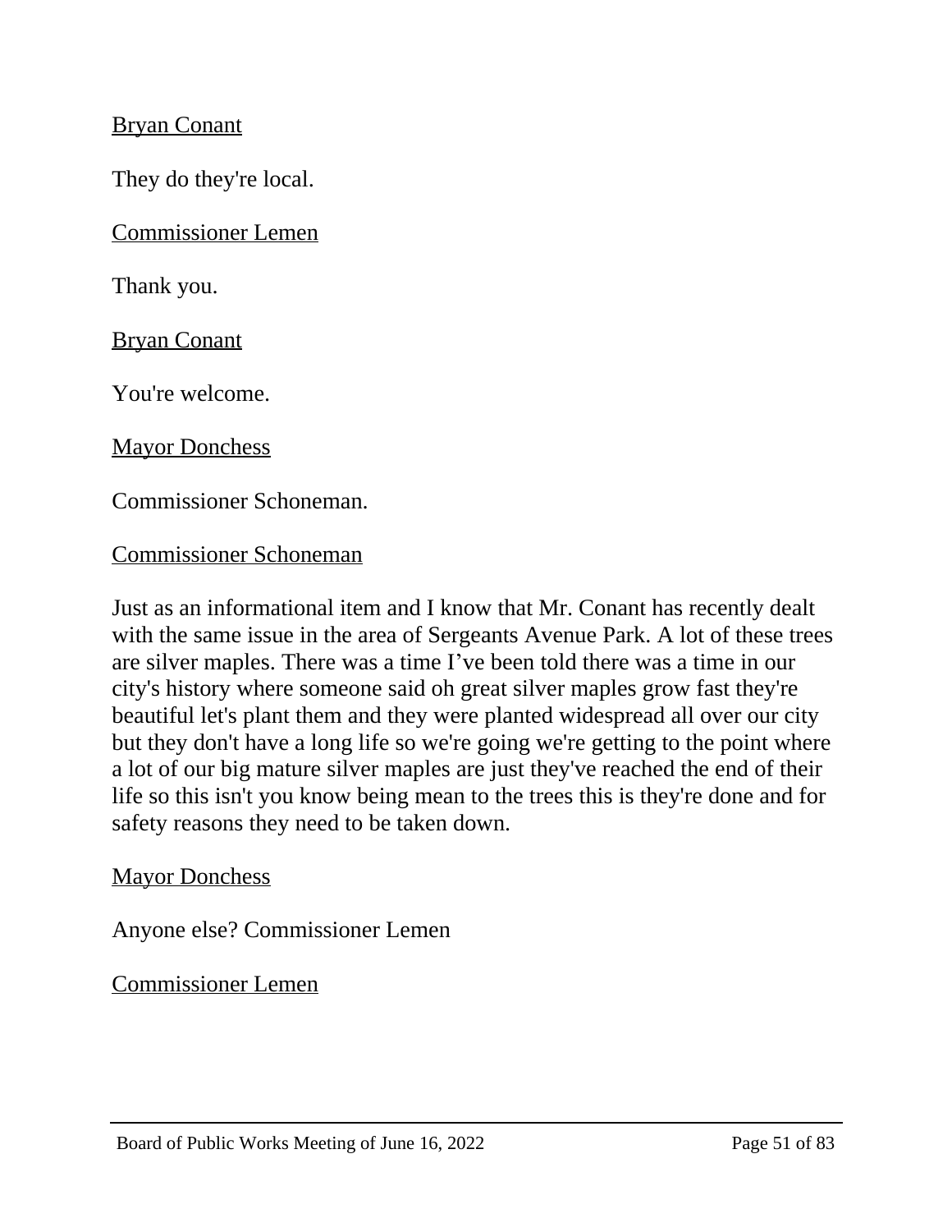<u>Bryan Conant</u>

They do they're local.

<u>Commissioner Lemen</u>

Thank you.

<u>Bryan Conant</u>

You're welcome.

<u>Mayor Donchess</u>

Commissioner Schoneman.

<u>Commissioner Schoneman</u>

Just as an informational item and I know that Mr. Conant has recently dealt with the same issue in the area of Sergeants Avenue Park. A lot of these trees are silver maples. There was a time I've been told there was a time in our city's history where someone said oh great silver maples grow fast they're beautiful let's plant them and they were planted widespread all over our city but they don't have a long life so we're going we're getting to the point where a lot of our big mature silver maples are just they've reached the end of their life so this isn't you know being mean to the trees this is they're done and for safety reasons they need to be taken down.

<u>Mayor Donchess</u>

Anyone else? Commissioner Lemen

<u>Commissioner Lemen</u>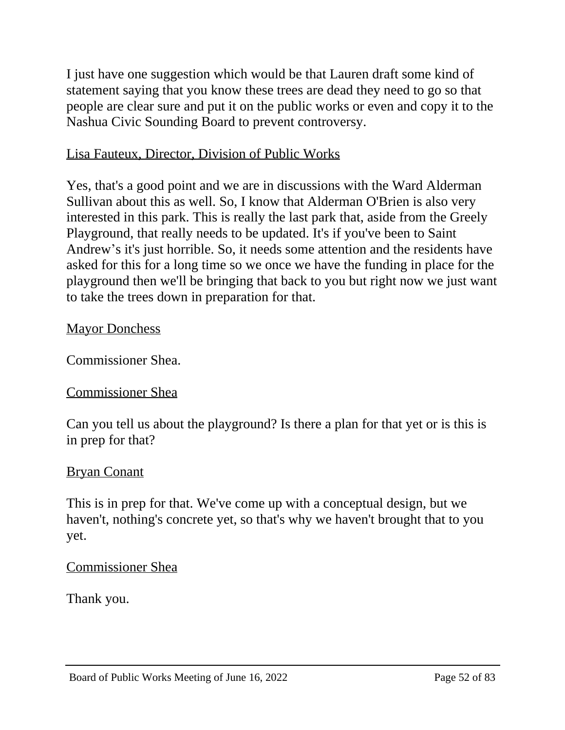I just have one suggestion which would be that Lauren draft some kind of statement saying that you know these trees are dead they need to go so that people are clear sure and put it on the public works or even and copy it to the Nashua Civic Sounding Board to prevent controversy.

<u>Lisa Fauteux, Director, Division of Public Works</u>

Yes, that's a good point and we are in discussions with the Ward Alderman Sullivan about this as well. So, I know that Alderman O'Brien is also very interested in this park. This is really the last park that, aside from the Greely Playground, that really needs to be updated. It's if you've been to Saint Andrew's it's just horrible. So, it needs some attention and the residents have asked for this for a long time so we once we have the funding in place for the playground then we'll be bringing that back to you but right now we just want to take the trees down in preparation for that.

<u>Mayor Donchess</u>

Commissioner Shea.

<u>Commissioner Shea</u>

Can you tell us about the playground? Is there a plan for that yet or is this is in prep for that?

<u>Bryan Conant</u>

This is in prep for that. We've come up with a conceptual design, but we haven't, nothing's concrete yet, so that's why we haven't brought that to you yet.

<u>Commissioner Shea</u>

Thank you.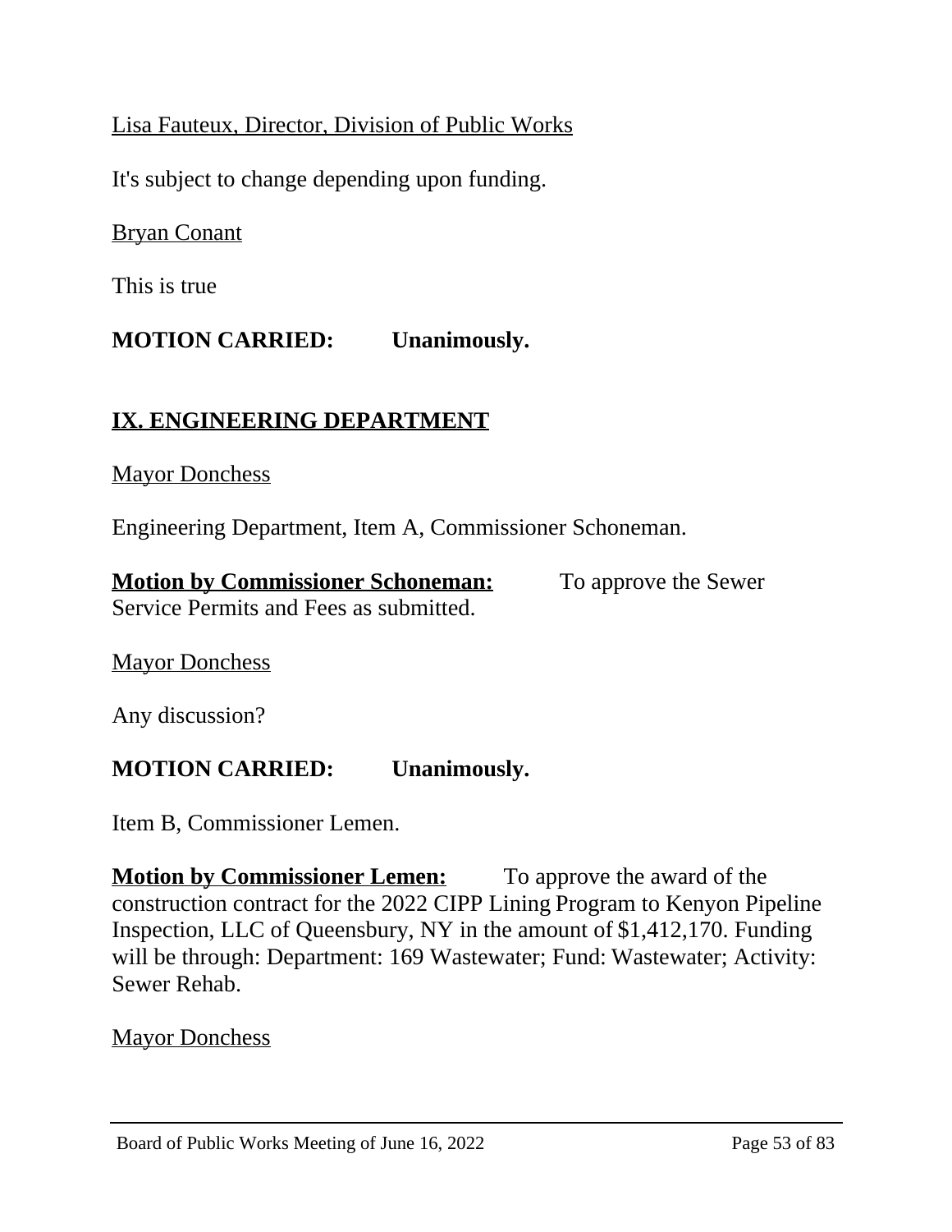Lisa Fauteux, Director, Division of Public Works

It's subject to change depending upon funding.

Bryan Conant

This is true

**MOTION CARRIED: Unanimously.**

## IX. ENGINEERING DEPARTMENT

Mayor Donchess

Engineering Department, Item A, Commissioner Schoneman.

**Motion by Commissioner Schoneman:** To approve the Sewer Service Permits and Fees as submitted.

Mayor Donchess

Any discussion?

**MOTION CARRIED: Unanimously.**

Item B, Commissioner Lemen.

**Motion by Commissioner Lemen:** To approve the award of the construction contract for the 2022 CIPP Lining Program to Kenyon Pipeline Inspection, LLC of Queensbury, NY in the amount of $1,412,170. Funding will be through: Department: 169 Wastewater; Fund: Wastewater; Activity: Sewer Rehab.

Mayor Donchess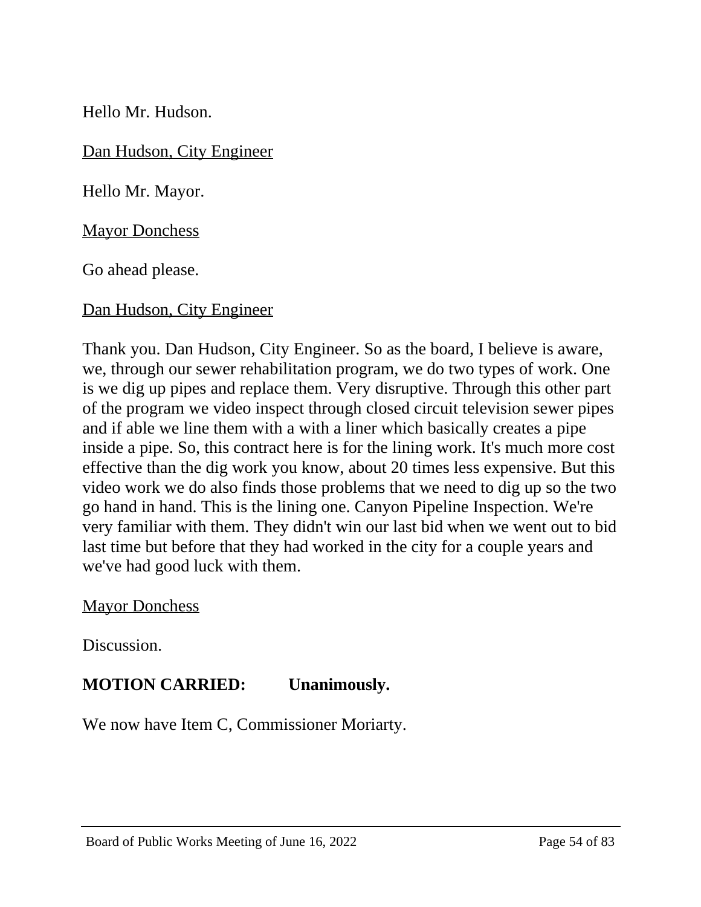Hello Mr. Hudson.

<u>Dan Hudson, City Engineer</u>

Hello Mr. Mayor.

<u>Mayor Donchess</u>

Go ahead please.

<u>Dan Hudson, City Engineer</u>

Thank you. Dan Hudson, City Engineer. So as the board, I believe is aware, we, through our sewer rehabilitation program, we do two types of work. One is we dig up pipes and replace them. Very disruptive. Through this other part of the program we video inspect through closed circuit television sewer pipes and if able we line them with a with a liner which basically creates a pipe inside a pipe. So, this contract here is for the lining work. It's much more cost effective than the dig work you know, about 20 times less expensive. But this video work we do also finds those problems that we need to dig up so the two go hand in hand. This is the lining one. Canyon Pipeline Inspection. We're very familiar with them. They didn't win our last bid when we went out to bid last time but before that they had worked in the city for a couple years and we've had good luck with them.

<u>Mayor Donchess</u>

Discussion.

**MOTION CARRIED: Unanimously.**

We now have Item C, Commissioner Moriarty.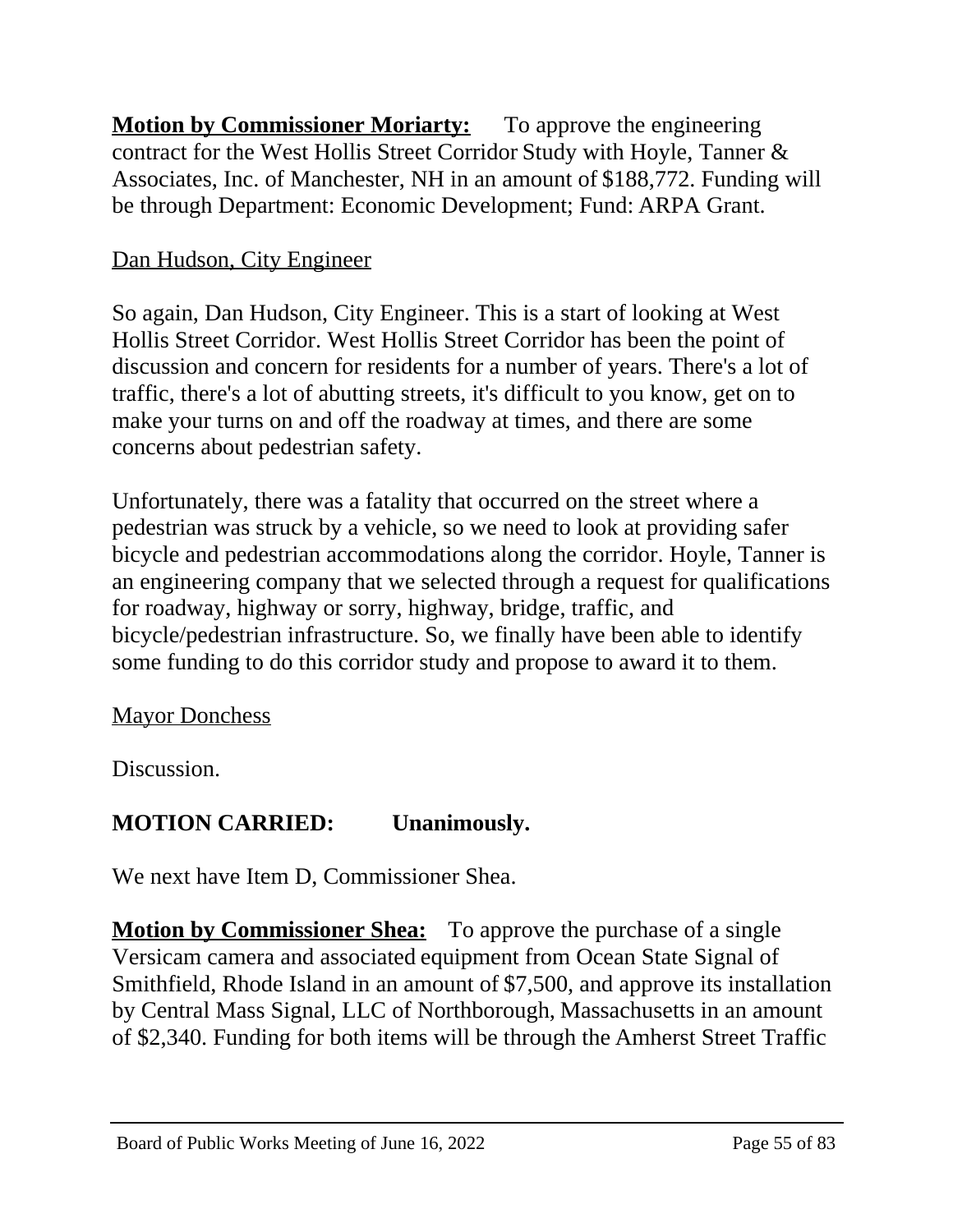**Motion by Commissioner Moriarty:** To approve the engineering contract for the West Hollis Street Corridor Study with Hoyle, Tanner & Associates, Inc. of Manchester, NH in an amount of $188,772. Funding will be through Department: Economic Development; Fund: ARPA Grant.

Dan Hudson, City Engineer

So again, Dan Hudson, City Engineer. This is a start of looking at West Hollis Street Corridor. West Hollis Street Corridor has been the point of discussion and concern for residents for a number of years. There's a lot of traffic, there's a lot of abutting streets, it's difficult to you know, get on to make your turns on and off the roadway at times, and there are some concerns about pedestrian safety.

Unfortunately, there was a fatality that occurred on the street where a pedestrian was struck by a vehicle, so we need to look at providing safer bicycle and pedestrian accommodations along the corridor. Hoyle, Tanner is an engineering company that we selected through a request for qualifications for roadway, highway or sorry, highway, bridge, traffic, and bicycle/pedestrian infrastructure. So, we finally have been able to identify some funding to do this corridor study and propose to award it to them.

Mayor Donchess

Discussion.

**MOTION CARRIED: Unanimously.**

We next have Item D, Commissioner Shea.

**Motion by Commissioner Shea:** To approve the purchase of a single Versicam camera and associated equipment from Ocean State Signal of Smithfield, Rhode Island in an amount of $7,500, and approve its installation by Central Mass Signal, LLC of Northborough, Massachusetts in an amount of $2,340. Funding for both items will be through the Amherst Street Traffic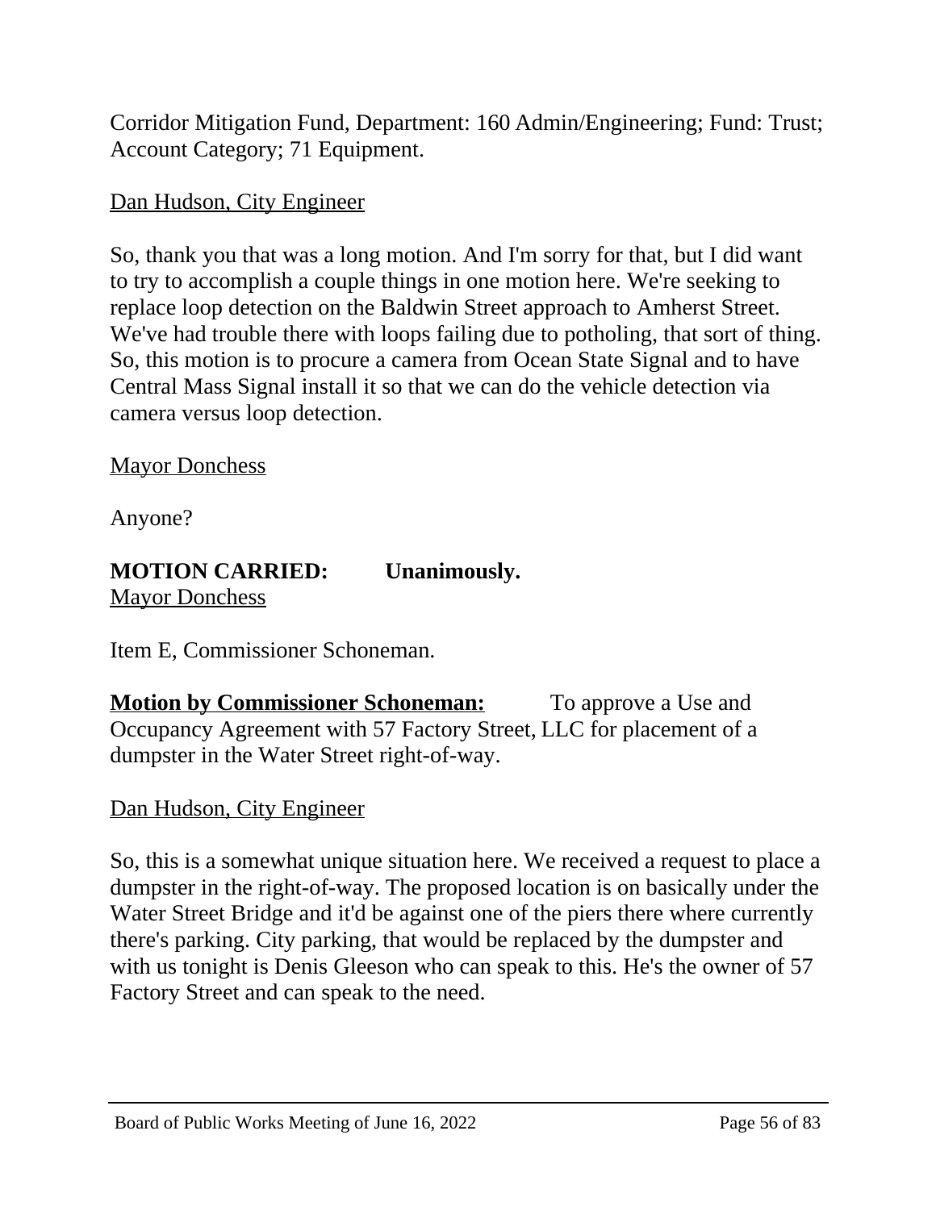Corridor Mitigation Fund, Department: 160 Admin/Engineering; Fund: Trust; Account Category; 71 Equipment.

Dan Hudson, City Engineer

So, thank you that was a long motion. And I'm sorry for that, but I did want to try to accomplish a couple things in one motion here. We're seeking to replace loop detection on the Baldwin Street approach to Amherst Street. We've had trouble there with loops failing due to potholing, that sort of thing. So, this motion is to procure a camera from Ocean State Signal and to have Central Mass Signal install it so that we can do the vehicle detection via camera versus loop detection.

Mayor Donchess

Anyone?

**MOTION CARRIED: Unanimously.**

Mayor Donchess

Item E, Commissioner Schoneman.

**Motion by Commissioner Schoneman:** To approve a Use and Occupancy Agreement with 57 Factory Street, LLC for placement of a dumpster in the Water Street right-of-way.

Dan Hudson, City Engineer

So, this is a somewhat unique situation here. We received a request to place a dumpster in the right-of-way. The proposed location is on basically under the Water Street Bridge and it'd be against one of the piers there where currently there's parking. City parking, that would be replaced by the dumpster and with us tonight is Denis Gleeson who can speak to this. He's the owner of 57 Factory Street and can speak to the need.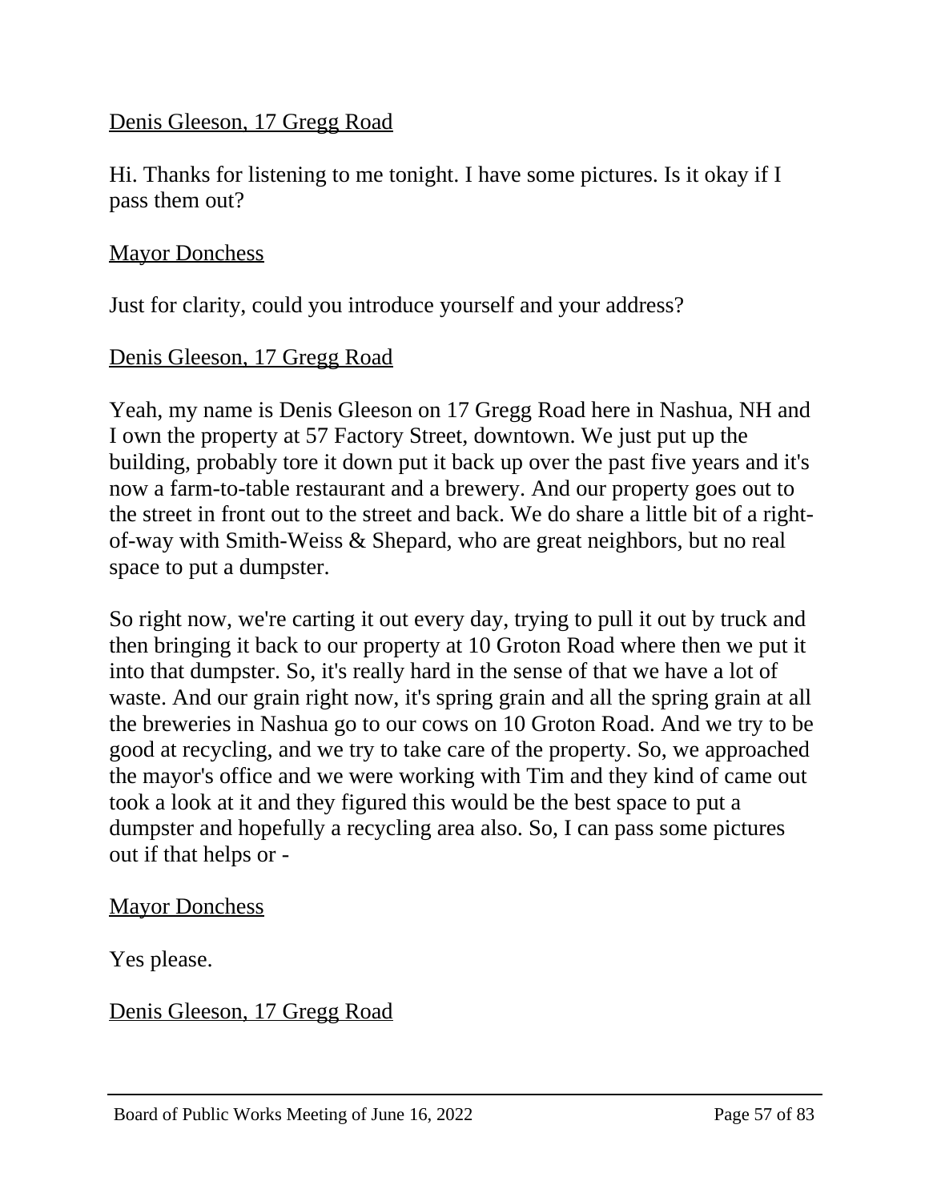Denis Gleeson, 17 Gregg Road

Hi. Thanks for listening to me tonight. I have some pictures. Is it okay if I pass them out?

Mayor Donchess

Just for clarity, could you introduce yourself and your address?

Denis Gleeson, 17 Gregg Road

Yeah, my name is Denis Gleeson on 17 Gregg Road here in Nashua, NH and I own the property at 57 Factory Street, downtown. We just put up the building, probably tore it down put it back up over the past five years and it's now a farm-to-table restaurant and a brewery. And our property goes out to the street in front out to the street and back. We do share a little bit of a right-of-way with Smith-Weiss & Shepard, who are great neighbors, but no real space to put a dumpster.

So right now, we're carting it out every day, trying to pull it out by truck and then bringing it back to our property at 10 Groton Road where then we put it into that dumpster. So, it's really hard in the sense of that we have a lot of waste. And our grain right now, it's spring grain and all the spring grain at all the breweries in Nashua go to our cows on 10 Groton Road. And we try to be good at recycling, and we try to take care of the property. So, we approached the mayor's office and we were working with Tim and they kind of came out took a look at it and they figured this would be the best space to put a dumpster and hopefully a recycling area also. So, I can pass some pictures out if that helps or -

Mayor Donchess

Yes please.

Denis Gleeson, 17 Gregg Road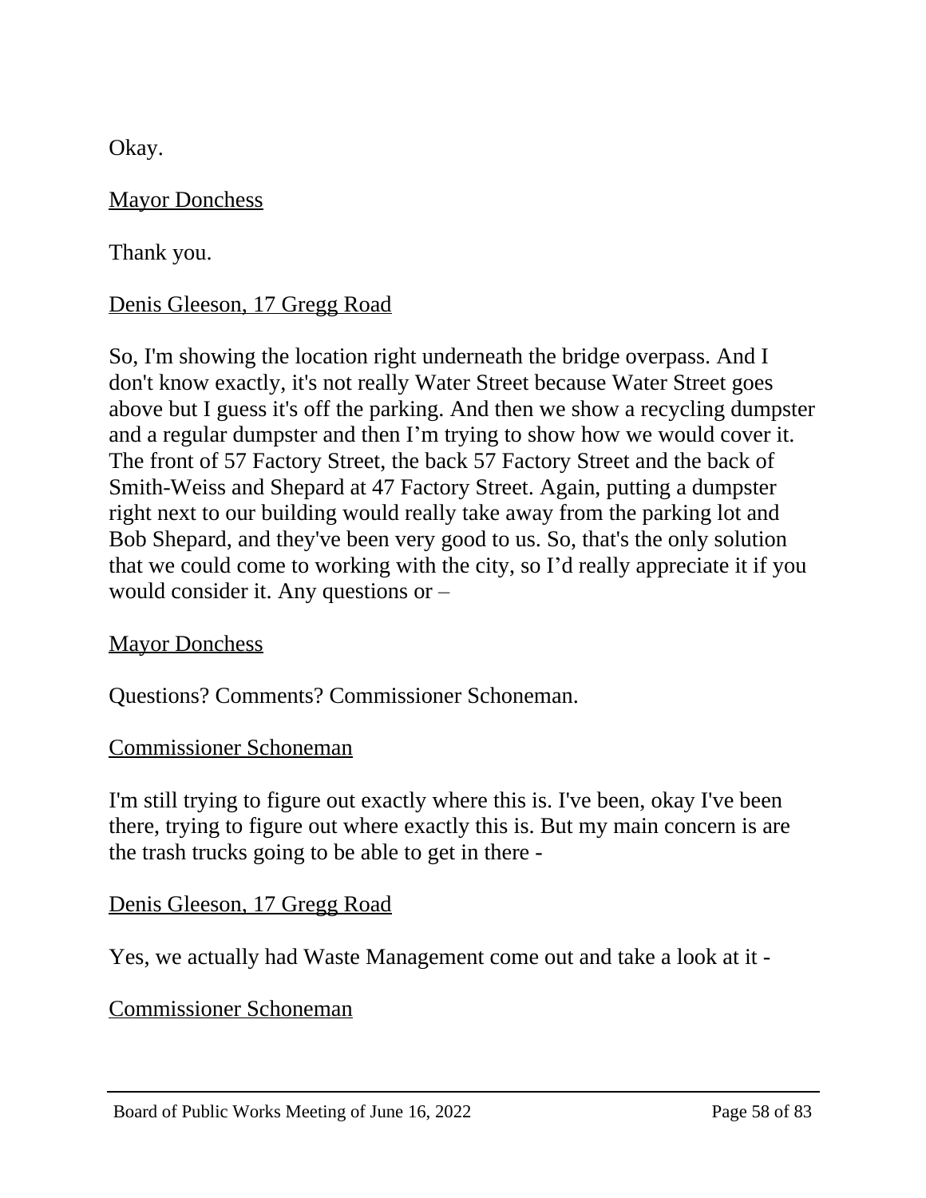Okay.

<u>Mayor Donchess</u>

Thank you.

<u>Denis Gleeson, 17 Gregg Road</u>

So, I'm showing the location right underneath the bridge overpass. And I don't know exactly, it's not really Water Street because Water Street goes above but I guess it's off the parking. And then we show a recycling dumpster and a regular dumpster and then I'm trying to show how we would cover it. The front of 57 Factory Street, the back 57 Factory Street and the back of Smith-Weiss and Shepard at 47 Factory Street. Again, putting a dumpster right next to our building would really take away from the parking lot and Bob Shepard, and they've been very good to us. So, that's the only solution that we could come to working with the city, so I'd really appreciate it if you would consider it. Any questions or –

<u>Mayor Donchess</u>

Questions? Comments? Commissioner Schoneman.

<u>Commissioner Schoneman</u>

I'm still trying to figure out exactly where this is. I've been, okay I've been there, trying to figure out where exactly this is. But my main concern is are the trash trucks going to be able to get in there -

<u>Denis Gleeson, 17 Gregg Road</u>

Yes, we actually had Waste Management come out and take a look at it -

<u>Commissioner Schoneman</u>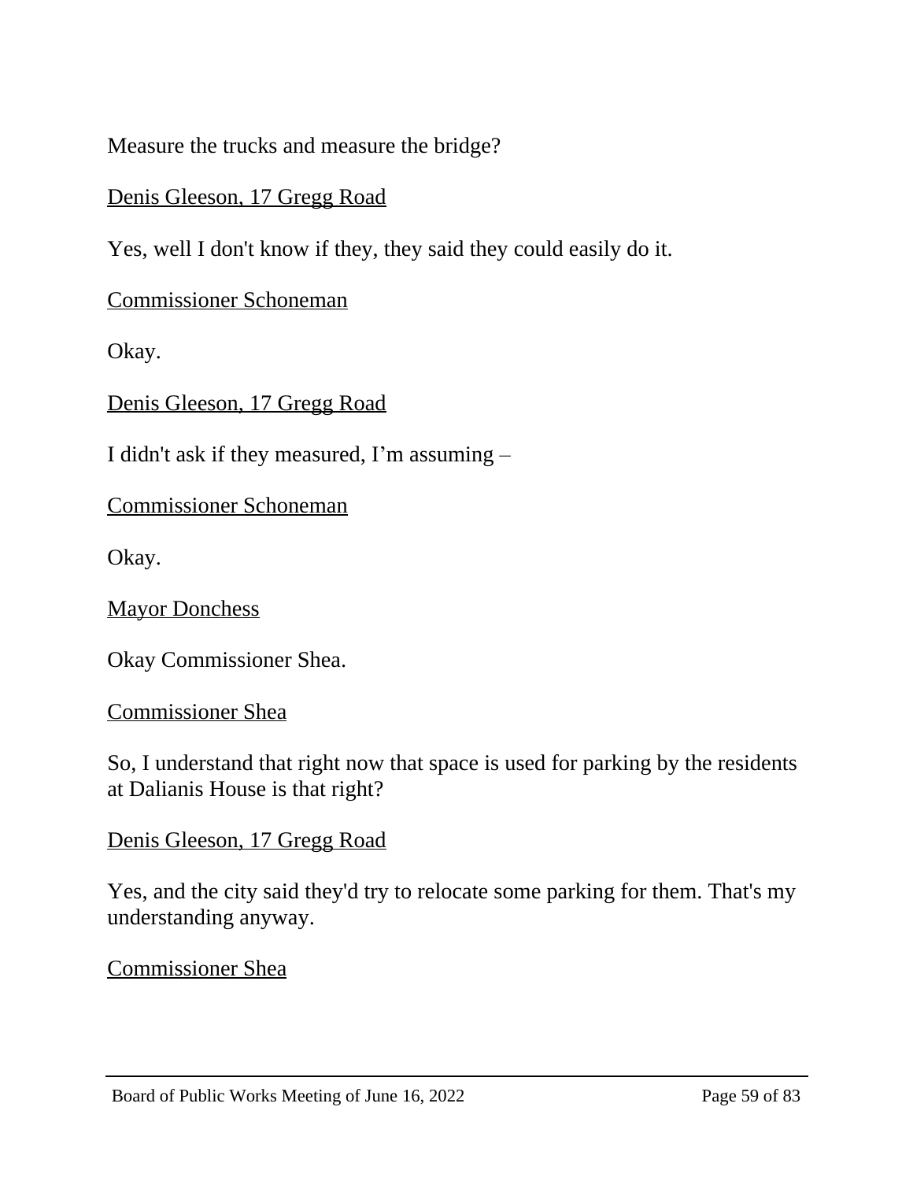Measure the trucks and measure the bridge?

<u>Denis Gleeson, 17 Gregg Road</u>

Yes, well I don't know if they, they said they could easily do it.

<u>Commissioner Schoneman</u>

Okay.

<u>Denis Gleeson, 17 Gregg Road</u>

I didn't ask if they measured, I'm assuming –

<u>Commissioner Schoneman</u>

Okay.

<u>Mayor Donchess</u>

Okay Commissioner Shea.

<u>Commissioner Shea</u>

So, I understand that right now that space is used for parking by the residents at Dalianis House is that right?

<u>Denis Gleeson, 17 Gregg Road</u>

Yes, and the city said they'd try to relocate some parking for them. That's my understanding anyway.

<u>Commissioner Shea</u>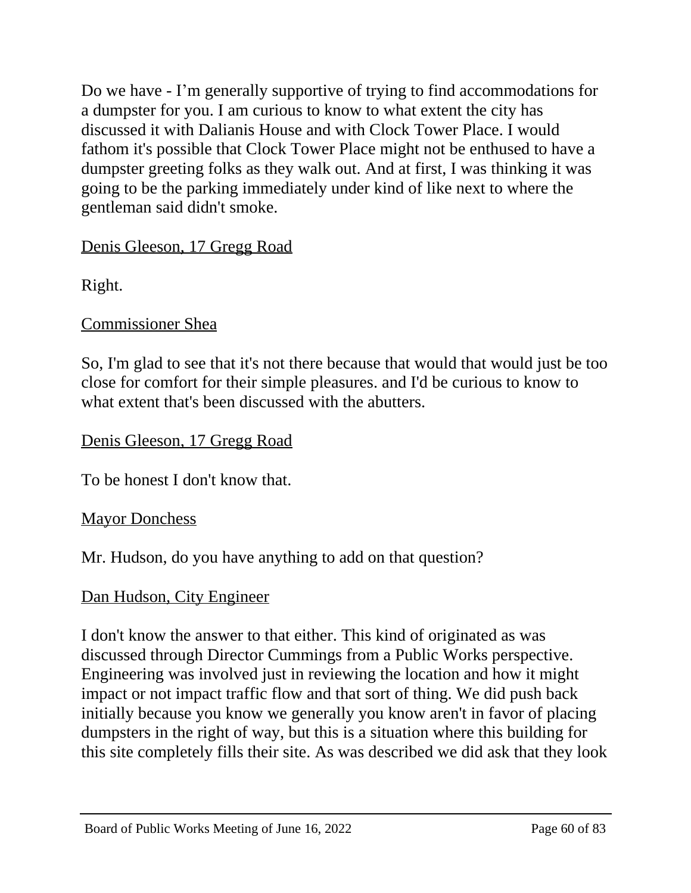Do we have - I'm generally supportive of trying to find accommodations for a dumpster for you. I am curious to know to what extent the city has discussed it with Dalianis House and with Clock Tower Place. I would fathom it's possible that Clock Tower Place might not be enthused to have a dumpster greeting folks as they walk out. And at first, I was thinking it was going to be the parking immediately under kind of like next to where the gentleman said didn't smoke.

<u>Denis Gleeson, 17 Gregg Road</u>

Right.

<u>Commissioner Shea</u>

So, I'm glad to see that it's not there because that would that would just be too close for comfort for their simple pleasures. and I'd be curious to know to what extent that's been discussed with the abutters.

<u>Denis Gleeson, 17 Gregg Road</u>

To be honest I don't know that.

<u>Mayor Donchess</u>

Mr. Hudson, do you have anything to add on that question?

<u>Dan Hudson, City Engineer</u>

I don't know the answer to that either. This kind of originated as was discussed through Director Cummings from a Public Works perspective. Engineering was involved just in reviewing the location and how it might impact or not impact traffic flow and that sort of thing. We did push back initially because you know we generally you know aren't in favor of placing dumpsters in the right of way, but this is a situation where this building for this site completely fills their site. As was described we did ask that they look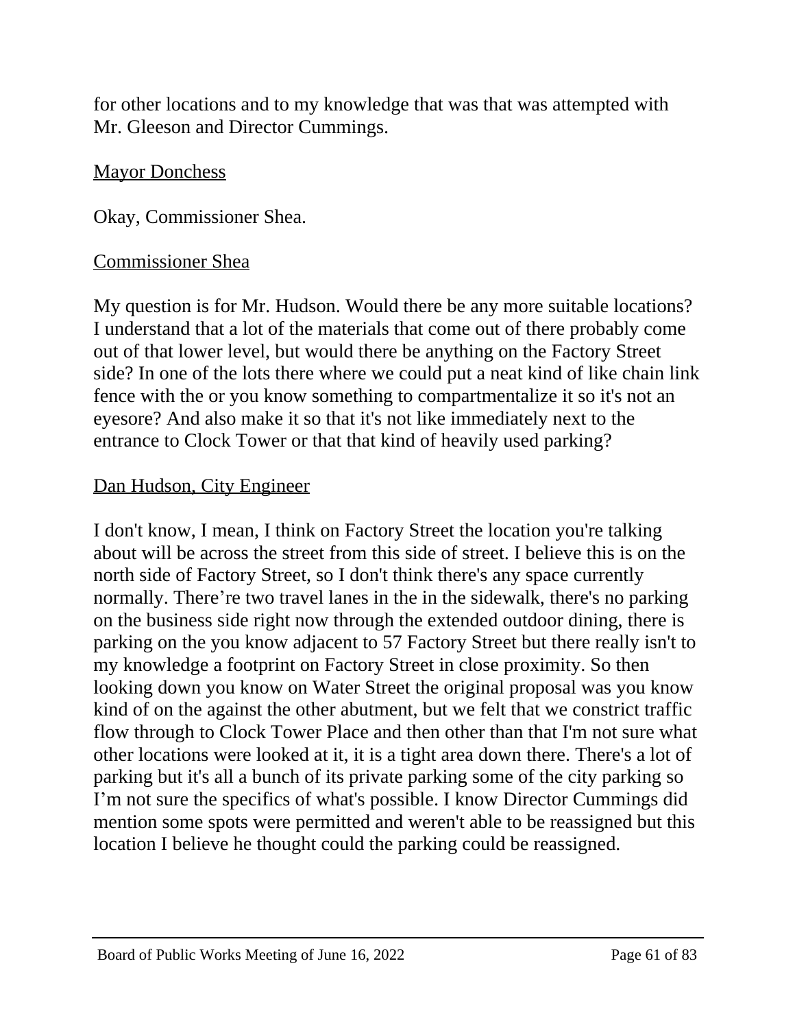for other locations and to my knowledge that was that was attempted with Mr. Gleeson and Director Cummings.

<u>Mayor Donchess</u>

Okay, Commissioner Shea.

<u>Commissioner Shea</u>

My question is for Mr. Hudson. Would there be any more suitable locations? I understand that a lot of the materials that come out of there probably come out of that lower level, but would there be anything on the Factory Street side? In one of the lots there where we could put a neat kind of like chain link fence with the or you know something to compartmentalize it so it's not an eyesore? And also make it so that it's not like immediately next to the entrance to Clock Tower or that that kind of heavily used parking?

<u>Dan Hudson, City Engineer</u>

I don't know, I mean, I think on Factory Street the location you're talking about will be across the street from this side of street. I believe this is on the north side of Factory Street, so I don't think there's any space currently normally. There're two travel lanes in the in the sidewalk, there's no parking on the business side right now through the extended outdoor dining, there is parking on the you know adjacent to 57 Factory Street but there really isn't to my knowledge a footprint on Factory Street in close proximity. So then looking down you know on Water Street the original proposal was you know kind of on the against the other abutment, but we felt that we constrict traffic flow through to Clock Tower Place and then other than that I'm not sure what other locations were looked at it, it is a tight area down there. There's a lot of parking but it's all a bunch of its private parking some of the city parking so I'm not sure the specifics of what's possible. I know Director Cummings did mention some spots were permitted and weren't able to be reassigned but this location I believe he thought could the parking could be reassigned.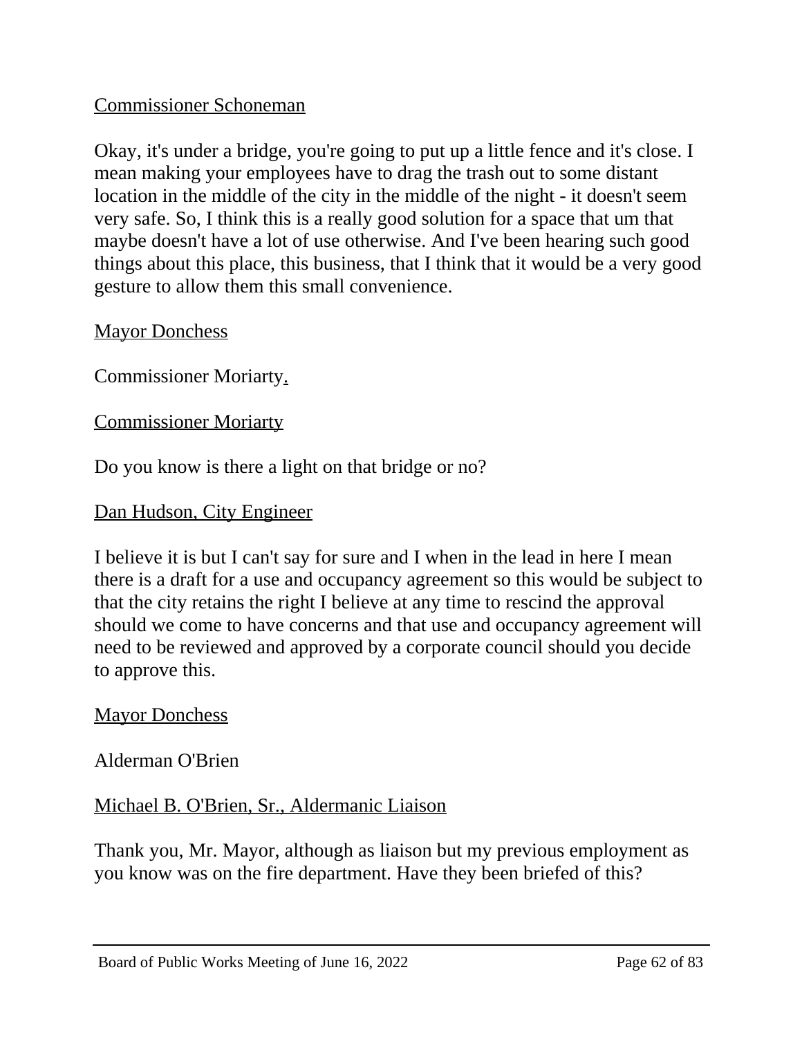<u>Commissioner Schoneman</u>

Okay, it's under a bridge, you're going to put up a little fence and it's close. I mean making your employees have to drag the trash out to some distant location in the middle of the city in the middle of the night - it doesn't seem very safe. So, I think this is a really good solution for a space that um that maybe doesn't have a lot of use otherwise. And I've been hearing such good things about this place, this business, that I think that it would be a very good gesture to allow them this small convenience.

<u>Mayor Donchess</u>

Commissioner Moriarty.

<u>Commissioner Moriarty</u>

Do you know is there a light on that bridge or no?

<u>Dan Hudson, City Engineer</u>

I believe it is but I can't say for sure and I when in the lead in here I mean there is a draft for a use and occupancy agreement so this would be subject to that the city retains the right I believe at any time to rescind the approval should we come to have concerns and that use and occupancy agreement will need to be reviewed and approved by a corporate council should you decide to approve this.

<u>Mayor Donchess</u>

Alderman O'Brien

<u>Michael B. O'Brien, Sr., Aldermanic Liaison</u>

Thank you, Mr. Mayor, although as liaison but my previous employment as you know was on the fire department. Have they been briefed of this?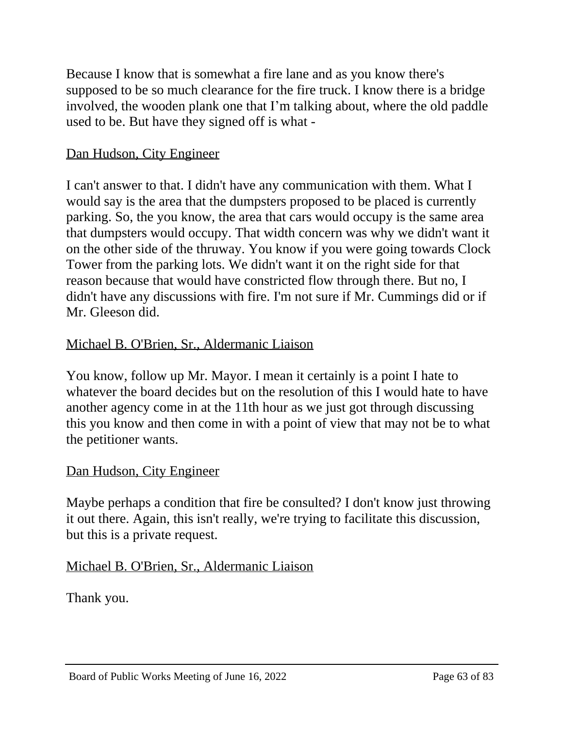Because I know that is somewhat a fire lane and as you know there's supposed to be so much clearance for the fire truck. I know there is a bridge involved, the wooden plank one that I'm talking about, where the old paddle used to be. But have they signed off is what -

<u>Dan Hudson, City Engineer</u>

I can't answer to that. I didn't have any communication with them. What I would say is the area that the dumpsters proposed to be placed is currently parking. So, the you know, the area that cars would occupy is the same area that dumpsters would occupy. That width concern was why we didn't want it on the other side of the thruway. You know if you were going towards Clock Tower from the parking lots. We didn't want it on the right side for that reason because that would have constricted flow through there. But no, I didn't have any discussions with fire. I'm not sure if Mr. Cummings did or if Mr. Gleeson did.

<u>Michael B. O'Brien, Sr., Aldermanic Liaison</u>

You know, follow up Mr. Mayor. I mean it certainly is a point I hate to whatever the board decides but on the resolution of this I would hate to have another agency come in at the 11th hour as we just got through discussing this you know and then come in with a point of view that may not be to what the petitioner wants.

<u>Dan Hudson, City Engineer</u>

Maybe perhaps a condition that fire be consulted? I don't know just throwing it out there. Again, this isn't really, we're trying to facilitate this discussion, but this is a private request.

<u>Michael B. O'Brien, Sr., Aldermanic Liaison</u>

Thank you.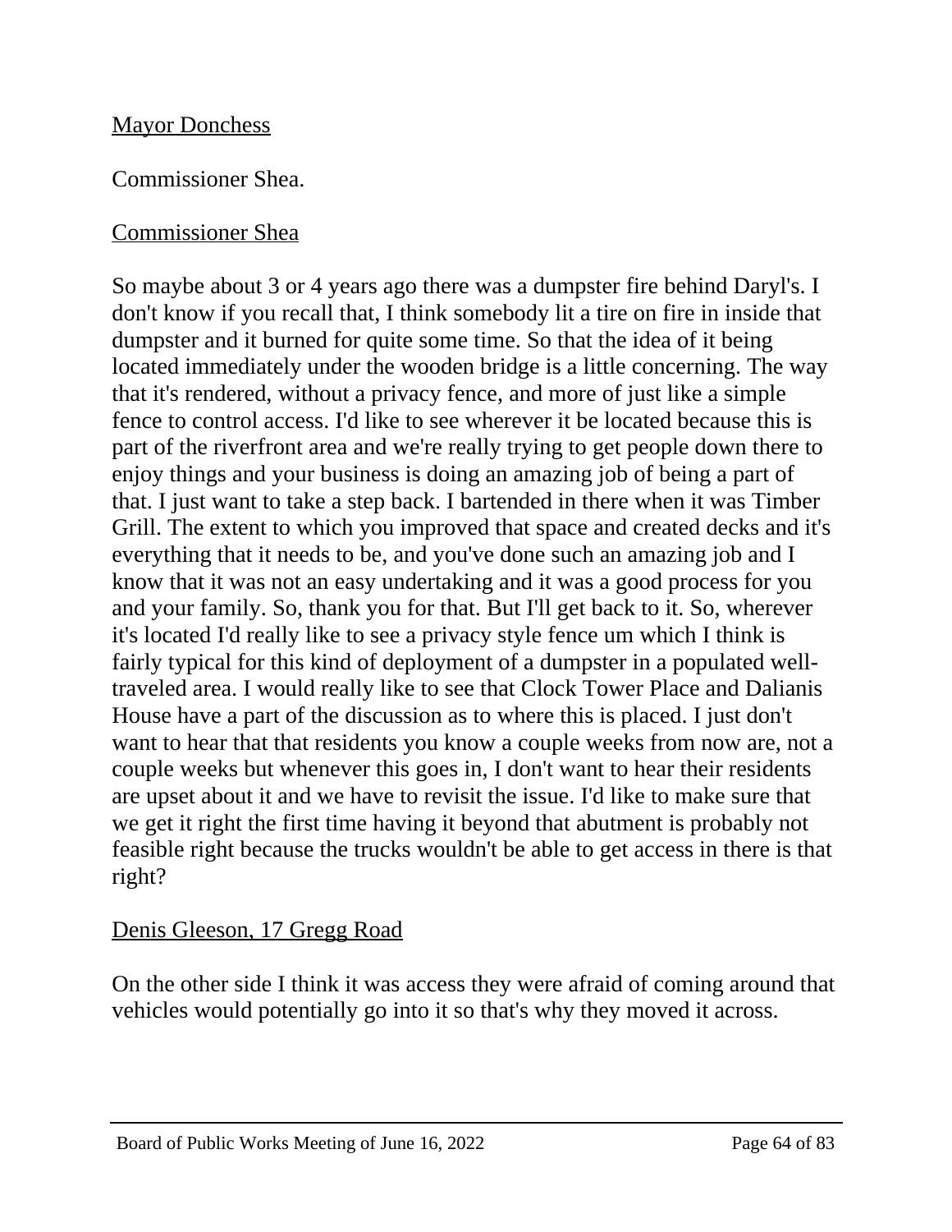<u>Mayor Donchess</u>

Commissioner Shea.

<u>Commissioner Shea</u>

So maybe about 3 or 4 years ago there was a dumpster fire behind Daryl's. I don't know if you recall that, I think somebody lit a tire on fire in inside that dumpster and it burned for quite some time. So that the idea of it being located immediately under the wooden bridge is a little concerning. The way that it's rendered, without a privacy fence, and more of just like a simple fence to control access. I'd like to see wherever it be located because this is part of the riverfront area and we're really trying to get people down there to enjoy things and your business is doing an amazing job of being a part of that. I just want to take a step back. I bartended in there when it was Timber Grill. The extent to which you improved that space and created decks and it's everything that it needs to be, and you've done such an amazing job and I know that it was not an easy undertaking and it was a good process for you and your family. So, thank you for that. But I'll get back to it. So, wherever it's located I'd really like to see a privacy style fence um which I think is fairly typical for this kind of deployment of a dumpster in a populated well-traveled area. I would really like to see that Clock Tower Place and Dalianis House have a part of the discussion as to where this is placed. I just don't want to hear that that residents you know a couple weeks from now are, not a couple weeks but whenever this goes in, I don't want to hear their residents are upset about it and we have to revisit the issue. I'd like to make sure that we get it right the first time having it beyond that abutment is probably not feasible right because the trucks wouldn't be able to get access in there is that right?

<u>Denis Gleeson, 17 Gregg Road</u>

On the other side I think it was access they were afraid of coming around that vehicles would potentially go into it so that's why they moved it across.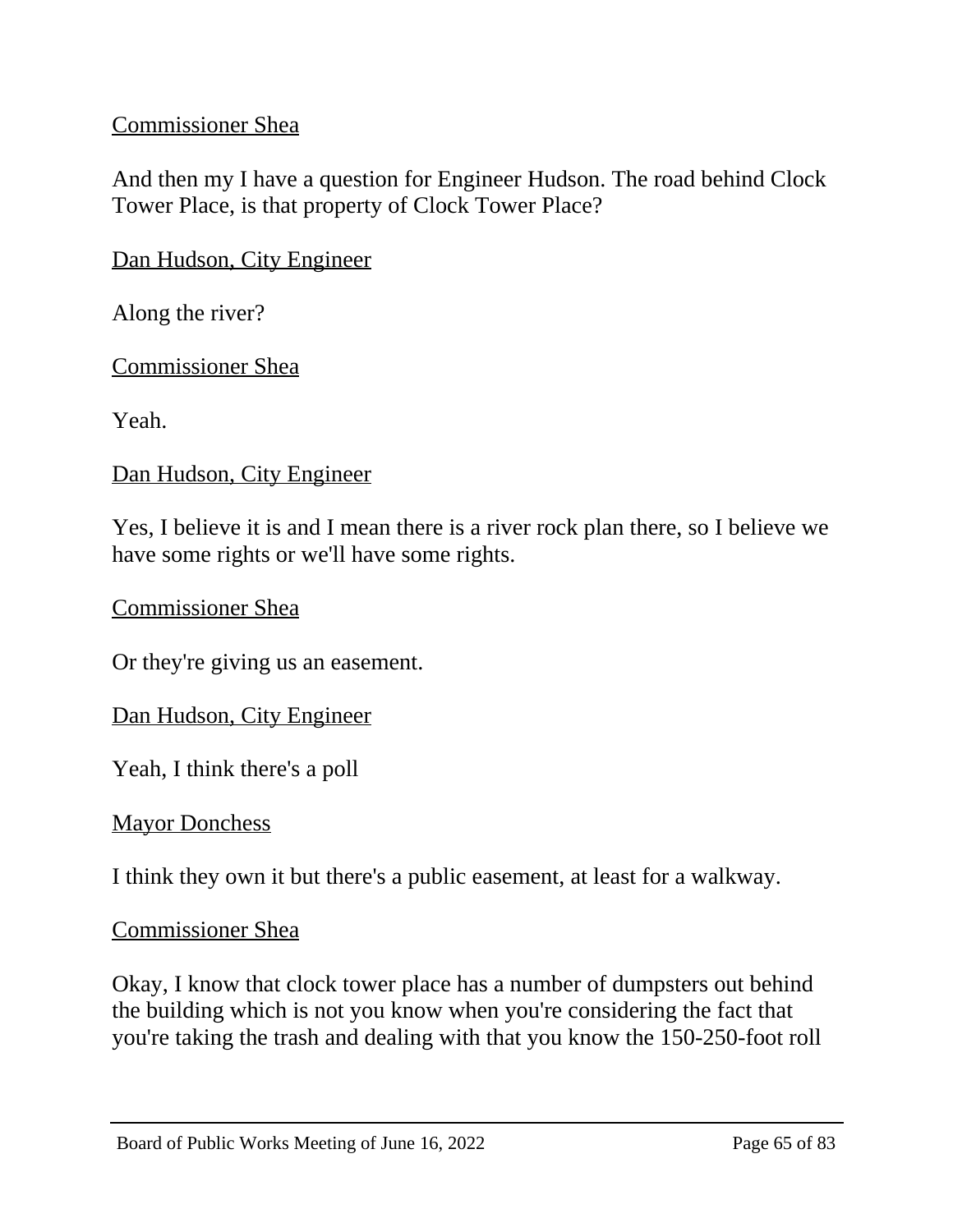<u>Commissioner Shea</u>

And then my I have a question for Engineer Hudson. The road behind Clock Tower Place, is that property of Clock Tower Place?

<u>Dan Hudson, City Engineer</u>

Along the river?

<u>Commissioner Shea</u>

Yeah.

<u>Dan Hudson, City Engineer</u>

Yes, I believe it is and I mean there is a river rock plan there, so I believe we have some rights or we'll have some rights.

<u>Commissioner Shea</u>

Or they're giving us an easement.

<u>Dan Hudson, City Engineer</u>

Yeah, I think there's a poll

<u>Mayor Donchess</u>

I think they own it but there's a public easement, at least for a walkway.

<u>Commissioner Shea</u>

Okay, I know that clock tower place has a number of dumpsters out behind the building which is not you know when you're considering the fact that you're taking the trash and dealing with that you know the 150-250-foot roll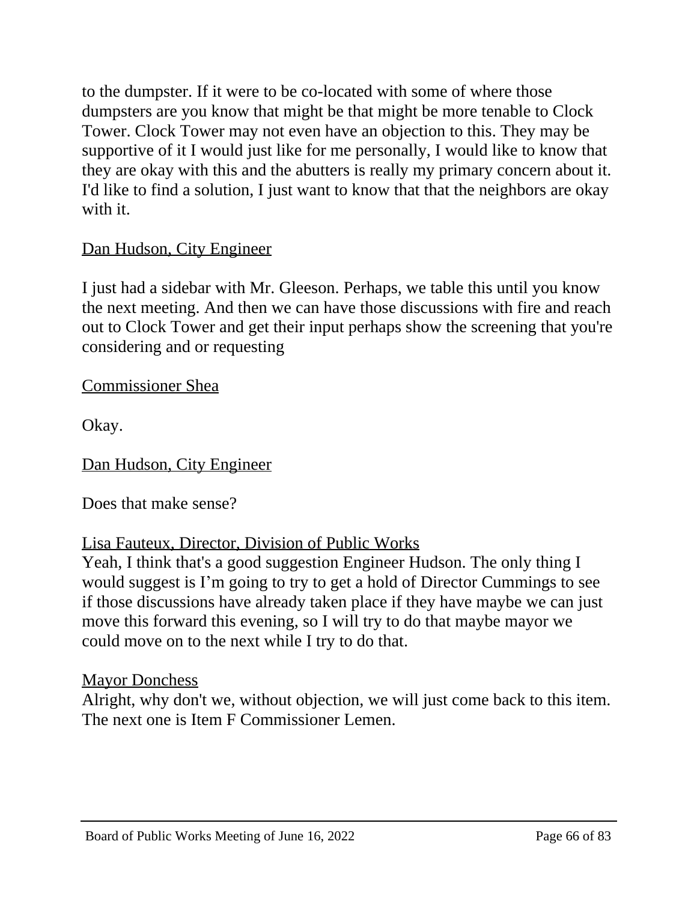to the dumpster. If it were to be co-located with some of where those dumpsters are you know that might be that might be more tenable to Clock Tower. Clock Tower may not even have an objection to this. They may be supportive of it I would just like for me personally, I would like to know that they are okay with this and the abutters is really my primary concern about it. I'd like to find a solution, I just want to know that that the neighbors are okay with it.

<u>Dan Hudson, City Engineer</u>

I just had a sidebar with Mr. Gleeson. Perhaps, we table this until you know the next meeting. And then we can have those discussions with fire and reach out to Clock Tower and get their input perhaps show the screening that you're considering and or requesting

<u>Commissioner Shea</u>

Okay.

<u>Dan Hudson, City Engineer</u>

Does that make sense?

<u>Lisa Fauteux, Director, Division of Public Works</u>

Yeah, I think that's a good suggestion Engineer Hudson. The only thing I would suggest is I'm going to try to get a hold of Director Cummings to see if those discussions have already taken place if they have maybe we can just move this forward this evening, so I will try to do that maybe mayor we could move on to the next while I try to do that.

<u>Mayor Donchess</u>

Alright, why don't we, without objection, we will just come back to this item. The next one is Item F Commissioner Lemen.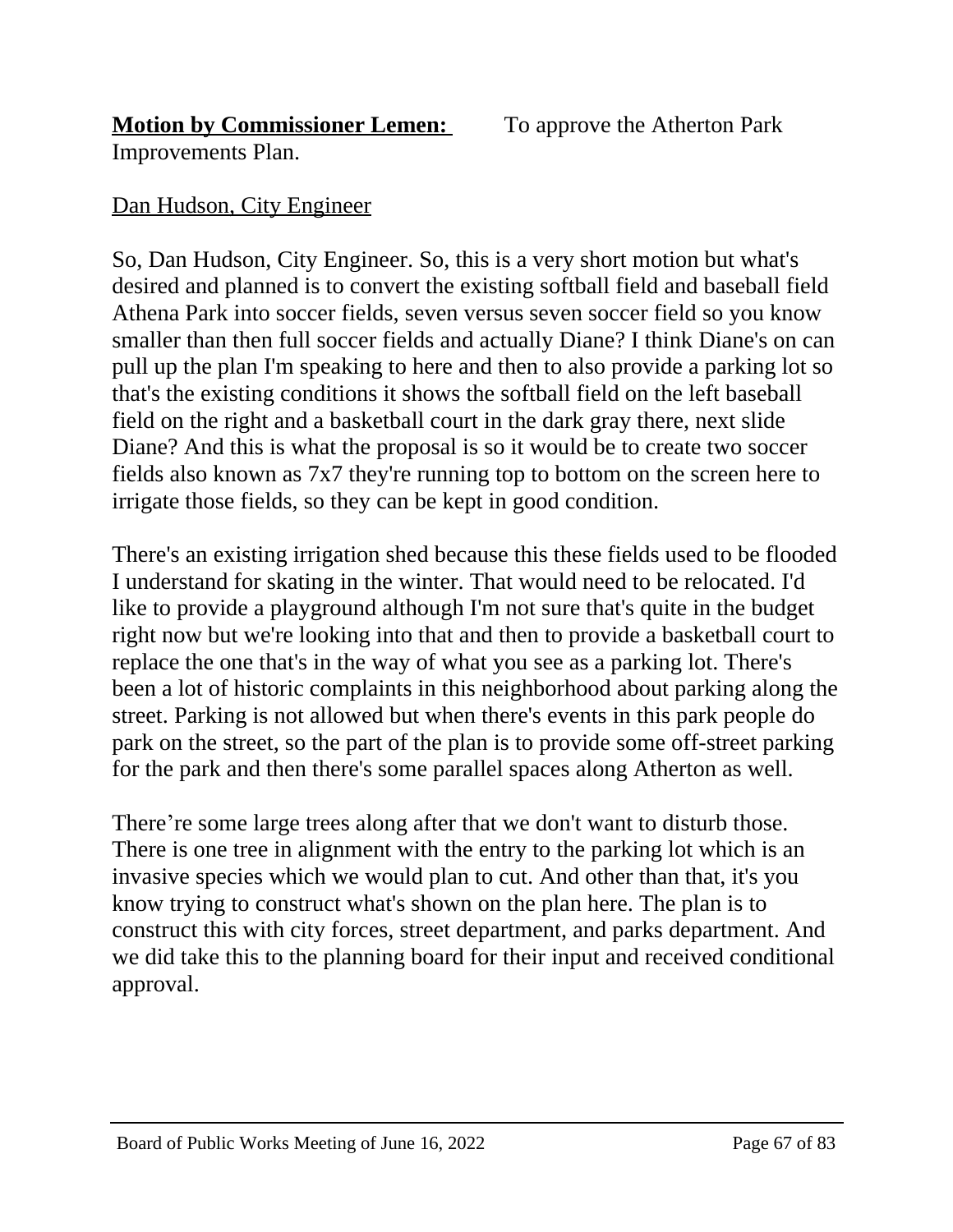**Motion by Commissioner Lemen:** To approve the Atherton Park Improvements Plan.

Dan Hudson, City Engineer

So, Dan Hudson, City Engineer. So, this is a very short motion but what's desired and planned is to convert the existing softball field and baseball field Athena Park into soccer fields, seven versus seven soccer field so you know smaller than then full soccer fields and actually Diane? I think Diane's on can pull up the plan I'm speaking to here and then to also provide a parking lot so that's the existing conditions it shows the softball field on the left baseball field on the right and a basketball court in the dark gray there, next slide Diane? And this is what the proposal is so it would be to create two soccer fields also known as 7x7 they're running top to bottom on the screen here to irrigate those fields, so they can be kept in good condition.

There's an existing irrigation shed because this these fields used to be flooded I understand for skating in the winter. That would need to be relocated. I'd like to provide a playground although I'm not sure that's quite in the budget right now but we're looking into that and then to provide a basketball court to replace the one that's in the way of what you see as a parking lot. There's been a lot of historic complaints in this neighborhood about parking along the street. Parking is not allowed but when there's events in this park people do park on the street, so the part of the plan is to provide some off-street parking for the park and then there's some parallel spaces along Atherton as well.

There're some large trees along after that we don't want to disturb those. There is one tree in alignment with the entry to the parking lot which is an invasive species which we would plan to cut. And other than that, it's you know trying to construct what's shown on the plan here. The plan is to construct this with city forces, street department, and parks department. And we did take this to the planning board for their input and received conditional approval.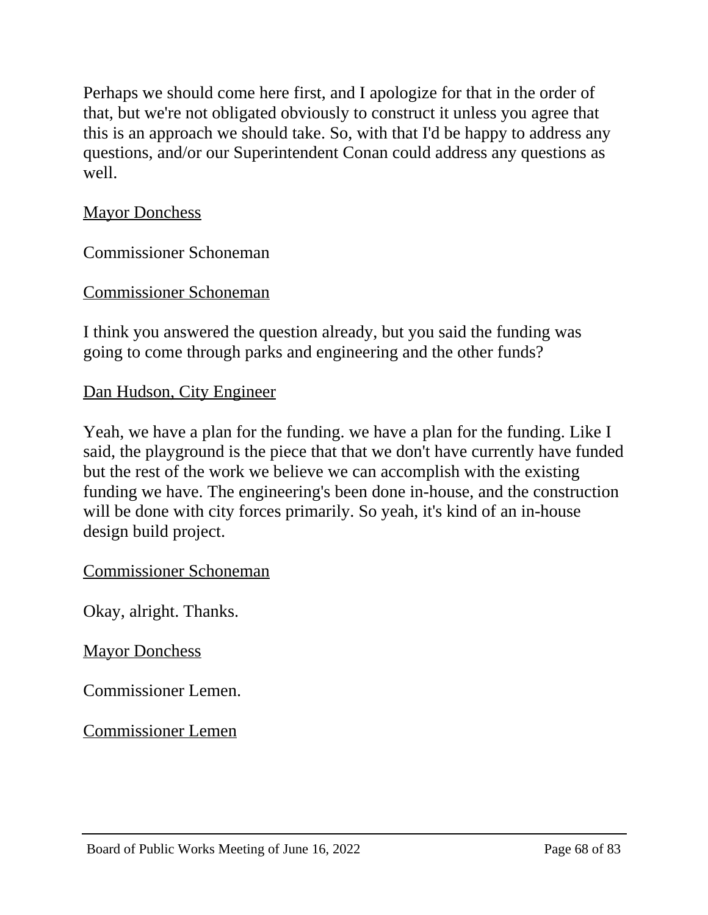Perhaps we should come here first, and I apologize for that in the order of that, but we're not obligated obviously to construct it unless you agree that this is an approach we should take. So, with that I'd be happy to address any questions, and/or our Superintendent Conan could address any questions as well.

<u>Mayor Donchess</u>

Commissioner Schoneman

<u>Commissioner Schoneman</u>

I think you answered the question already, but you said the funding was going to come through parks and engineering and the other funds?

<u>Dan Hudson, City Engineer</u>

Yeah, we have a plan for the funding. we have a plan for the funding. Like I said, the playground is the piece that that we don't have currently have funded but the rest of the work we believe we can accomplish with the existing funding we have. The engineering's been done in-house, and the construction will be done with city forces primarily. So yeah, it's kind of an in-house design build project.

<u>Commissioner Schoneman</u>

Okay, alright. Thanks.

<u>Mayor Donchess</u>

Commissioner Lemen.

<u>Commissioner Lemen</u>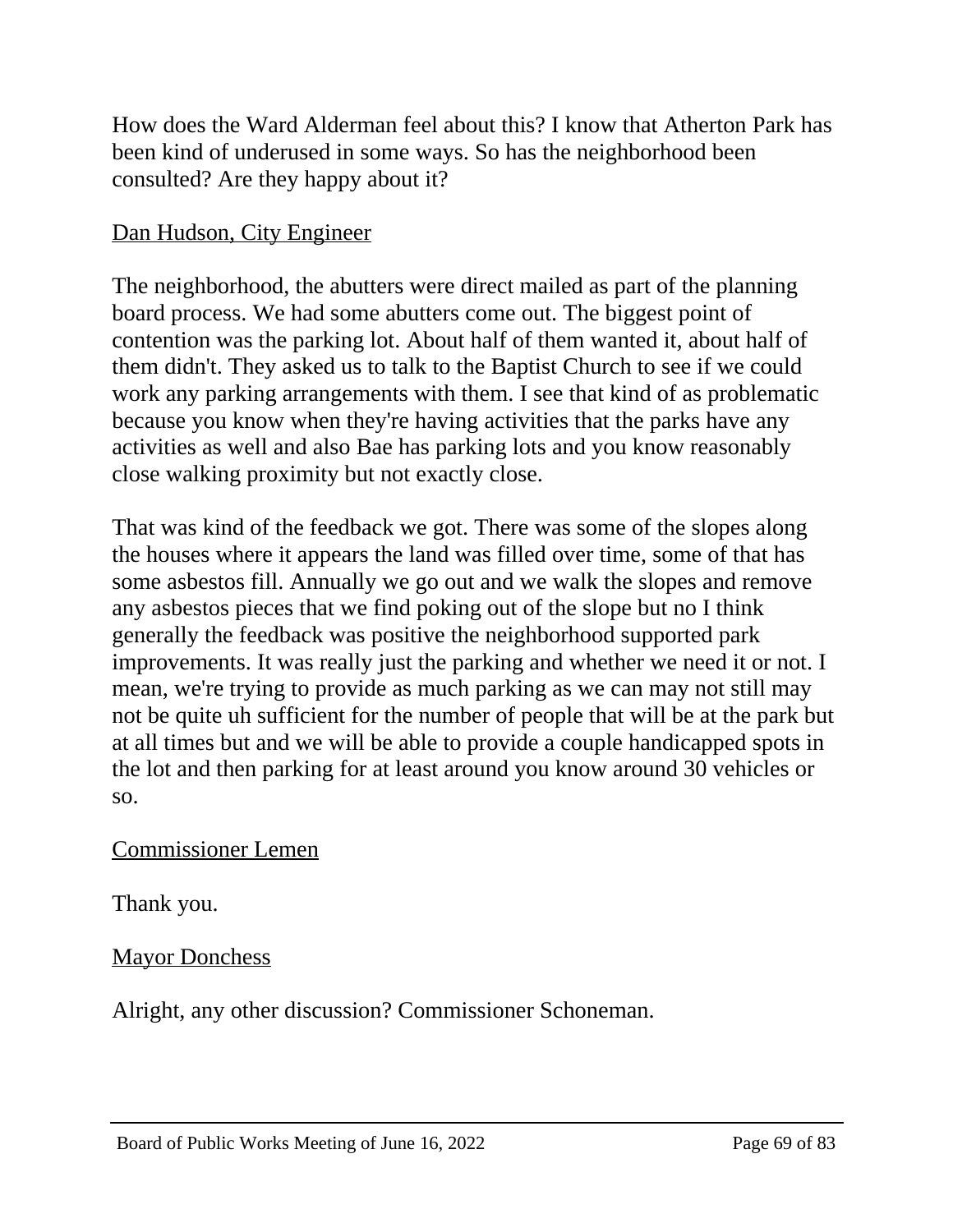How does the Ward Alderman feel about this? I know that Atherton Park has been kind of underused in some ways. So has the neighborhood been consulted? Are they happy about it?

<u>Dan Hudson, City Engineer</u>

The neighborhood, the abutters were direct mailed as part of the planning board process. We had some abutters come out. The biggest point of contention was the parking lot. About half of them wanted it, about half of them didn't. They asked us to talk to the Baptist Church to see if we could work any parking arrangements with them. I see that kind of as problematic because you know when they're having activities that the parks have any activities as well and also Bae has parking lots and you know reasonably close walking proximity but not exactly close.

That was kind of the feedback we got. There was some of the slopes along the houses where it appears the land was filled over time, some of that has some asbestos fill. Annually we go out and we walk the slopes and remove any asbestos pieces that we find poking out of the slope but no I think generally the feedback was positive the neighborhood supported park improvements. It was really just the parking and whether we need it or not. I mean, we're trying to provide as much parking as we can may not still may not be quite uh sufficient for the number of people that will be at the park but at all times but and we will be able to provide a couple handicapped spots in the lot and then parking for at least around you know around 30 vehicles or so.

<u>Commissioner Lemen</u>

Thank you.

<u>Mayor Donchess</u>

Alright, any other discussion? Commissioner Schoneman.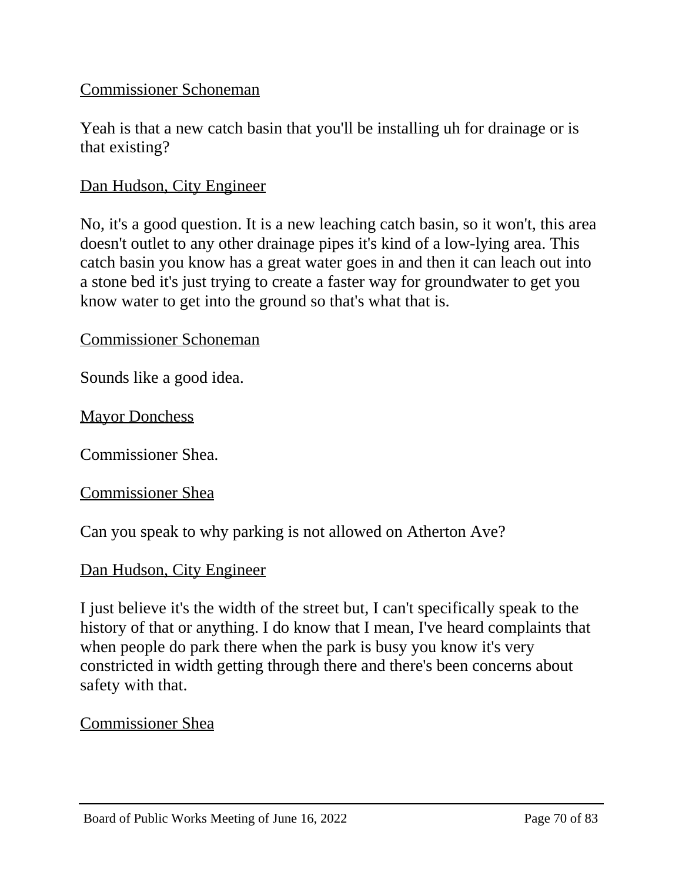<u>Commissioner Schoneman</u>

Yeah is that a new catch basin that you'll be installing uh for drainage or is that existing?

<u>Dan Hudson, City Engineer</u>

No, it's a good question. It is a new leaching catch basin, so it won't, this area doesn't outlet to any other drainage pipes it's kind of a low-lying area. This catch basin you know has a great water goes in and then it can leach out into a stone bed it's just trying to create a faster way for groundwater to get you know water to get into the ground so that's what that is.

<u>Commissioner Schoneman</u>

Sounds like a good idea.

<u>Mayor Donchess</u>

Commissioner Shea.

<u>Commissioner Shea</u>

Can you speak to why parking is not allowed on Atherton Ave?

<u>Dan Hudson, City Engineer</u>

I just believe it's the width of the street but, I can't specifically speak to the history of that or anything. I do know that I mean, I've heard complaints that when people do park there when the park is busy you know it's very constricted in width getting through there and there's been concerns about safety with that.

<u>Commissioner Shea</u>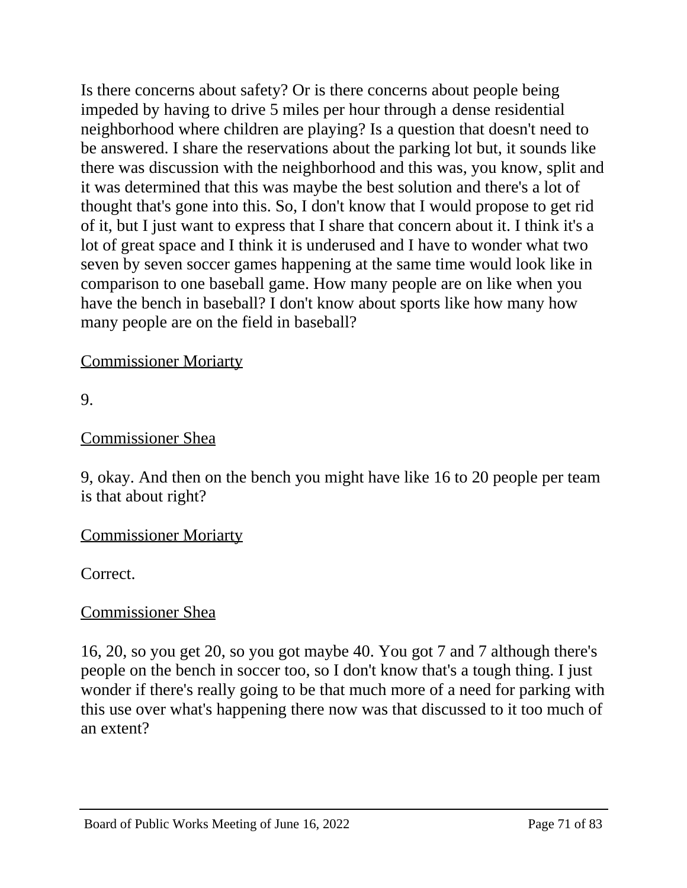Is there concerns about safety? Or is there concerns about people being impeded by having to drive 5 miles per hour through a dense residential neighborhood where children are playing? Is a question that doesn't need to be answered. I share the reservations about the parking lot but, it sounds like there was discussion with the neighborhood and this was, you know, split and it was determined that this was maybe the best solution and there's a lot of thought that's gone into this. So, I don't know that I would propose to get rid of it, but I just want to express that I share that concern about it. I think it's a lot of great space and I think it is underused and I have to wonder what two seven by seven soccer games happening at the same time would look like in comparison to one baseball game. How many people are on like when you have the bench in baseball? I don't know about sports like how many how many people are on the field in baseball?

<u>Commissioner Moriarty</u>

9.

<u>Commissioner Shea</u>

9, okay. And then on the bench you might have like 16 to 20 people per team is that about right?

<u>Commissioner Moriarty</u>

Correct.

<u>Commissioner Shea</u>

16, 20, so you get 20, so you got maybe 40. You got 7 and 7 although there's people on the bench in soccer too, so I don't know that's a tough thing. I just wonder if there's really going to be that much more of a need for parking with this use over what's happening there now was that discussed to it too much of an extent?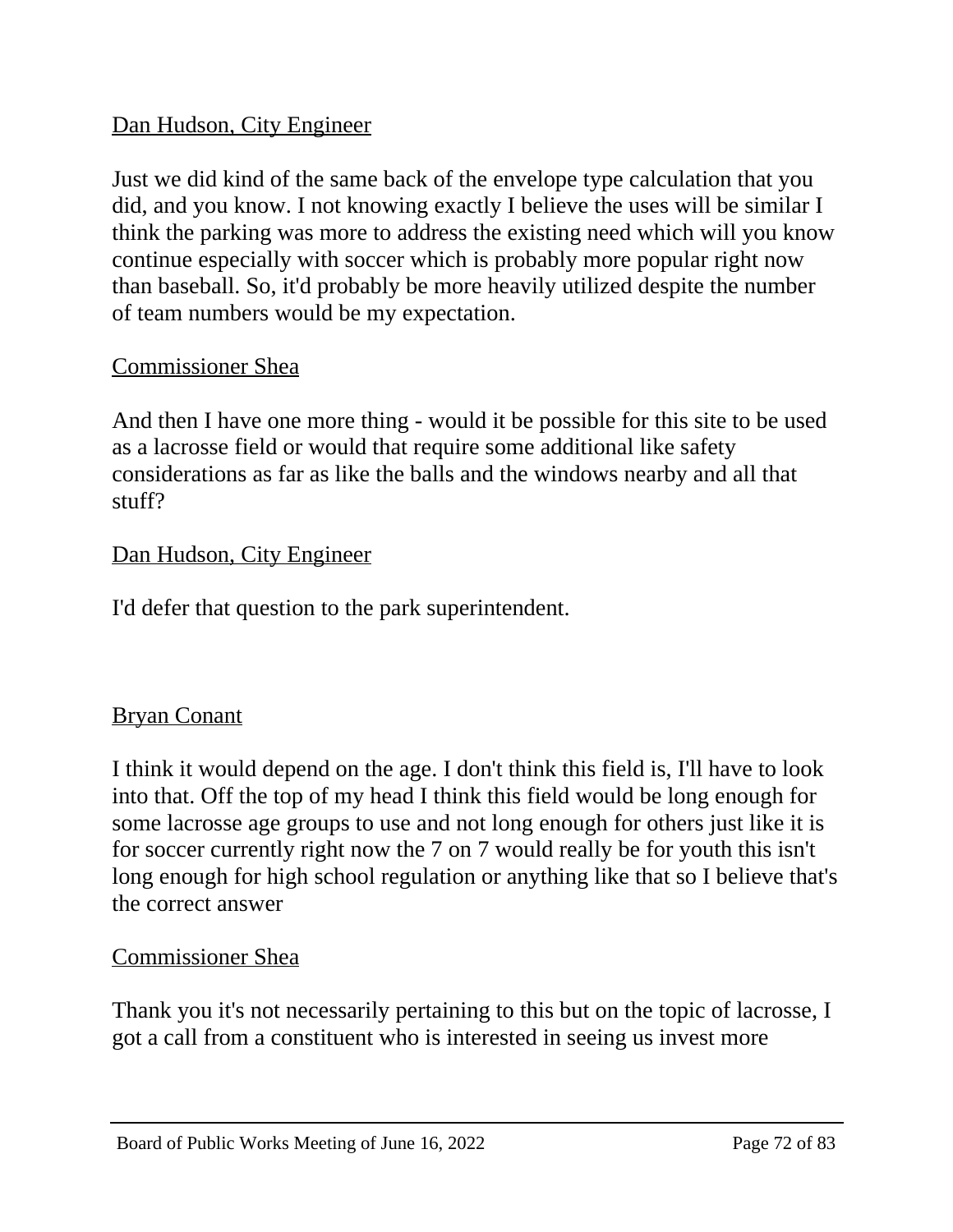Dan Hudson, City Engineer

Just we did kind of the same back of the envelope type calculation that you did, and you know. I not knowing exactly I believe the uses will be similar I think the parking was more to address the existing need which will you know continue especially with soccer which is probably more popular right now than baseball. So, it'd probably be more heavily utilized despite the number of team numbers would be my expectation.

Commissioner Shea

And then I have one more thing - would it be possible for this site to be used as a lacrosse field or would that require some additional like safety considerations as far as like the balls and the windows nearby and all that stuff?

Dan Hudson, City Engineer

I'd defer that question to the park superintendent.

Bryan Conant

I think it would depend on the age. I don't think this field is, I'll have to look into that. Off the top of my head I think this field would be long enough for some lacrosse age groups to use and not long enough for others just like it is for soccer currently right now the 7 on 7 would really be for youth this isn't long enough for high school regulation or anything like that so I believe that's the correct answer

Commissioner Shea

Thank you it's not necessarily pertaining to this but on the topic of lacrosse, I got a call from a constituent who is interested in seeing us invest more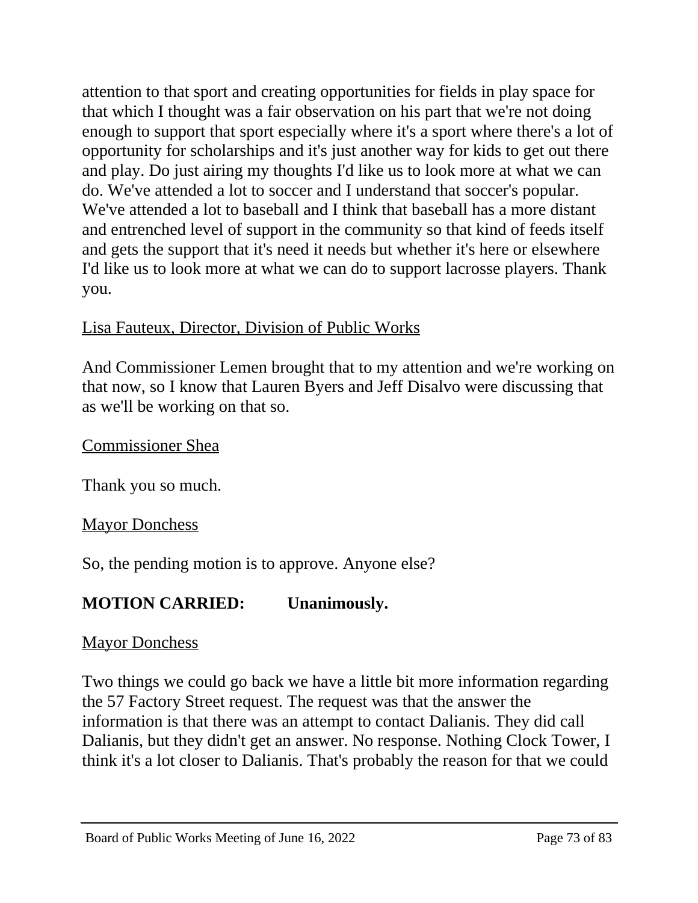attention to that sport and creating opportunities for fields in play space for that which I thought was a fair observation on his part that we're not doing enough to support that sport especially where it's a sport where there's a lot of opportunity for scholarships and it's just another way for kids to get out there and play. Do just airing my thoughts I'd like us to look more at what we can do. We've attended a lot to soccer and I understand that soccer's popular. We've attended a lot to baseball and I think that baseball has a more distant and entrenched level of support in the community so that kind of feeds itself and gets the support that it's need it needs but whether it's here or elsewhere I'd like us to look more at what we can do to support lacrosse players. Thank you.

<u>Lisa Fauteux, Director, Division of Public Works</u>

And Commissioner Lemen brought that to my attention and we're working on that now, so I know that Lauren Byers and Jeff Disalvo were discussing that as we'll be working on that so.

<u>Commissioner Shea</u>

Thank you so much.

<u>Mayor Donchess</u>

So, the pending motion is to approve. Anyone else?

**MOTION CARRIED: Unanimously.**

<u>Mayor Donchess</u>

Two things we could go back we have a little bit more information regarding the 57 Factory Street request. The request was that the answer the information is that there was an attempt to contact Dalianis. They did call Dalianis, but they didn't get an answer. No response. Nothing Clock Tower, I think it's a lot closer to Dalianis. That's probably the reason for that we could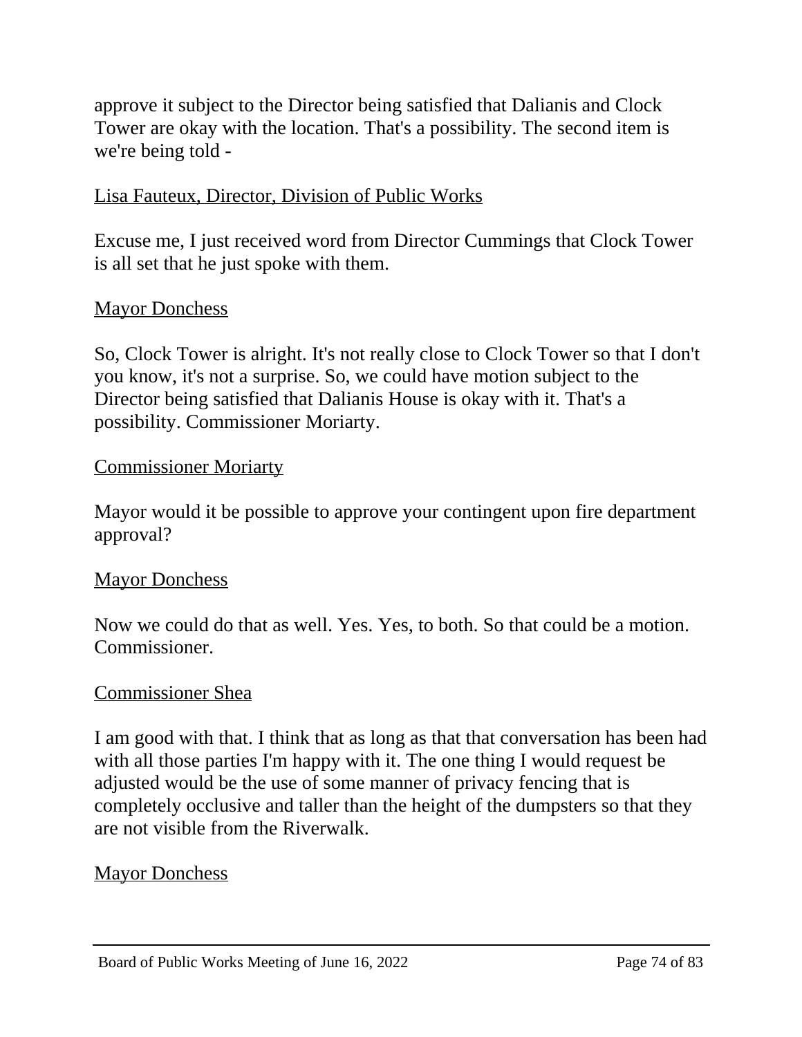approve it subject to the Director being satisfied that Dalianis and Clock Tower are okay with the location. That's a possibility. The second item is we're being told -

Lisa Fauteux, Director, Division of Public Works

Excuse me, I just received word from Director Cummings that Clock Tower is all set that he just spoke with them.

Mayor Donchess

So, Clock Tower is alright. It's not really close to Clock Tower so that I don't you know, it's not a surprise. So, we could have motion subject to the Director being satisfied that Dalianis House is okay with it. That's a possibility. Commissioner Moriarty.

Commissioner Moriarty

Mayor would it be possible to approve your contingent upon fire department approval?

Mayor Donchess

Now we could do that as well. Yes. Yes, to both. So that could be a motion. Commissioner.

Commissioner Shea

I am good with that. I think that as long as that that conversation has been had with all those parties I'm happy with it. The one thing I would request be adjusted would be the use of some manner of privacy fencing that is completely occlusive and taller than the height of the dumpsters so that they are not visible from the Riverwalk.

Mayor Donchess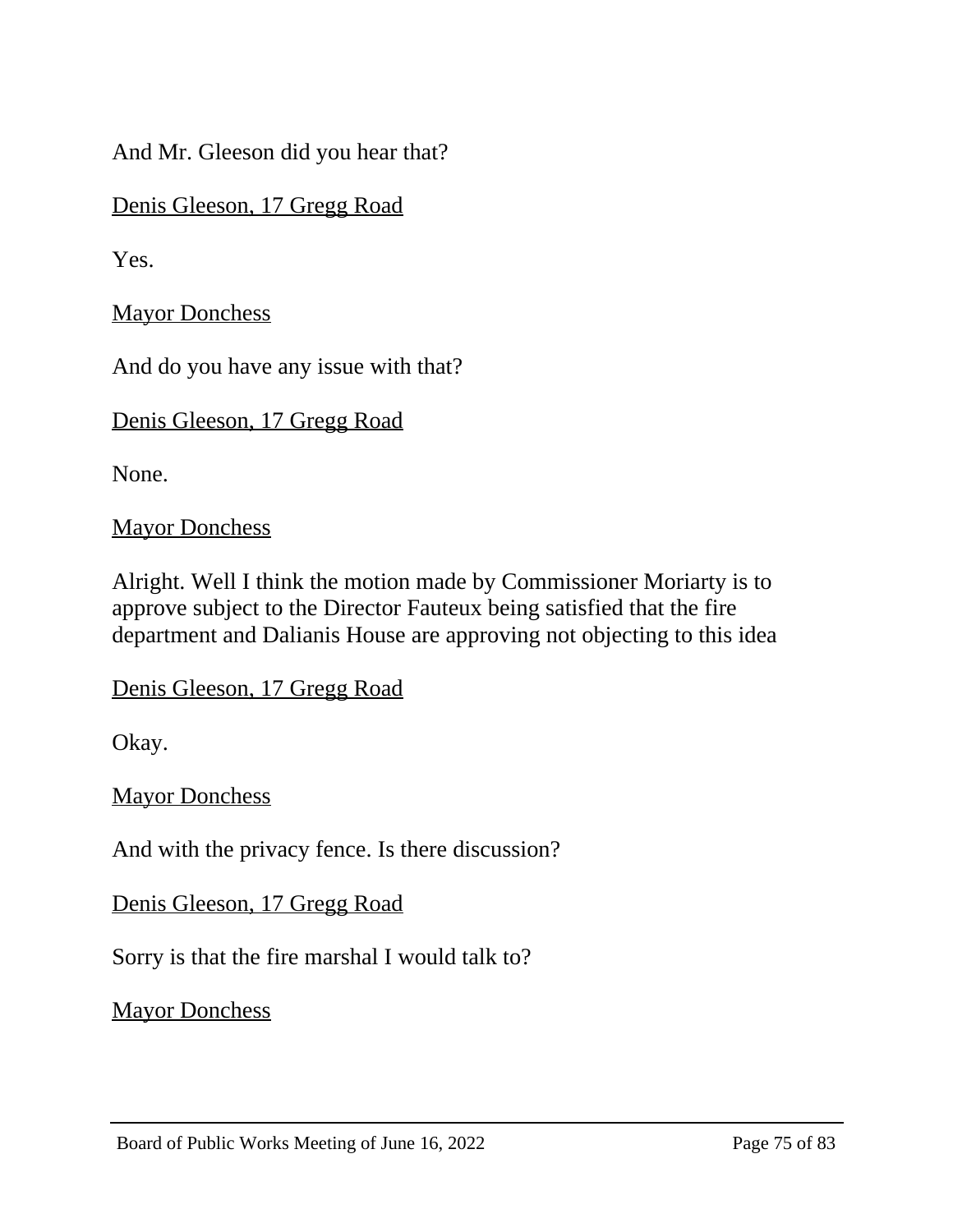And Mr. Gleeson did you hear that?

<u>Denis Gleeson, 17 Gregg Road</u>

Yes.

<u>Mayor Donchess</u>

And do you have any issue with that?

<u>Denis Gleeson, 17 Gregg Road</u>

None.

<u>Mayor Donchess</u>

Alright. Well I think the motion made by Commissioner Moriarty is to approve subject to the Director Fauteux being satisfied that the fire department and Dalianis House are approving not objecting to this idea

<u>Denis Gleeson, 17 Gregg Road</u>

Okay.

<u>Mayor Donchess</u>

And with the privacy fence. Is there discussion?

<u>Denis Gleeson, 17 Gregg Road</u>

Sorry is that the fire marshal I would talk to?

<u>Mayor Donchess</u>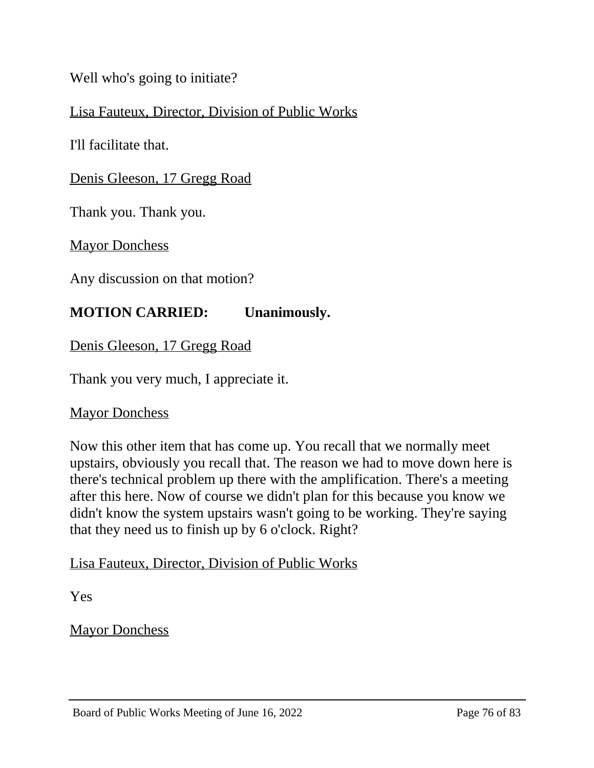Well who's going to initiate?

<u>Lisa Fauteux, Director, Division of Public Works</u>

I'll facilitate that.

<u>Denis Gleeson, 17 Gregg Road</u>

Thank you. Thank you.

<u>Mayor Donchess</u>

Any discussion on that motion?

**MOTION CARRIED: Unanimously.**

<u>Denis Gleeson, 17 Gregg Road</u>

Thank you very much, I appreciate it.

<u>Mayor Donchess</u>

Now this other item that has come up. You recall that we normally meet upstairs, obviously you recall that. The reason we had to move down here is there's technical problem up there with the amplification. There's a meeting after this here. Now of course we didn't plan for this because you know we didn't know the system upstairs wasn't going to be working. They're saying that they need us to finish up by 6 o'clock. Right?

<u>Lisa Fauteux, Director, Division of Public Works</u>

Yes

<u>Mayor Donchess</u>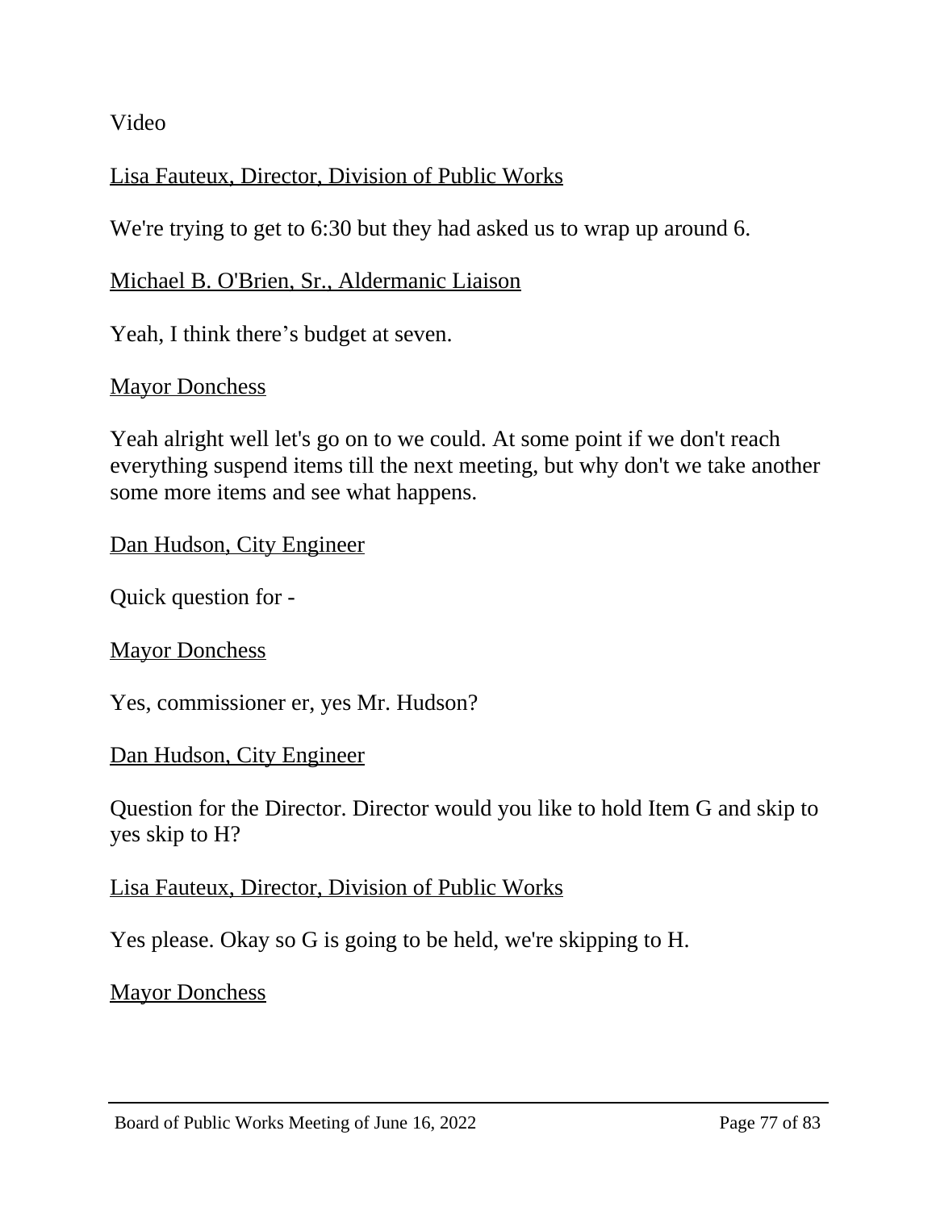Video

<u>Lisa Fauteux, Director, Division of Public Works</u>

We're trying to get to 6:30 but they had asked us to wrap up around 6.

<u>Michael B. O'Brien, Sr., Aldermanic Liaison</u>

Yeah, I think there’s budget at seven.

<u>Mayor Donchess</u>

Yeah alright well let's go on to we could. At some point if we don't reach everything suspend items till the next meeting, but why don't we take another some more items and see what happens.

<u>Dan Hudson, City Engineer</u>

Quick question for -

<u>Mayor Donchess</u>

Yes, commissioner er, yes Mr. Hudson?

<u>Dan Hudson, City Engineer</u>

Question for the Director. Director would you like to hold Item G and skip to yes skip to H?

<u>Lisa Fauteux, Director, Division of Public Works</u>

Yes please. Okay so G is going to be held, we're skipping to H.

<u>Mayor Donchess</u>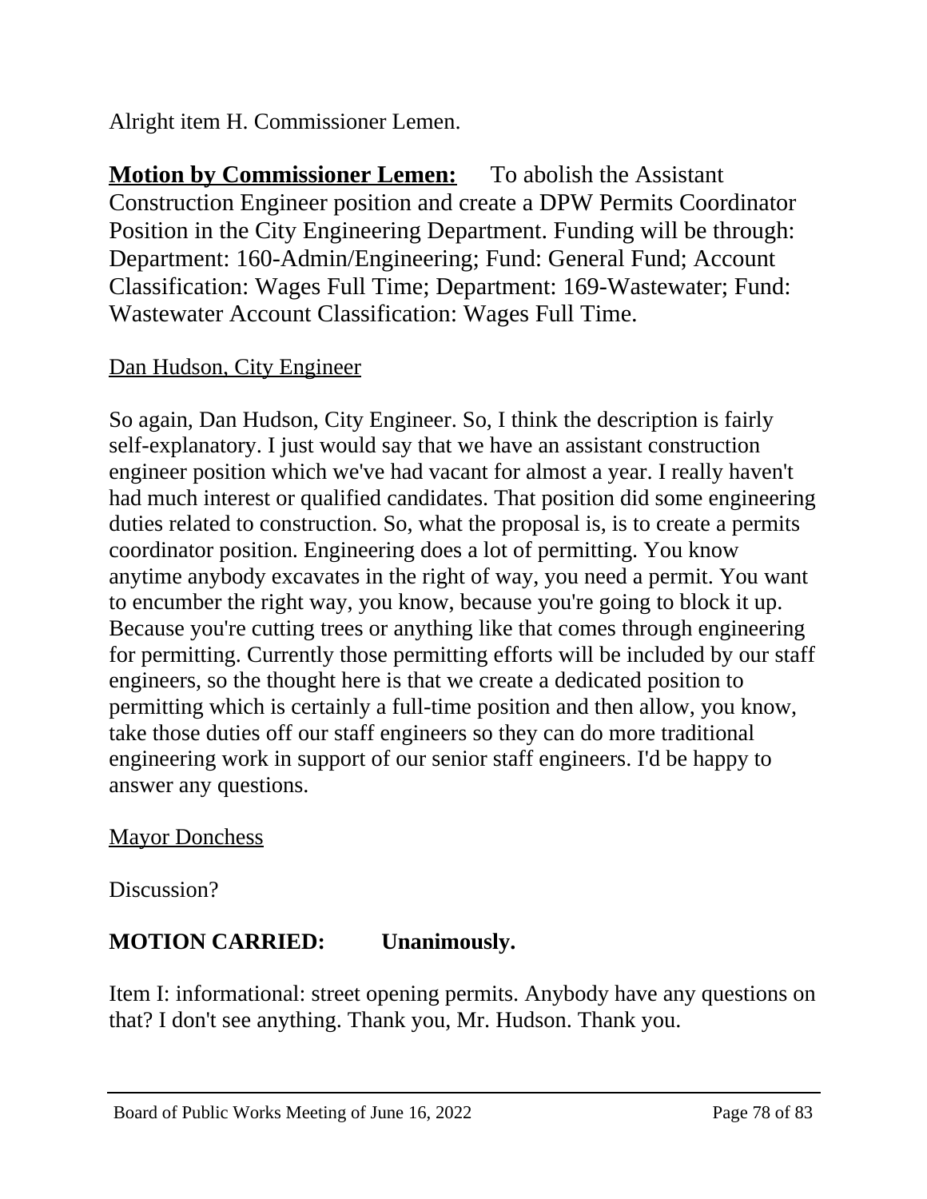Alright item H. Commissioner Lemen.

**Motion by Commissioner Lemen:** To abolish the Assistant Construction Engineer position and create a DPW Permits Coordinator Position in the City Engineering Department. Funding will be through: Department: 160-Admin/Engineering; Fund: General Fund; Account Classification: Wages Full Time; Department: 169-Wastewater; Fund: Wastewater Account Classification: Wages Full Time.

<u>Dan Hudson, City Engineer</u>

So again, Dan Hudson, City Engineer. So, I think the description is fairly self-explanatory. I just would say that we have an assistant construction engineer position which we've had vacant for almost a year. I really haven't had much interest or qualified candidates. That position did some engineering duties related to construction. So, what the proposal is, is to create a permits coordinator position. Engineering does a lot of permitting. You know anytime anybody excavates in the right of way, you need a permit. You want to encumber the right way, you know, because you're going to block it up. Because you're cutting trees or anything like that comes through engineering for permitting. Currently those permitting efforts will be included by our staff engineers, so the thought here is that we create a dedicated position to permitting which is certainly a full-time position and then allow, you know, take those duties off our staff engineers so they can do more traditional engineering work in support of our senior staff engineers. I'd be happy to answer any questions.

<u>Mayor Donchess</u>

Discussion?

**MOTION CARRIED: Unanimously.**

Item I: informational: street opening permits. Anybody have any questions on that? I don't see anything. Thank you, Mr. Hudson. Thank you.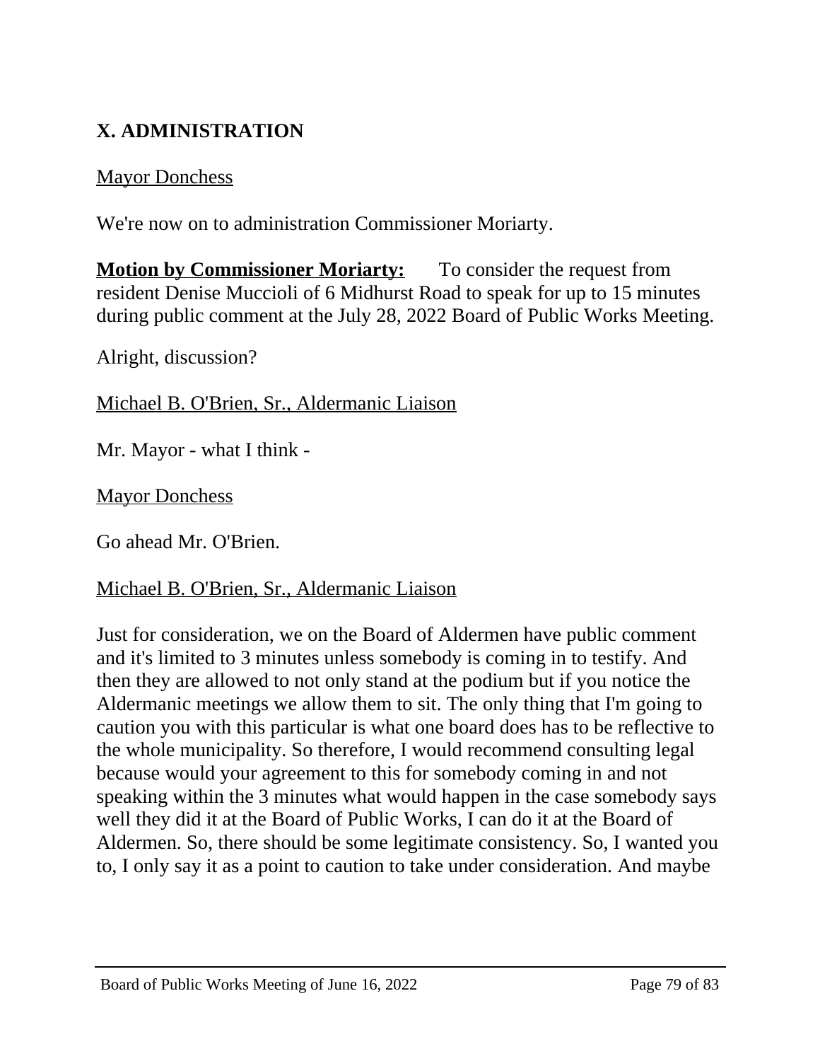## X. ADMINISTRATION

Mayor Donchess

We're now on to administration Commissioner Moriarty.

**Motion by Commissioner Moriarty:** To consider the request from resident Denise Muccioli of 6 Midhurst Road to speak for up to 15 minutes during public comment at the July 28, 2022 Board of Public Works Meeting.

Alright, discussion?

Michael B. O'Brien, Sr., Aldermanic Liaison

Mr. Mayor - what I think -

Mayor Donchess

Go ahead Mr. O'Brien.

Michael B. O'Brien, Sr., Aldermanic Liaison

Just for consideration, we on the Board of Aldermen have public comment and it's limited to 3 minutes unless somebody is coming in to testify. And then they are allowed to not only stand at the podium but if you notice the Aldermanic meetings we allow them to sit. The only thing that I'm going to caution you with this particular is what one board does has to be reflective to the whole municipality. So therefore, I would recommend consulting legal because would your agreement to this for somebody coming in and not speaking within the 3 minutes what would happen in the case somebody says well they did it at the Board of Public Works, I can do it at the Board of Aldermen. So, there should be some legitimate consistency. So, I wanted you to, I only say it as a point to caution to take under consideration. And maybe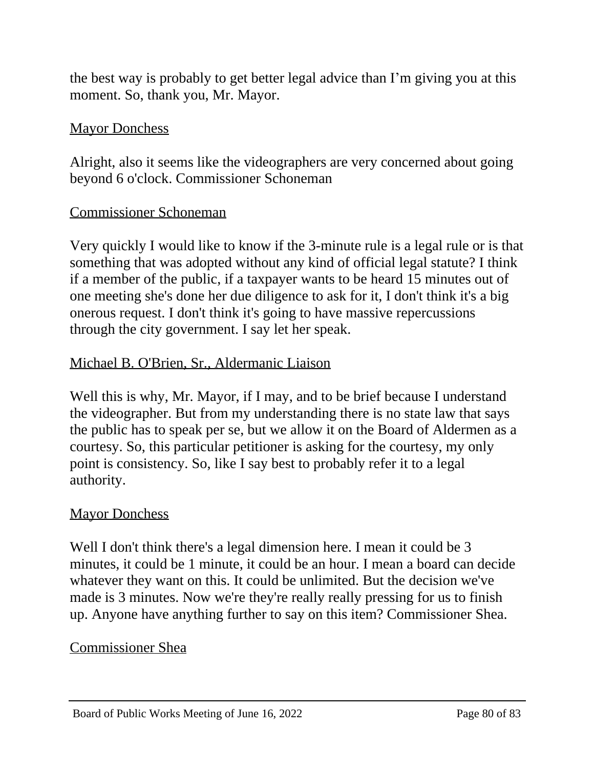the best way is probably to get better legal advice than I'm giving you at this moment. So, thank you, Mr. Mayor.

<u>Mayor Donchess</u>

Alright, also it seems like the videographers are very concerned about going beyond 6 o'clock. Commissioner Schoneman

<u>Commissioner Schoneman</u>

Very quickly I would like to know if the 3-minute rule is a legal rule or is that something that was adopted without any kind of official legal statute? I think if a member of the public, if a taxpayer wants to be heard 15 minutes out of one meeting she's done her due diligence to ask for it, I don't think it's a big onerous request. I don't think it's going to have massive repercussions through the city government. I say let her speak.

<u>Michael B. O'Brien, Sr., Aldermanic Liaison</u>

Well this is why, Mr. Mayor, if I may, and to be brief because I understand the videographer. But from my understanding there is no state law that says the public has to speak per se, but we allow it on the Board of Aldermen as a courtesy. So, this particular petitioner is asking for the courtesy, my only point is consistency. So, like I say best to probably refer it to a legal authority.

<u>Mayor Donchess</u>

Well I don't think there's a legal dimension here. I mean it could be 3 minutes, it could be 1 minute, it could be an hour. I mean a board can decide whatever they want on this. It could be unlimited. But the decision we've made is 3 minutes. Now we're they're really really pressing for us to finish up. Anyone have anything further to say on this item? Commissioner Shea.

<u>Commissioner Shea</u>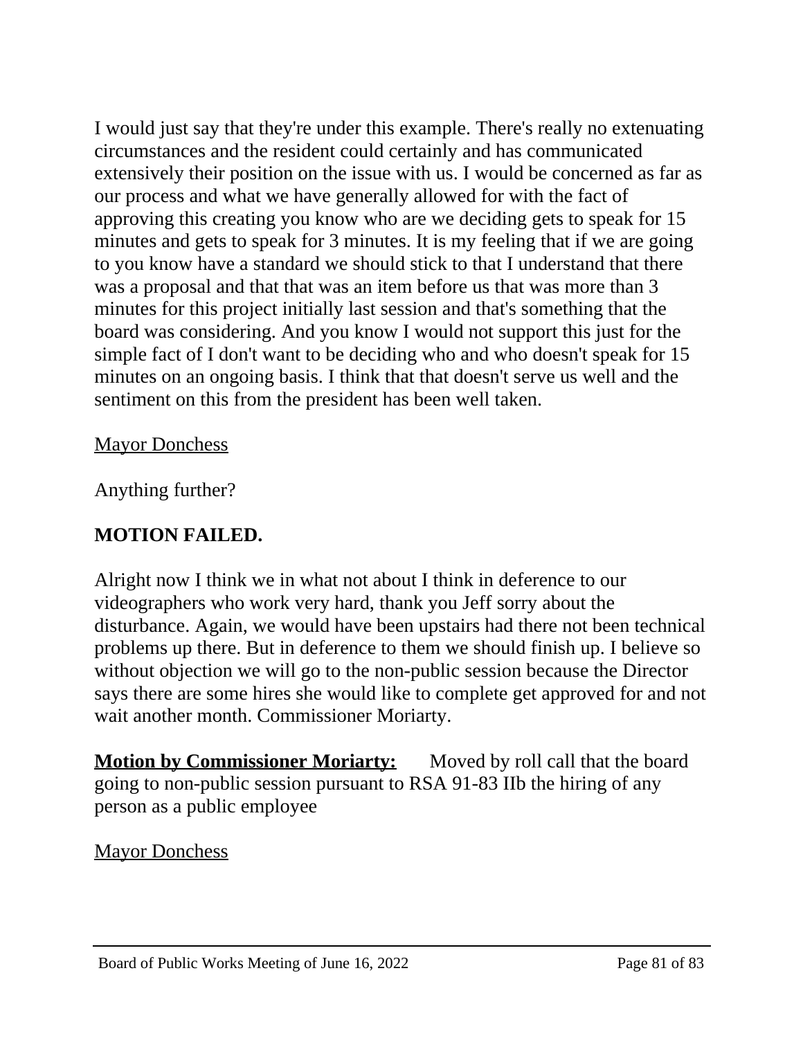I would just say that they're under this example. There's really no extenuating circumstances and the resident could certainly and has communicated extensively their position on the issue with us. I would be concerned as far as our process and what we have generally allowed for with the fact of approving this creating you know who are we deciding gets to speak for 15 minutes and gets to speak for 3 minutes. It is my feeling that if we are going to you know have a standard we should stick to that I understand that there was a proposal and that that was an item before us that was more than 3 minutes for this project initially last session and that's something that the board was considering. And you know I would not support this just for the simple fact of I don't want to be deciding who and who doesn't speak for 15 minutes on an ongoing basis. I think that that doesn't serve us well and the sentiment on this from the president has been well taken.

<u>Mayor Donchess</u>

Anything further?

**MOTION FAILED.**

Alright now I think we in what not about I think in deference to our videographers who work very hard, thank you Jeff sorry about the disturbance. Again, we would have been upstairs had there not been technical problems up there. But in deference to them we should finish up. I believe so without objection we will go to the non-public session because the Director says there are some hires she would like to complete get approved for and not wait another month. Commissioner Moriarty.

**<u>Motion by Commissioner Moriarty:</u>** Moved by roll call that the board going to non-public session pursuant to RSA 91-83 IIb the hiring of any person as a public employee

<u>Mayor Donchess</u>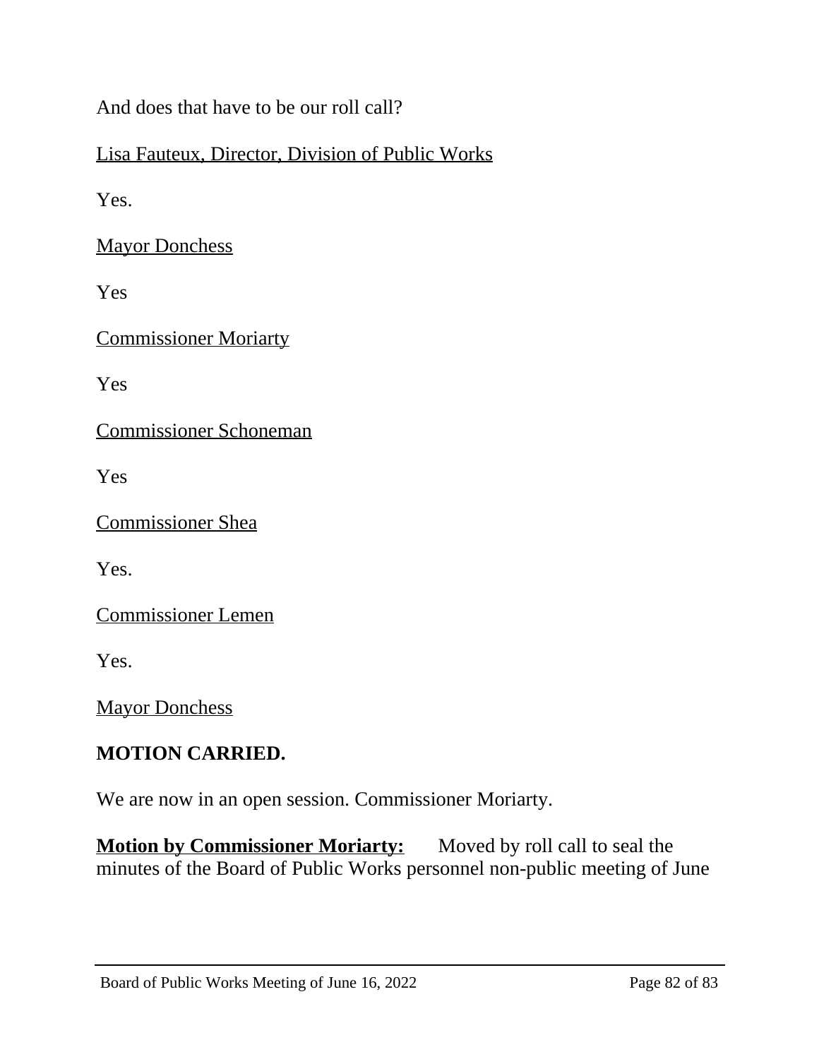And does that have to be our roll call?

<u>Lisa Fauteux, Director, Division of Public Works</u>

Yes.

<u>Mayor Donchess</u>

Yes

<u>Commissioner Moriarty</u>

Yes

<u>Commissioner Schoneman</u>

Yes

<u>Commissioner Shea</u>

Yes.

<u>Commissioner Lemen</u>

Yes.

<u>Mayor Donchess</u>

**MOTION CARRIED.**

We are now in an open session. Commissioner Moriarty.

**<u>Motion by Commissioner Moriarty:</u>** Moved by roll call to seal the minutes of the Board of Public Works personnel non-public meeting of June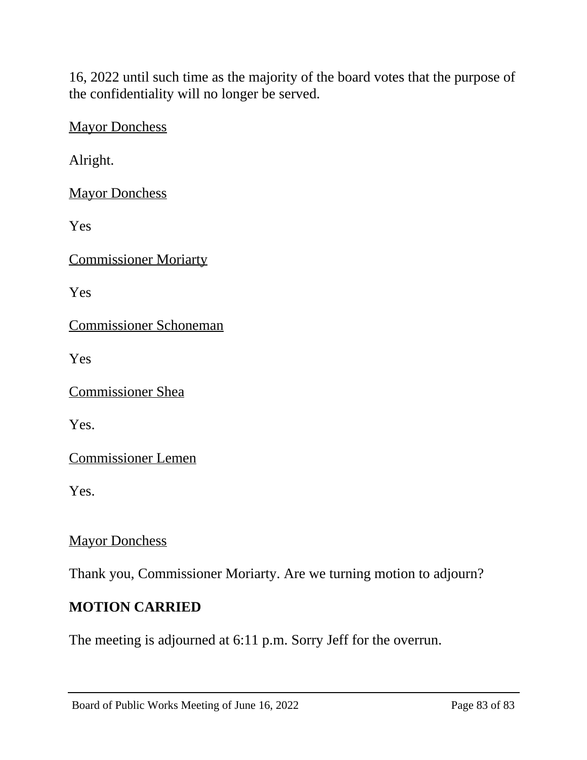16, 2022 until such time as the majority of the board votes that the purpose of the confidentiality will no longer be served.

<u>Mayor Donchess</u>

Alright.

<u>Mayor Donchess</u>

Yes

<u>Commissioner Moriarty</u>

Yes

<u>Commissioner Schoneman</u>

Yes

<u>Commissioner Shea</u>

Yes.

<u>Commissioner Lemen</u>

Yes.

<u>Mayor Donchess</u>

Thank you, Commissioner Moriarty. Are we turning motion to adjourn?

**MOTION CARRIED**

The meeting is adjourned at 6:11 p.m. Sorry Jeff for the overrun.